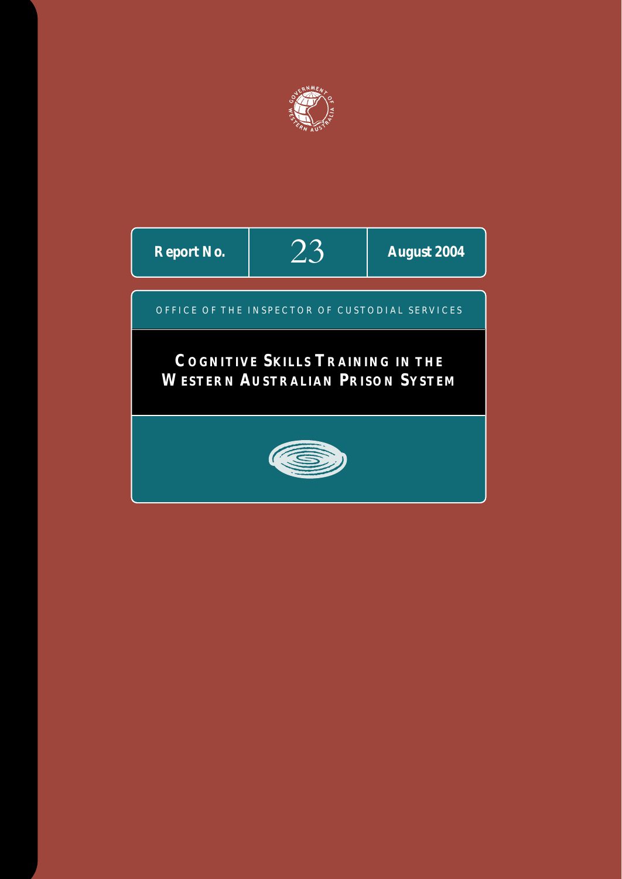GOVERNMENT OF WESTERN AUSTRALIA

**Report No.** 23 **August 2004**

OFFICE OF THE INSPECTOR OF CUSTODIAL SERVICES

# COGNITIVE SKILLS TRAINING IN THE WESTERN AUSTRALIAN PRISON SYSTEM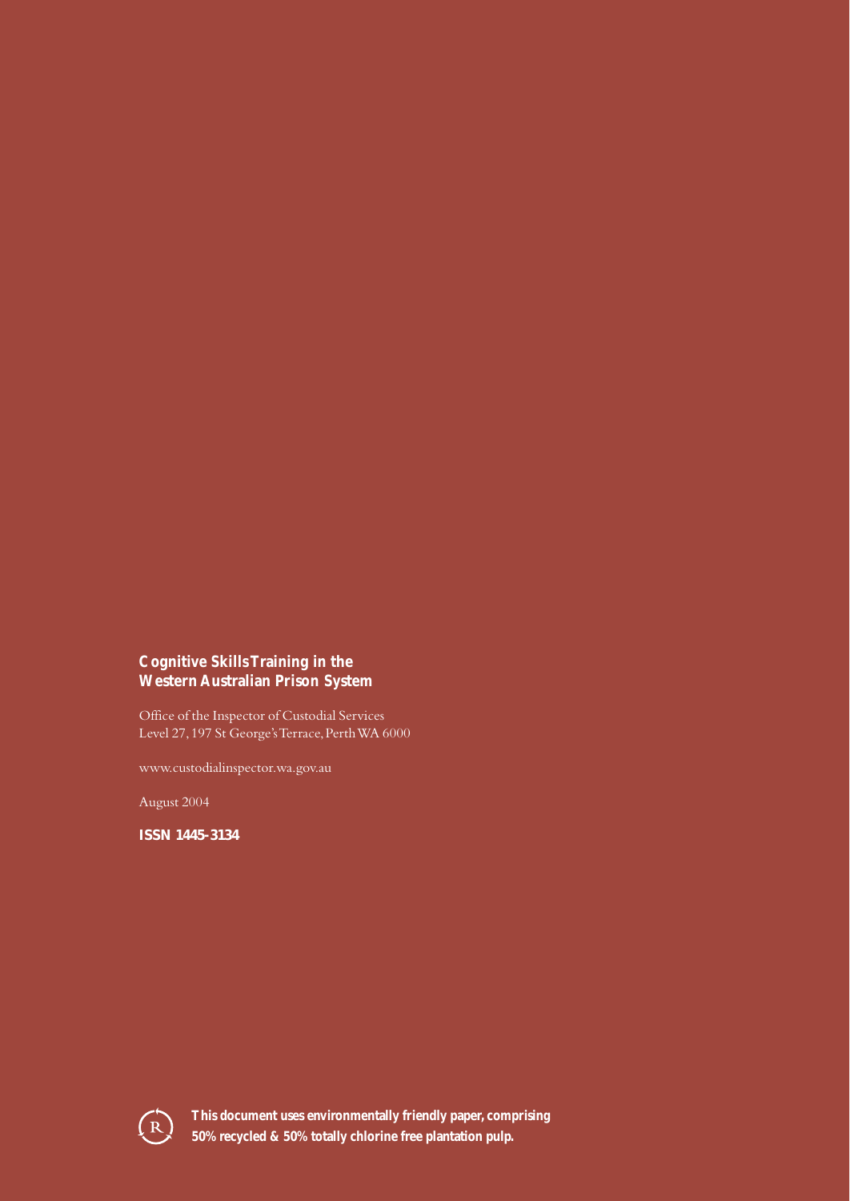**Cognitive Skills Training in the Western Australian Prison System**

Office of the Inspector of Custodial Services
Level 27, 197 St George's Terrace, Perth WA 6000

www.custodialinspector.wa.gov.au

August 2004

**ISSN 1445-3134**

**This document uses environmentally friendly paper, comprising 50% recycled & 50% totally chlorine free plantation pulp.**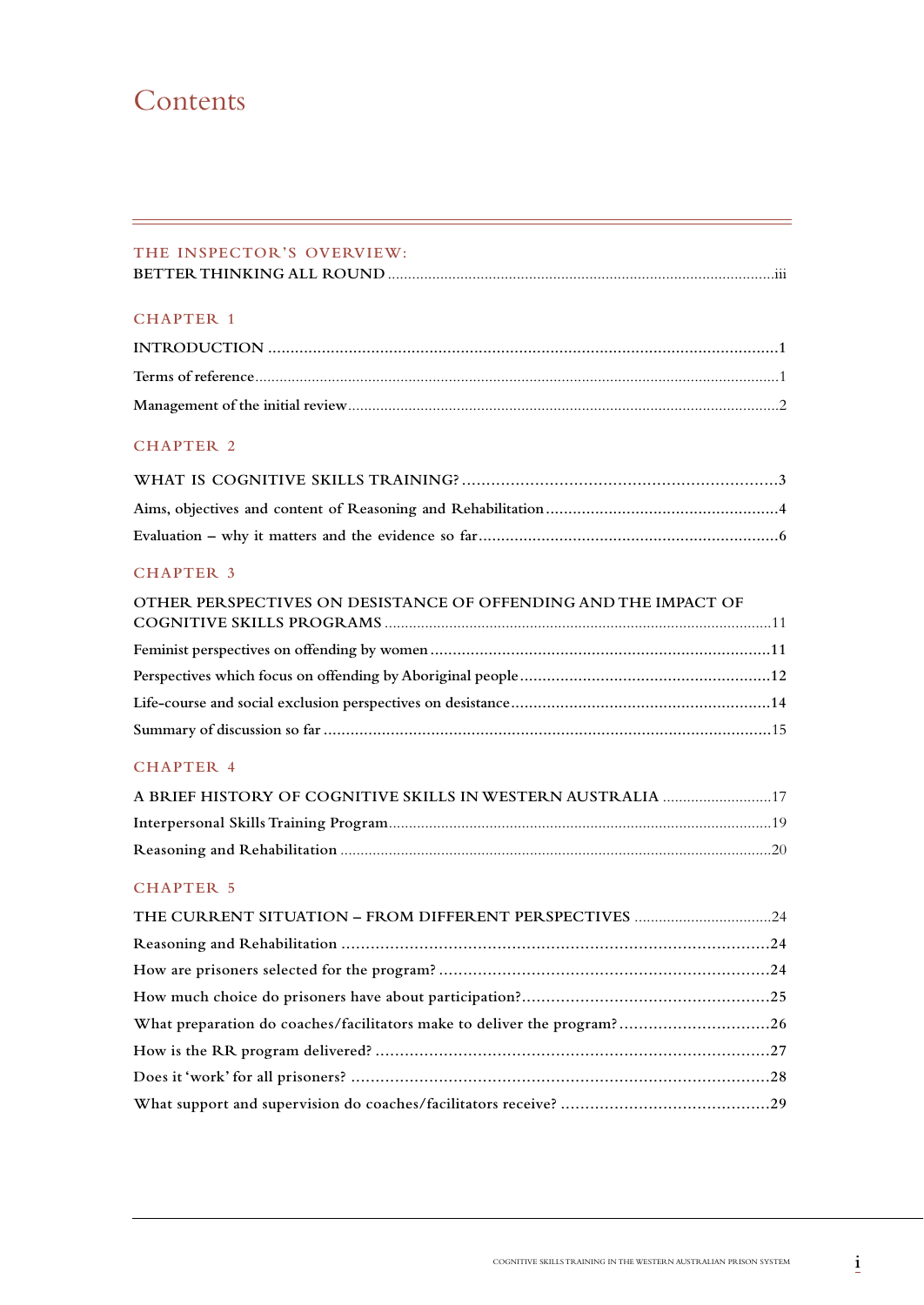# Contents

THE INSPECTOR'S OVERVIEW:
BETTER THINKING ALL ROUND ....iii

CHAPTER 1

INTRODUCTION ....1

Terms of reference....1

Management of the initial review....2

CHAPTER 2

WHAT IS COGNITIVE SKILLS TRAINING? ....3

Aims, objectives and content of Reasoning and Rehabilitation....4

Evaluation – why it matters and the evidence so far....6

CHAPTER 3

OTHER PERSPECTIVES ON DESISTANCE OF OFFENDING AND THE IMPACT OF COGNITIVE SKILLS PROGRAMS ....11

Feminist perspectives on offending by women....11

Perspectives which focus on offending by Aboriginal people....12

Life-course and social exclusion perspectives on desistance....14

Summary of discussion so far....15

CHAPTER 4

A BRIEF HISTORY OF COGNITIVE SKILLS IN WESTERN AUSTRALIA ....17

Interpersonal Skills Training Program....19

Reasoning and Rehabilitation....20

CHAPTER 5

THE CURRENT SITUATION – FROM DIFFERENT PERSPECTIVES ....24

Reasoning and Rehabilitation....24

How are prisoners selected for the program?....24

How much choice do prisoners have about participation?....25

What preparation do coaches/facilitators make to deliver the program?....26

How is the RR program delivered?....27

Does it 'work' for all prisoners?....28

What support and supervision do coaches/facilitators receive?....29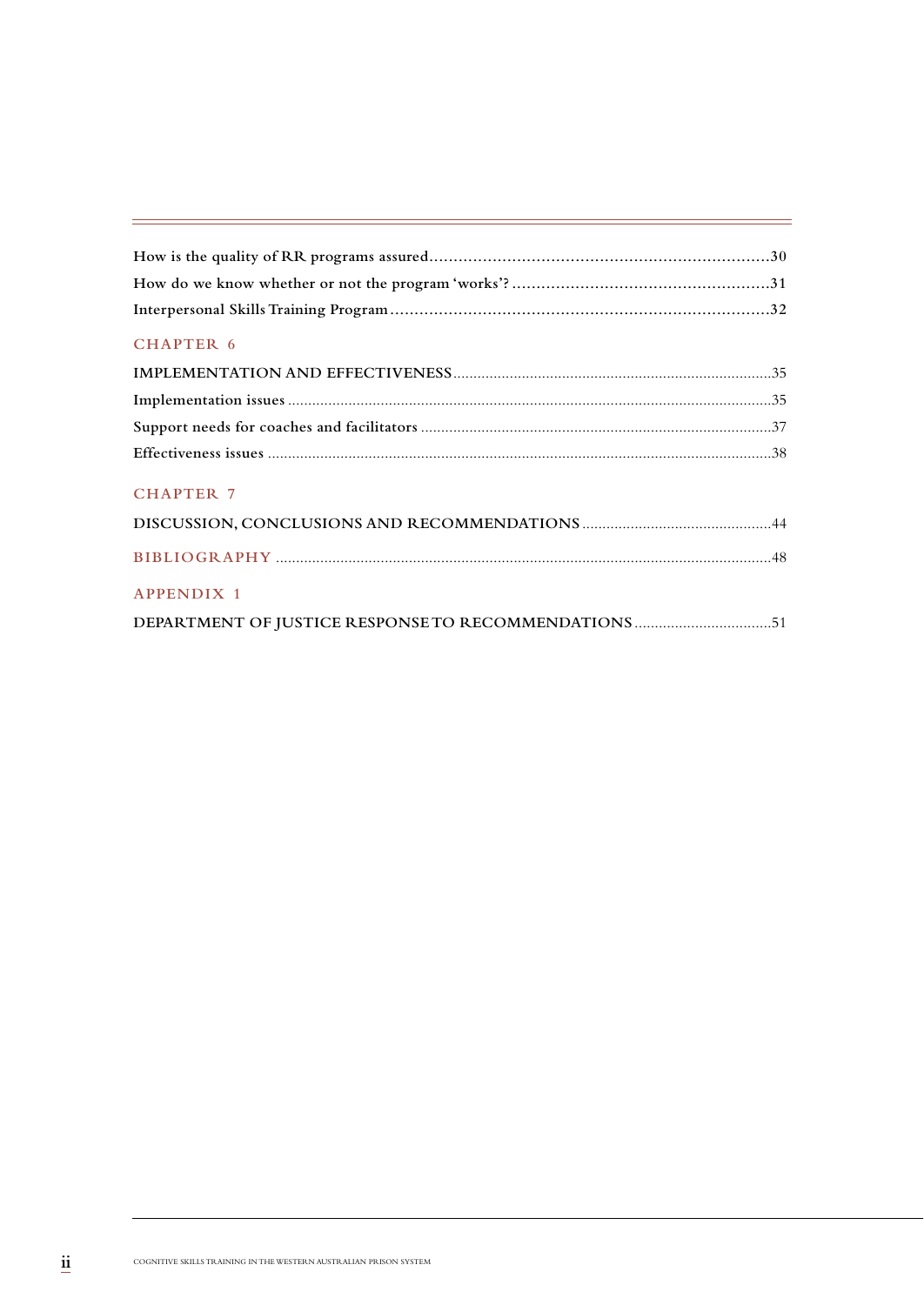How is the quality of RR programs assured.......................................................................30

How do we know whether or not the program 'works'? .....................................................31

Interpersonal Skills Training Program...............................................................................32

## CHAPTER 6

IMPLEMENTATION AND EFFECTIVENESS...............................................................................35

Implementation issues .......................................................................................................35

Support needs for coaches and facilitators .......................................................................37

Effectiveness issues ............................................................................................................38

## CHAPTER 7

DISCUSSION, CONCLUSIONS AND RECOMMENDATIONS ...............................................44

## BIBLIOGRAPHY ..........................................................................................................48

## APPENDIX 1

DEPARTMENT OF JUSTICE RESPONSE TO RECOMMENDATIONS ..................................51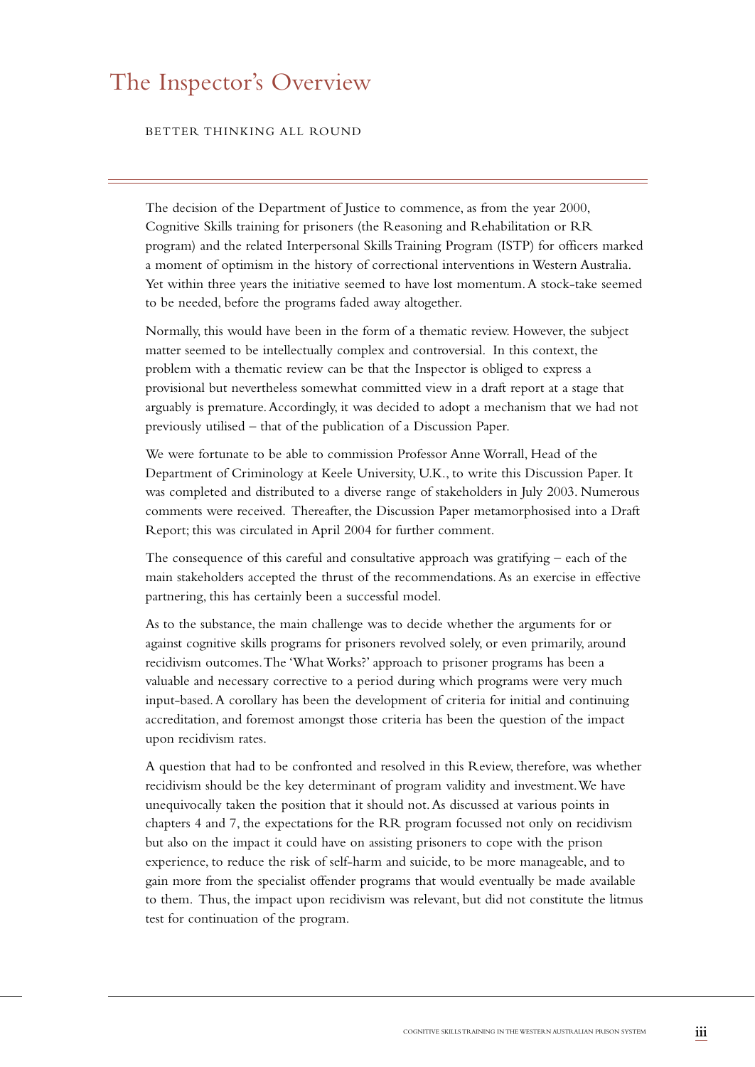# The Inspector's Overview

BETTER THINKING ALL ROUND

The decision of the Department of Justice to commence, as from the year 2000, Cognitive Skills training for prisoners (the Reasoning and Rehabilitation or RR program) and the related Interpersonal Skills Training Program (ISTP) for officers marked a moment of optimism in the history of correctional interventions in Western Australia. Yet within three years the initiative seemed to have lost momentum. A stock-take seemed to be needed, before the programs faded away altogether.

Normally, this would have been in the form of a thematic review. However, the subject matter seemed to be intellectually complex and controversial. In this context, the problem with a thematic review can be that the Inspector is obliged to express a provisional but nevertheless somewhat committed view in a draft report at a stage that arguably is premature. Accordingly, it was decided to adopt a mechanism that we had not previously utilised – that of the publication of a Discussion Paper.

We were fortunate to be able to commission Professor Anne Worrall, Head of the Department of Criminology at Keele University, U.K., to write this Discussion Paper. It was completed and distributed to a diverse range of stakeholders in July 2003. Numerous comments were received. Thereafter, the Discussion Paper metamorphosised into a Draft Report; this was circulated in April 2004 for further comment.

The consequence of this careful and consultative approach was gratifying – each of the main stakeholders accepted the thrust of the recommendations. As an exercise in effective partnering, this has certainly been a successful model.

As to the substance, the main challenge was to decide whether the arguments for or against cognitive skills programs for prisoners revolved solely, or even primarily, around recidivism outcomes. The 'What Works?' approach to prisoner programs has been a valuable and necessary corrective to a period during which programs were very much input-based. A corollary has been the development of criteria for initial and continuing accreditation, and foremost amongst those criteria has been the question of the impact upon recidivism rates.

A question that had to be confronted and resolved in this Review, therefore, was whether recidivism should be the key determinant of program validity and investment. We have unequivocally taken the position that it should not. As discussed at various points in chapters 4 and 7, the expectations for the RR program focussed not only on recidivism but also on the impact it could have on assisting prisoners to cope with the prison experience, to reduce the risk of self-harm and suicide, to be more manageable, and to gain more from the specialist offender programs that would eventually be made available to them. Thus, the impact upon recidivism was relevant, but did not constitute the litmus test for continuation of the program.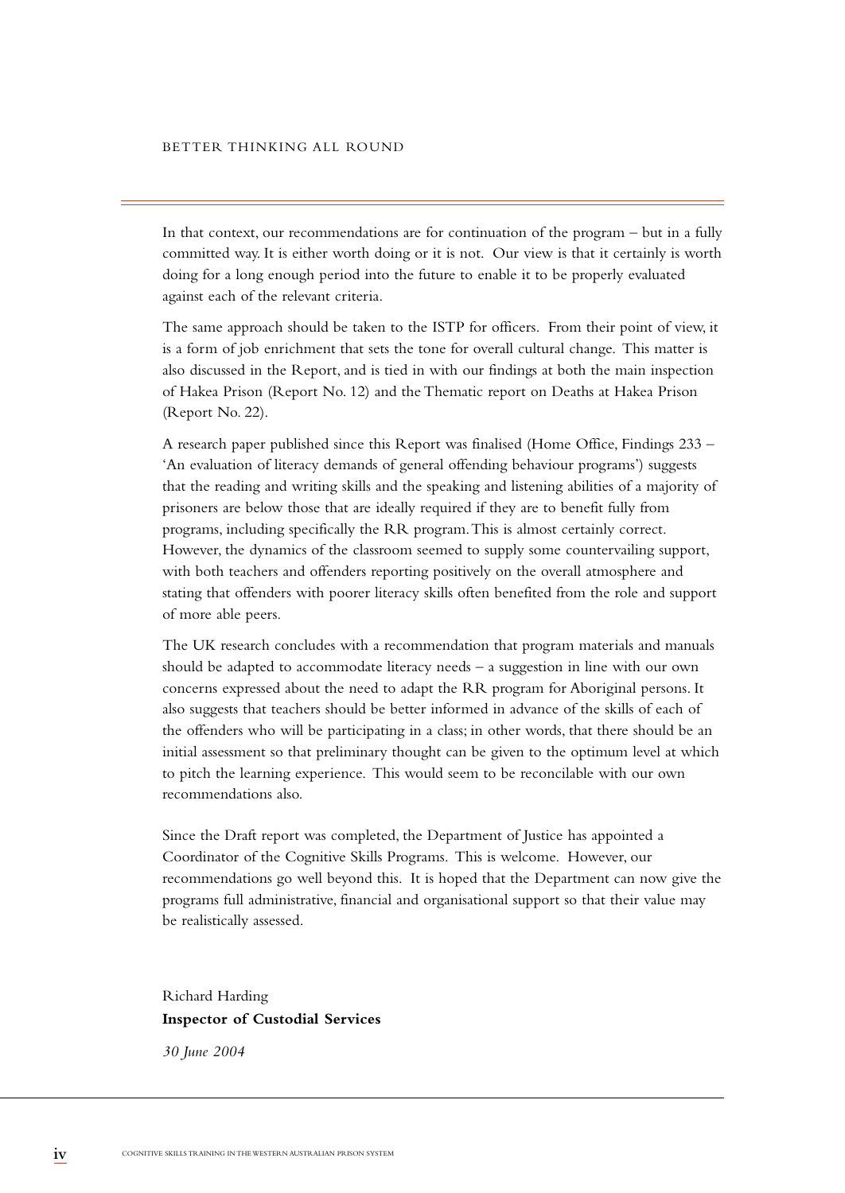In that context, our recommendations are for continuation of the program – but in a fully committed way. It is either worth doing or it is not. Our view is that it certainly is worth doing for a long enough period into the future to enable it to be properly evaluated against each of the relevant criteria.

The same approach should be taken to the ISTP for officers. From their point of view, it is a form of job enrichment that sets the tone for overall cultural change. This matter is also discussed in the Report, and is tied in with our findings at both the main inspection of Hakea Prison (Report No. 12) and the Thematic report on Deaths at Hakea Prison (Report No. 22).

A research paper published since this Report was finalised (Home Office, Findings 233 – 'An evaluation of literacy demands of general offending behaviour programs') suggests that the reading and writing skills and the speaking and listening abilities of a majority of prisoners are below those that are ideally required if they are to benefit fully from programs, including specifically the RR program. This is almost certainly correct. However, the dynamics of the classroom seemed to supply some countervailing support, with both teachers and offenders reporting positively on the overall atmosphere and stating that offenders with poorer literacy skills often benefited from the role and support of more able peers.

The UK research concludes with a recommendation that program materials and manuals should be adapted to accommodate literacy needs – a suggestion in line with our own concerns expressed about the need to adapt the RR program for Aboriginal persons. It also suggests that teachers should be better informed in advance of the skills of each of the offenders who will be participating in a class; in other words, that there should be an initial assessment so that preliminary thought can be given to the optimum level at which to pitch the learning experience. This would seem to be reconcilable with our own recommendations also.

Since the Draft report was completed, the Department of Justice has appointed a Coordinator of the Cognitive Skills Programs. This is welcome. However, our recommendations go well beyond this. It is hoped that the Department can now give the programs full administrative, financial and organisational support so that their value may be realistically assessed.

Richard Harding
**Inspector of Custodial Services**

*30 June 2004*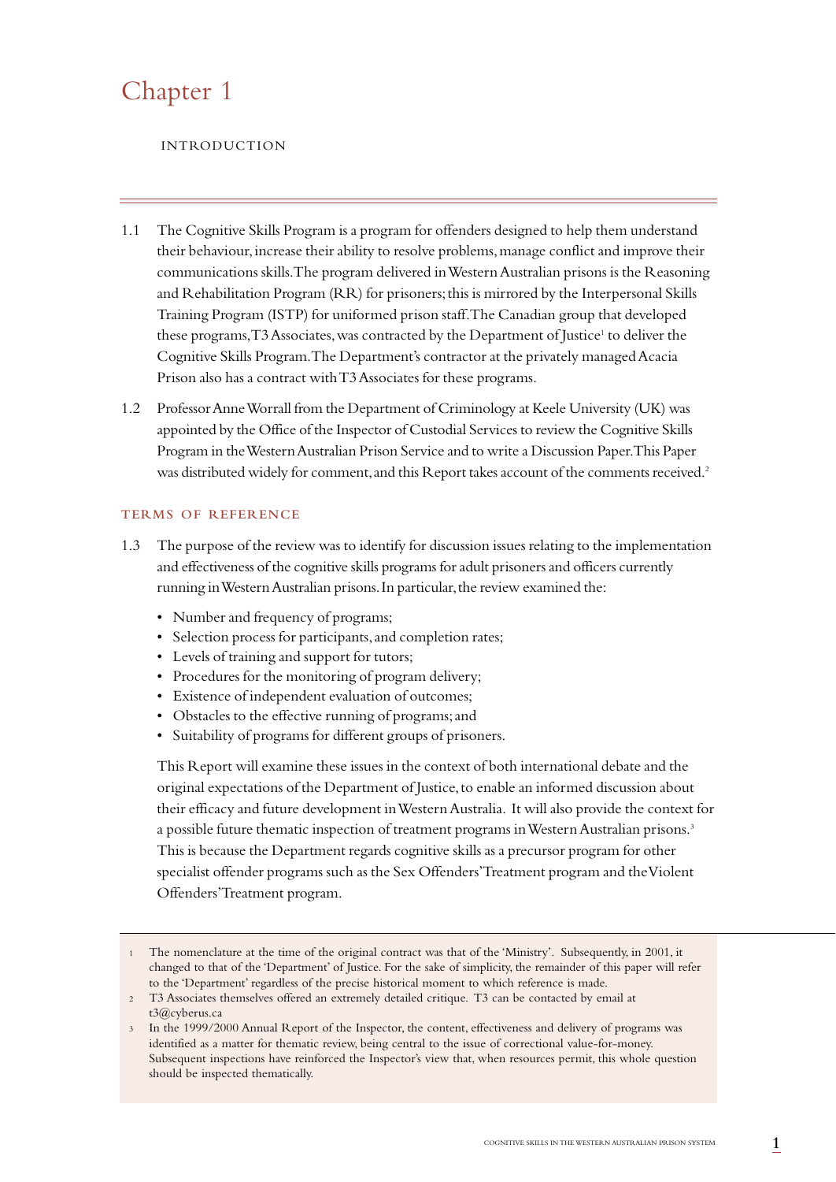# Chapter 1

## INTRODUCTION

1.1 The Cognitive Skills Program is a program for offenders designed to help them understand their behaviour, increase their ability to resolve problems, manage conflict and improve their communications skills. The program delivered in Western Australian prisons is the Reasoning and Rehabilitation Program (RR) for prisoners; this is mirrored by the Interpersonal Skills Training Program (ISTP) for uniformed prison staff. The Canadian group that developed these programs, T3 Associates, was contracted by the Department of Justice[1] to deliver the Cognitive Skills Program. The Department's contractor at the privately managed Acacia Prison also has a contract with T3 Associates for these programs.

1.2 Professor Anne Worrall from the Department of Criminology at Keele University (UK) was appointed by the Office of the Inspector of Custodial Services to review the Cognitive Skills Program in the Western Australian Prison Service and to write a Discussion Paper. This Paper was distributed widely for comment, and this Report takes account of the comments received.[2]

### TERMS OF REFERENCE

1.3 The purpose of the review was to identify for discussion issues relating to the implementation and effectiveness of the cognitive skills programs for adult prisoners and officers currently running in Western Australian prisons. In particular, the review examined the:

- Number and frequency of programs;
- Selection process for participants, and completion rates;
- Levels of training and support for tutors;
- Procedures for the monitoring of program delivery;
- Existence of independent evaluation of outcomes;
- Obstacles to the effective running of programs; and
- Suitability of programs for different groups of prisoners.

This Report will examine these issues in the context of both international debate and the original expectations of the Department of Justice, to enable an informed discussion about their efficacy and future development in Western Australia. It will also provide the context for a possible future thematic inspection of treatment programs in Western Australian prisons.[3] This is because the Department regards cognitive skills as a precursor program for other specialist offender programs such as the Sex Offenders' Treatment program and the Violent Offenders' Treatment program.

---

1 The nomenclature at the time of the original contract was that of the 'Ministry'. Subsequently, in 2001, it changed to that of the 'Department' of Justice. For the sake of simplicity, the remainder of this paper will refer to the 'Department' regardless of the precise historical moment to which reference is made.

2 T3 Associates themselves offered an extremely detailed critique. T3 can be contacted by email at t3@cyberus.ca

3 In the 1999/2000 Annual Report of the Inspector, the content, effectiveness and delivery of programs was identified as a matter for thematic review, being central to the issue of correctional value-for-money. Subsequent inspections have reinforced the Inspector's view that, when resources permit, this whole question should be inspected thematically.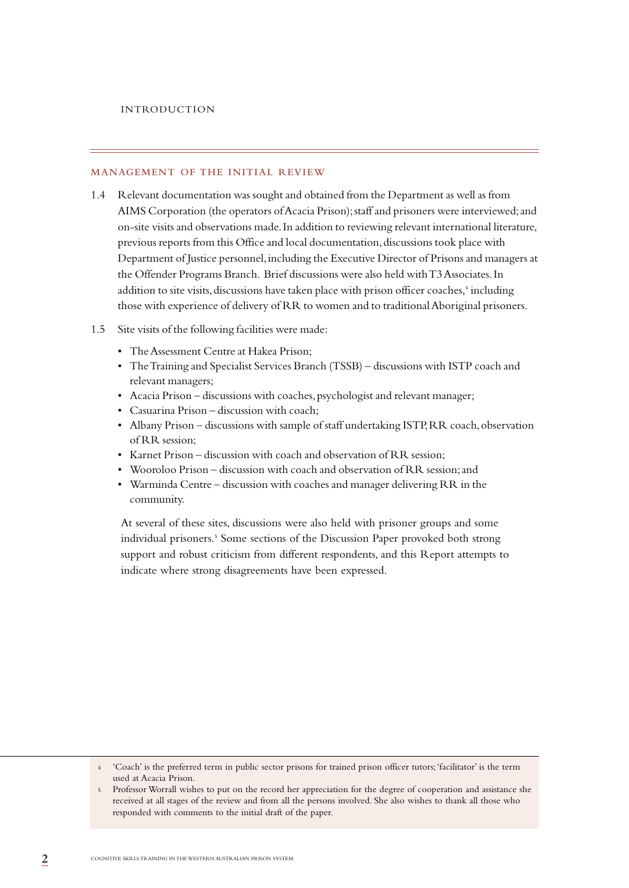## MANAGEMENT OF THE INITIAL REVIEW

1.4 Relevant documentation was sought and obtained from the Department as well as from AIMS Corporation (the operators of Acacia Prison); staff and prisoners were interviewed; and on-site visits and observations made. In addition to reviewing relevant international literature, previous reports from this Office and local documentation, discussions took place with Department of Justice personnel, including the Executive Director of Prisons and managers at the Offender Programs Branch. Brief discussions were also held with T3 Associates. In addition to site visits, discussions have taken place with prison officer coaches,[4] including those with experience of delivery of RR to women and to traditional Aboriginal prisoners.

1.5 Site visits of the following facilities were made:

- The Assessment Centre at Hakea Prison;
- The Training and Specialist Services Branch (TSSB) – discussions with ISTP coach and relevant managers;
- Acacia Prison – discussions with coaches, psychologist and relevant manager;
- Casuarina Prison – discussion with coach;
- Albany Prison – discussions with sample of staff undertaking ISTP, RR coach, observation of RR session;
- Karnet Prison – discussion with coach and observation of RR session;
- Wooroloo Prison – discussion with coach and observation of RR session; and
- Warminda Centre – discussion with coaches and manager delivering RR in the community.

At several of these sites, discussions were also held with prisoner groups and some individual prisoners.[5] Some sections of the Discussion Paper provoked both strong support and robust criticism from different respondents, and this Report attempts to indicate where strong disagreements have been expressed.

---

4 'Coach' is the preferred term in public sector prisons for trained prison officer tutors; 'facilitator' is the term used at Acacia Prison.

5 Professor Worrall wishes to put on the record her appreciation for the degree of cooperation and assistance she received at all stages of the review and from all the persons involved. She also wishes to thank all those who responded with comments to the initial draft of the paper.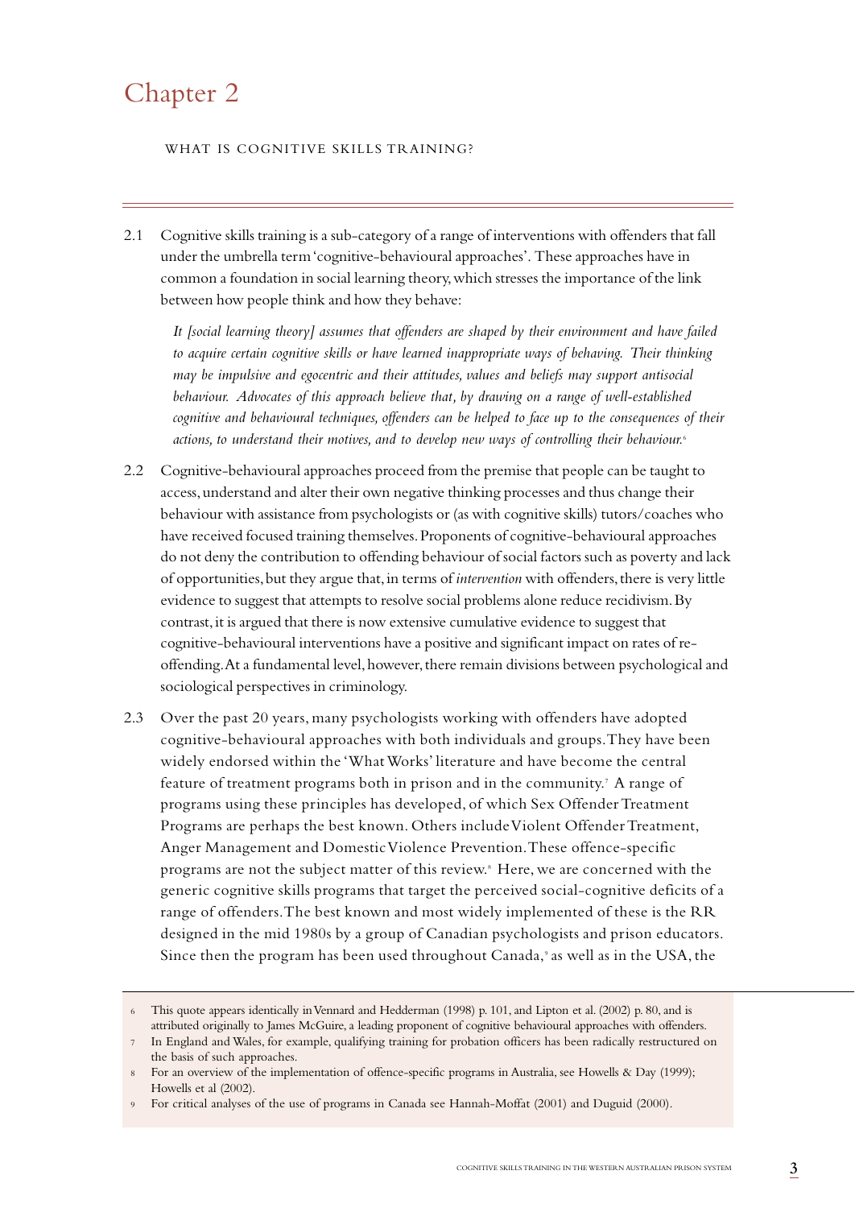# Chapter 2

WHAT IS COGNITIVE SKILLS TRAINING?

2.1 Cognitive skills training is a sub-category of a range of interventions with offenders that fall under the umbrella term 'cognitive-behavioural approaches'. These approaches have in common a foundation in social learning theory, which stresses the importance of the link between how people think and how they behave:

> *It [social learning theory] assumes that offenders are shaped by their environment and have failed to acquire certain cognitive skills or have learned inappropriate ways of behaving. Their thinking may be impulsive and egocentric and their attitudes, values and beliefs may support antisocial behaviour. Advocates of this approach believe that, by drawing on a range of well-established cognitive and behavioural techniques, offenders can be helped to face up to the consequences of their actions, to understand their motives, and to develop new ways of controlling their behaviour.*[6]

2.2 Cognitive-behavioural approaches proceed from the premise that people can be taught to access, understand and alter their own negative thinking processes and thus change their behaviour with assistance from psychologists or (as with cognitive skills) tutors/coaches who have received focused training themselves. Proponents of cognitive-behavioural approaches do not deny the contribution to offending behaviour of social factors such as poverty and lack of opportunities, but they argue that, in terms of *intervention* with offenders, there is very little evidence to suggest that attempts to resolve social problems alone reduce recidivism. By contrast, it is argued that there is now extensive cumulative evidence to suggest that cognitive-behavioural interventions have a positive and significant impact on rates of re-offending. At a fundamental level, however, there remain divisions between psychological and sociological perspectives in criminology.

2.3 Over the past 20 years, many psychologists working with offenders have adopted cognitive-behavioural approaches with both individuals and groups. They have been widely endorsed within the 'What Works' literature and have become the central feature of treatment programs both in prison and in the community.[7] A range of programs using these principles has developed, of which Sex Offender Treatment Programs are perhaps the best known. Others include Violent Offender Treatment, Anger Management and Domestic Violence Prevention. These offence-specific programs are not the subject matter of this review.[8] Here, we are concerned with the generic cognitive skills programs that target the perceived social-cognitive deficits of a range of offenders. The best known and most widely implemented of these is the RR designed in the mid 1980s by a group of Canadian psychologists and prison educators. Since then the program has been used throughout Canada,[9] as well as in the USA, the

---

6 This quote appears identically in Vennard and Hedderman (1998) p. 101, and Lipton et al. (2002) p. 80, and is attributed originally to James McGuire, a leading proponent of cognitive behavioural approaches with offenders.

7 In England and Wales, for example, qualifying training for probation officers has been radically restructured on the basis of such approaches.

8 For an overview of the implementation of offence-specific programs in Australia, see Howells & Day (1999); Howells et al (2002).

9 For critical analyses of the use of programs in Canada see Hannah-Moffat (2001) and Duguid (2000).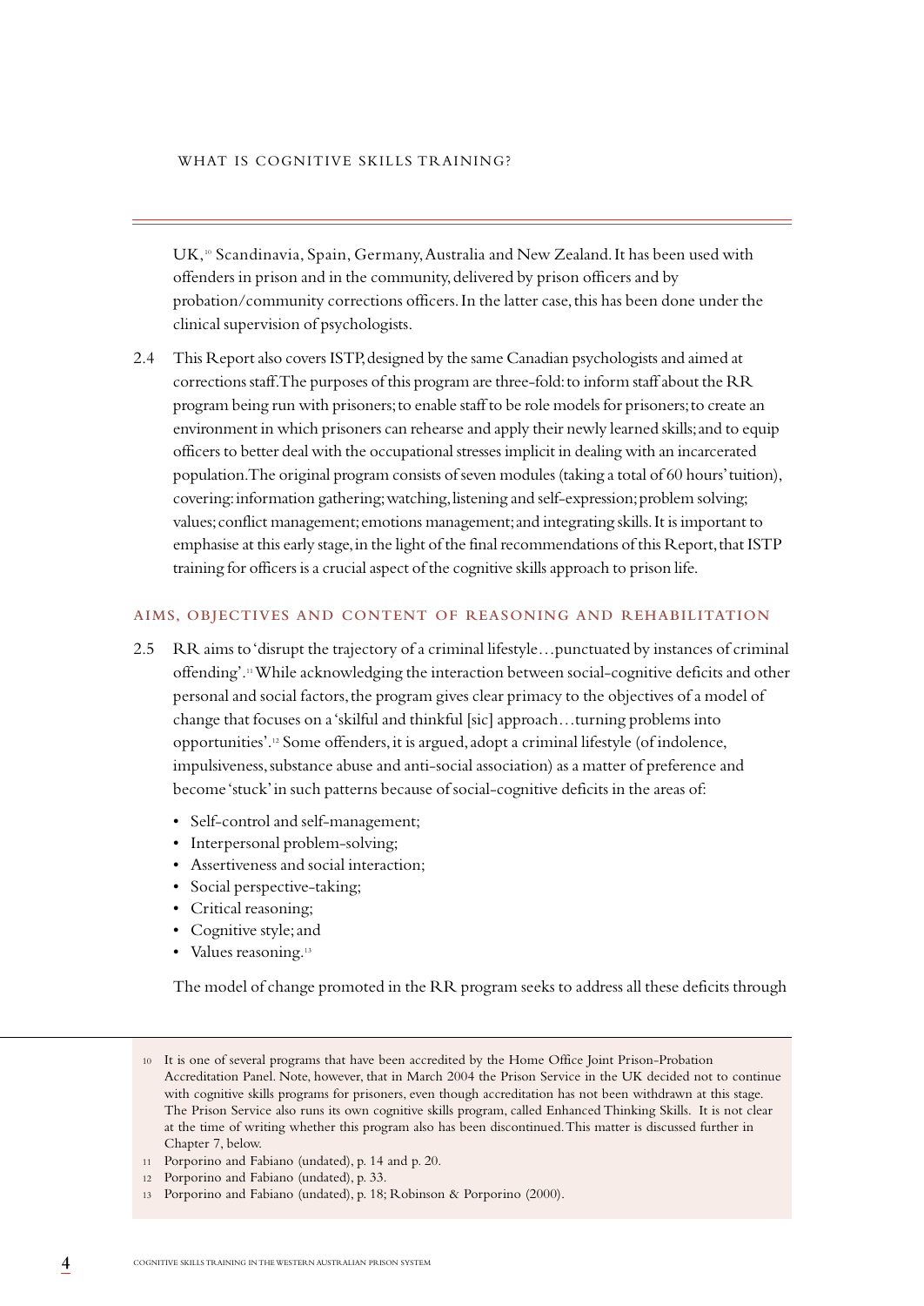UK,[10] Scandinavia, Spain, Germany, Australia and New Zealand. It has been used with offenders in prison and in the community, delivered by prison officers and by probation/community corrections officers. In the latter case, this has been done under the clinical supervision of psychologists.

2.4 This Report also covers ISTP, designed by the same Canadian psychologists and aimed at corrections staff. The purposes of this program are three-fold: to inform staff about the RR program being run with prisoners; to enable staff to be role models for prisoners; to create an environment in which prisoners can rehearse and apply their newly learned skills; and to equip officers to better deal with the occupational stresses implicit in dealing with an incarcerated population. The original program consists of seven modules (taking a total of 60 hours' tuition), covering: information gathering; watching, listening and self-expression; problem solving; values; conflict management; emotions management; and integrating skills. It is important to emphasise at this early stage, in the light of the final recommendations of this Report, that ISTP training for officers is a crucial aspect of the cognitive skills approach to prison life.

## AIMS, OBJECTIVES AND CONTENT OF REASONING AND REHABILITATION

2.5 RR aims to 'disrupt the trajectory of a criminal lifestyle…punctuated by instances of criminal offending'.[11] While acknowledging the interaction between social-cognitive deficits and other personal and social factors, the program gives clear primacy to the objectives of a model of change that focuses on a 'skilful and thinkful [sic] approach…turning problems into opportunities'.[12] Some offenders, it is argued, adopt a criminal lifestyle (of indolence, impulsiveness, substance abuse and anti-social association) as a matter of preference and become 'stuck' in such patterns because of social-cognitive deficits in the areas of:

- Self-control and self-management;
- Interpersonal problem-solving;
- Assertiveness and social interaction;
- Social perspective-taking;
- Critical reasoning;
- Cognitive style; and
- Values reasoning.[13]

The model of change promoted in the RR program seeks to address all these deficits through

---

10 It is one of several programs that have been accredited by the Home Office Joint Prison-Probation Accreditation Panel. Note, however, that in March 2004 the Prison Service in the UK decided not to continue with cognitive skills programs for prisoners, even though accreditation has not been withdrawn at this stage. The Prison Service also runs its own cognitive skills program, called Enhanced Thinking Skills. It is not clear at the time of writing whether this program also has been discontinued. This matter is discussed further in Chapter 7, below.

11 Porporino and Fabiano (undated), p. 14 and p. 20.

12 Porporino and Fabiano (undated), p. 33.

13 Porporino and Fabiano (undated), p. 18; Robinson & Porporino (2000).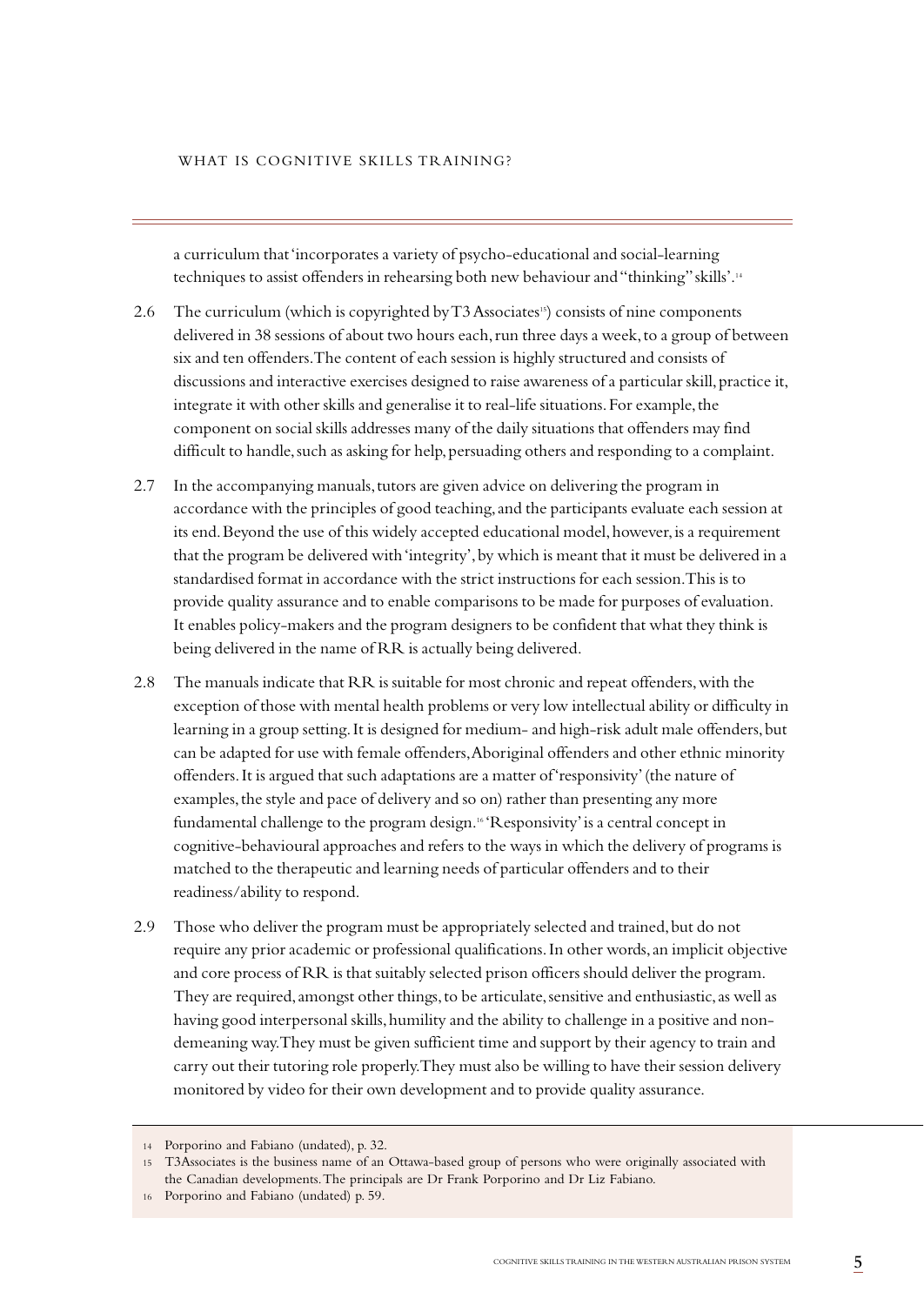a curriculum that 'incorporates a variety of psycho-educational and social-learning techniques to assist offenders in rehearsing both new behaviour and "thinking" skills'.[14]

2.6 The curriculum (which is copyrighted by T3 Associates[15]) consists of nine components delivered in 38 sessions of about two hours each, run three days a week, to a group of between six and ten offenders. The content of each session is highly structured and consists of discussions and interactive exercises designed to raise awareness of a particular skill, practice it, integrate it with other skills and generalise it to real-life situations. For example, the component on social skills addresses many of the daily situations that offenders may find difficult to handle, such as asking for help, persuading others and responding to a complaint.

2.7 In the accompanying manuals, tutors are given advice on delivering the program in accordance with the principles of good teaching, and the participants evaluate each session at its end. Beyond the use of this widely accepted educational model, however, is a requirement that the program be delivered with 'integrity', by which is meant that it must be delivered in a standardised format in accordance with the strict instructions for each session. This is to provide quality assurance and to enable comparisons to be made for purposes of evaluation. It enables policy-makers and the program designers to be confident that what they think is being delivered in the name of RR is actually being delivered.

2.8 The manuals indicate that RR is suitable for most chronic and repeat offenders, with the exception of those with mental health problems or very low intellectual ability or difficulty in learning in a group setting. It is designed for medium- and high-risk adult male offenders, but can be adapted for use with female offenders, Aboriginal offenders and other ethnic minority offenders. It is argued that such adaptations are a matter of 'responsivity' (the nature of examples, the style and pace of delivery and so on) rather than presenting any more fundamental challenge to the program design.[16] 'Responsivity' is a central concept in cognitive-behavioural approaches and refers to the ways in which the delivery of programs is matched to the therapeutic and learning needs of particular offenders and to their readiness/ability to respond.

2.9 Those who deliver the program must be appropriately selected and trained, but do not require any prior academic or professional qualifications. In other words, an implicit objective and core process of RR is that suitably selected prison officers should deliver the program. They are required, amongst other things, to be articulate, sensitive and enthusiastic, as well as having good interpersonal skills, humility and the ability to challenge in a positive and non-demeaning way. They must be given sufficient time and support by their agency to train and carry out their tutoring role properly. They must also be willing to have their session delivery monitored by video for their own development and to provide quality assurance.

---

14 Porporino and Fabiano (undated), p. 32.

15 T3Associates is the business name of an Ottawa-based group of persons who were originally associated with the Canadian developments. The principals are Dr Frank Porporino and Dr Liz Fabiano.

16 Porporino and Fabiano (undated) p. 59.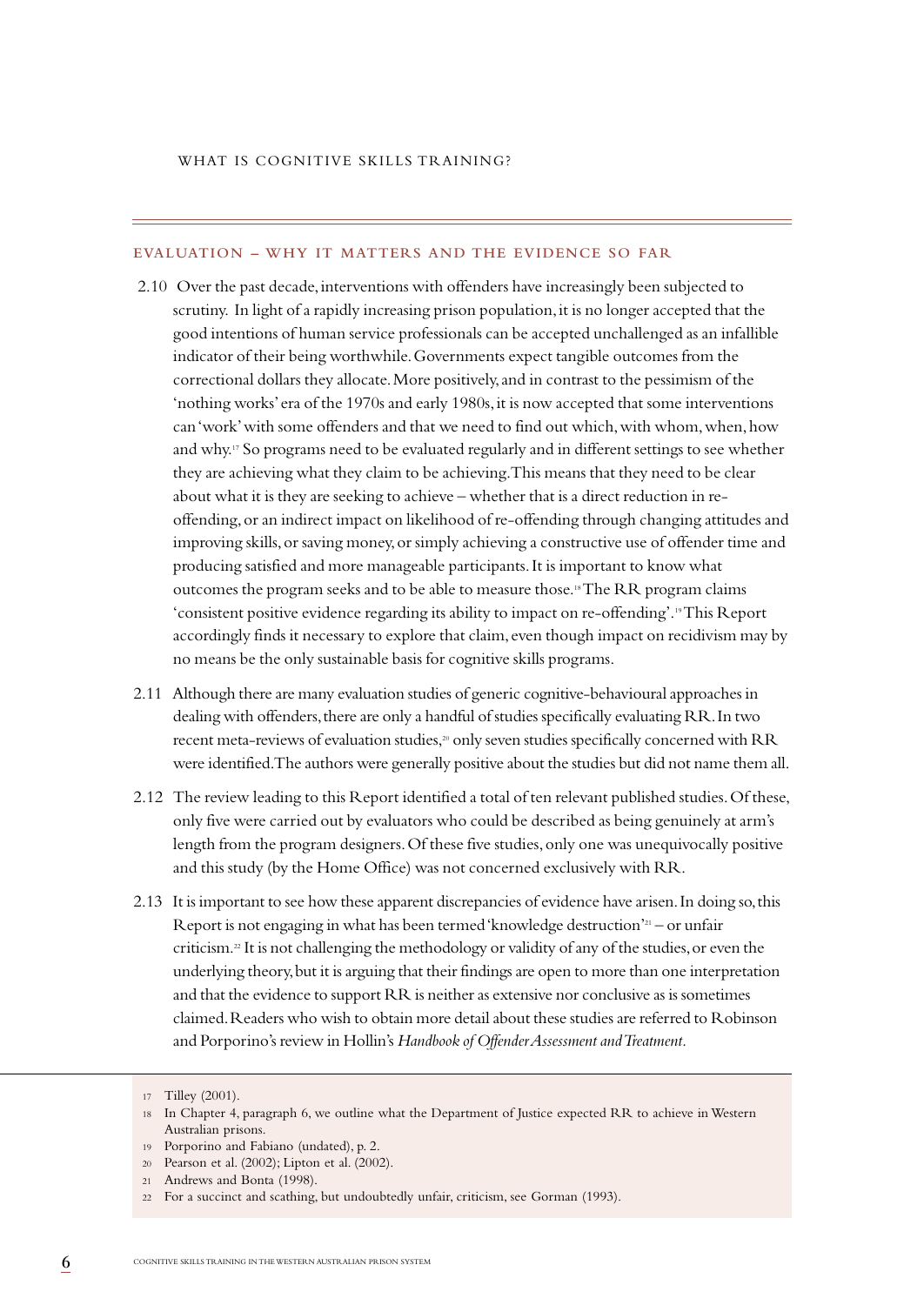## EVALUATION – WHY IT MATTERS AND THE EVIDENCE SO FAR

2.10 Over the past decade, interventions with offenders have increasingly been subjected to scrutiny. In light of a rapidly increasing prison population, it is no longer accepted that the good intentions of human service professionals can be accepted unchallenged as an infallible indicator of their being worthwhile. Governments expect tangible outcomes from the correctional dollars they allocate. More positively, and in contrast to the pessimism of the 'nothing works' era of the 1970s and early 1980s, it is now accepted that some interventions can 'work' with some offenders and that we need to find out which, with whom, when, how and why.[17] So programs need to be evaluated regularly and in different settings to see whether they are achieving what they claim to be achieving. This means that they need to be clear about what it is they are seeking to achieve – whether that is a direct reduction in re-offending, or an indirect impact on likelihood of re-offending through changing attitudes and improving skills, or saving money, or simply achieving a constructive use of offender time and producing satisfied and more manageable participants. It is important to know what outcomes the program seeks and to be able to measure those.[18] The RR program claims 'consistent positive evidence regarding its ability to impact on re-offending'.[19] This Report accordingly finds it necessary to explore that claim, even though impact on recidivism may by no means be the only sustainable basis for cognitive skills programs.

2.11 Although there are many evaluation studies of generic cognitive-behavioural approaches in dealing with offenders, there are only a handful of studies specifically evaluating RR. In two recent meta-reviews of evaluation studies,[20] only seven studies specifically concerned with RR were identified. The authors were generally positive about the studies but did not name them all.

2.12 The review leading to this Report identified a total of ten relevant published studies. Of these, only five were carried out by evaluators who could be described as being genuinely at arm's length from the program designers. Of these five studies, only one was unequivocally positive and this study (by the Home Office) was not concerned exclusively with RR.

2.13 It is important to see how these apparent discrepancies of evidence have arisen. In doing so, this Report is not engaging in what has been termed 'knowledge destruction'[21] – or unfair criticism.[22] It is not challenging the methodology or validity of any of the studies, or even the underlying theory, but it is arguing that their findings are open to more than one interpretation and that the evidence to support RR is neither as extensive nor conclusive as is sometimes claimed. Readers who wish to obtain more detail about these studies are referred to Robinson and Porporino's review in Hollin's *Handbook of Offender Assessment and Treatment*.

---

17 Tilley (2001).

18 In Chapter 4, paragraph 6, we outline what the Department of Justice expected RR to achieve in Western Australian prisons.

19 Porporino and Fabiano (undated), p. 2.

20 Pearson et al. (2002); Lipton et al. (2002).

21 Andrews and Bonta (1998).

22 For a succinct and scathing, but undoubtedly unfair, criticism, see Gorman (1993).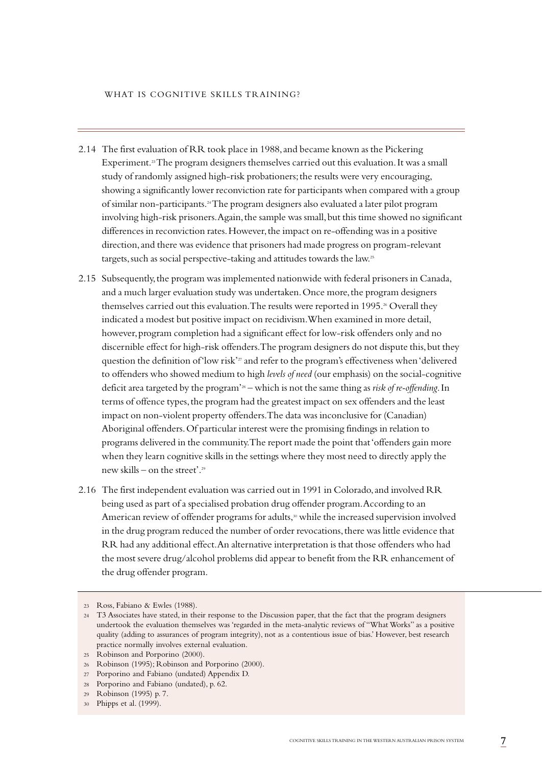2.14 The first evaluation of RR took place in 1988, and became known as the Pickering Experiment.[23] The program designers themselves carried out this evaluation. It was a small study of randomly assigned high-risk probationers; the results were very encouraging, showing a significantly lower reconviction rate for participants when compared with a group of similar non-participants.[24] The program designers also evaluated a later pilot program involving high-risk prisoners. Again, the sample was small, but this time showed no significant differences in reconviction rates. However, the impact on re-offending was in a positive direction, and there was evidence that prisoners had made progress on program-relevant targets, such as social perspective-taking and attitudes towards the law.[25]

2.15 Subsequently, the program was implemented nationwide with federal prisoners in Canada, and a much larger evaluation study was undertaken. Once more, the program designers themselves carried out this evaluation. The results were reported in 1995.[26] Overall they indicated a modest but positive impact on recidivism. When examined in more detail, however, program completion had a significant effect for low-risk offenders only and no discernible effect for high-risk offenders. The program designers do not dispute this, but they question the definition of 'low risk'[27] and refer to the program's effectiveness when 'delivered to offenders who showed medium to high *levels of need* (our emphasis) on the social-cognitive deficit area targeted by the program'[28] – which is not the same thing as *risk of re-offending*. In terms of offence types, the program had the greatest impact on sex offenders and the least impact on non-violent property offenders. The data was inconclusive for (Canadian) Aboriginal offenders. Of particular interest were the promising findings in relation to programs delivered in the community. The report made the point that 'offenders gain more when they learn cognitive skills in the settings where they most need to directly apply the new skills – on the street'.[29]

2.16 The first independent evaluation was carried out in 1991 in Colorado, and involved RR being used as part of a specialised probation drug offender program. According to an American review of offender programs for adults,[30] while the increased supervision involved in the drug program reduced the number of order revocations, there was little evidence that RR had any additional effect. An alternative interpretation is that those offenders who had the most severe drug/alcohol problems did appear to benefit from the RR enhancement of the drug offender program.

---

23 Ross, Fabiano & Ewles (1988).

24 T3 Associates have stated, in their response to the Discussion paper, that the fact that the program designers undertook the evaluation themselves was 'regarded in the meta-analytic reviews of "What Works" as a positive quality (adding to assurances of program integrity), not as a contentious issue of bias.' However, best research practice normally involves external evaluation.

25 Robinson and Porporino (2000).

26 Robinson (1995); Robinson and Porporino (2000).

27 Porporino and Fabiano (undated) Appendix D.

28 Porporino and Fabiano (undated), p. 62.

29 Robinson (1995) p. 7.

30 Phipps et al. (1999).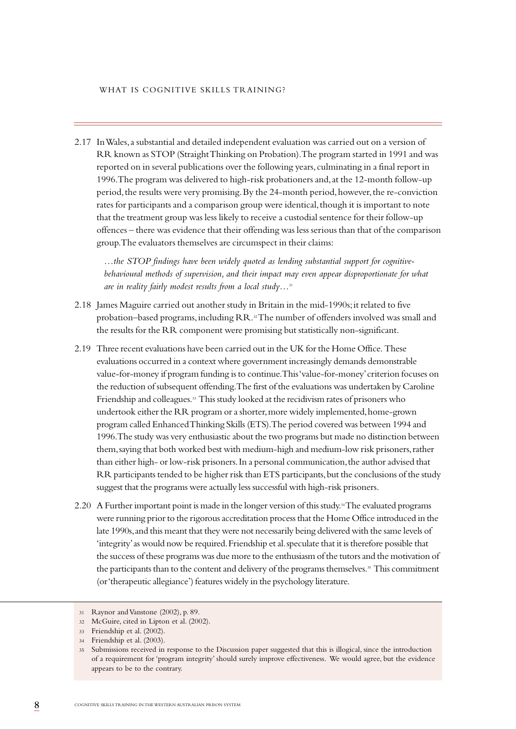2.17 In Wales, a substantial and detailed independent evaluation was carried out on a version of RR known as STOP (Straight Thinking on Probation). The program started in 1991 and was reported on in several publications over the following years, culminating in a final report in 1996. The program was delivered to high-risk probationers and, at the 12-month follow-up period, the results were very promising. By the 24-month period, however, the re-conviction rates for participants and a comparison group were identical, though it is important to note that the treatment group was less likely to receive a custodial sentence for their follow-up offences – there was evidence that their offending was less serious than that of the comparison group. The evaluators themselves are circumspect in their claims:

> *…the STOP findings have been widely quoted as lending substantial support for cognitive-behavioural methods of supervision, and their impact may even appear disproportionate for what are in reality fairly modest results from a local study…*[31]

2.18 James Maguire carried out another study in Britain in the mid-1990s; it related to five probation–based programs, including RR.[32] The number of offenders involved was small and the results for the RR component were promising but statistically non-significant.

2.19 Three recent evaluations have been carried out in the UK for the Home Office. These evaluations occurred in a context where government increasingly demands demonstrable value-for-money if program funding is to continue. This 'value-for-money' criterion focuses on the reduction of subsequent offending. The first of the evaluations was undertaken by Caroline Friendship and colleagues.[33] This study looked at the recidivism rates of prisoners who undertook either the RR program or a shorter, more widely implemented, home-grown program called Enhanced Thinking Skills (ETS). The period covered was between 1994 and 1996. The study was very enthusiastic about the two programs but made no distinction between them, saying that both worked best with medium-high and medium-low risk prisoners, rather than either high- or low-risk prisoners. In a personal communication, the author advised that RR participants tended to be higher risk than ETS participants, but the conclusions of the study suggest that the programs were actually less successful with high-risk prisoners.

2.20 A Further important point is made in the longer version of this study.[34] The evaluated programs were running prior to the rigorous accreditation process that the Home Office introduced in the late 1990s, and this meant that they were not necessarily being delivered with the same levels of 'integrity' as would now be required. Friendship et al. speculate that it is therefore possible that the success of these programs was due more to the enthusiasm of the tutors and the motivation of the participants than to the content and delivery of the programs themselves.[35] This commitment (or 'therapeutic allegiance') features widely in the psychology literature.

---

31 Raynor and Vanstone (2002), p. 89.

32 McGuire, cited in Lipton et al. (2002).

33 Friendship et al. (2002).

34 Friendship et al. (2003).

35 Submissions received in response to the Discussion paper suggested that this is illogical, since the introduction of a requirement for 'program integrity' should surely improve effectiveness. We would agree, but the evidence appears to be to the contrary.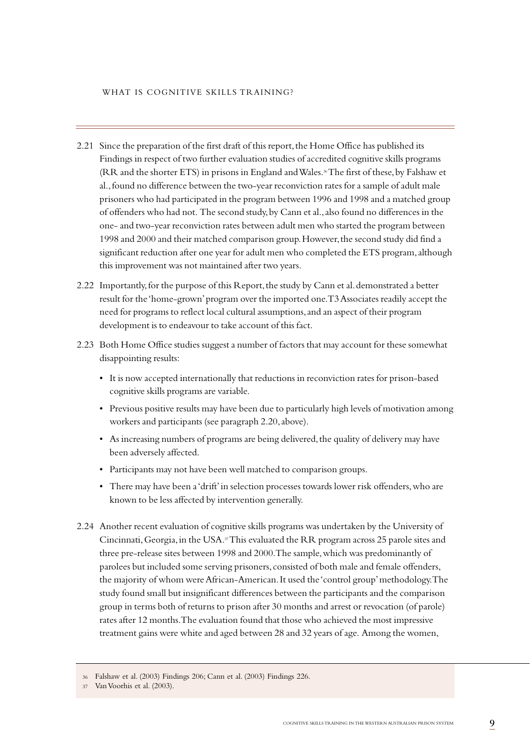2.21 Since the preparation of the first draft of this report, the Home Office has published its Findings in respect of two further evaluation studies of accredited cognitive skills programs (RR and the shorter ETS) in prisons in England and Wales.[36] The first of these, by Falshaw et al., found no difference between the two-year reconviction rates for a sample of adult male prisoners who had participated in the program between 1996 and 1998 and a matched group of offenders who had not. The second study, by Cann et al., also found no differences in the one- and two-year reconviction rates between adult men who started the program between 1998 and 2000 and their matched comparison group. However, the second study did find a significant reduction after one year for adult men who completed the ETS program, although this improvement was not maintained after two years.

2.22 Importantly, for the purpose of this Report, the study by Cann et al. demonstrated a better result for the 'home-grown' program over the imported one. T3 Associates readily accept the need for programs to reflect local cultural assumptions, and an aspect of their program development is to endeavour to take account of this fact.

2.23 Both Home Office studies suggest a number of factors that may account for these somewhat disappointing results:

- It is now accepted internationally that reductions in reconviction rates for prison-based cognitive skills programs are variable.
- Previous positive results may have been due to particularly high levels of motivation among workers and participants (see paragraph 2.20, above).
- As increasing numbers of programs are being delivered, the quality of delivery may have been adversely affected.
- Participants may not have been well matched to comparison groups.
- There may have been a 'drift' in selection processes towards lower risk offenders, who are known to be less affected by intervention generally.

2.24 Another recent evaluation of cognitive skills programs was undertaken by the University of Cincinnati, Georgia, in the USA.[37] This evaluated the RR program across 25 parole sites and three pre-release sites between 1998 and 2000. The sample, which was predominantly of parolees but included some serving prisoners, consisted of both male and female offenders, the majority of whom were African-American. It used the 'control group' methodology. The study found small but insignificant differences between the participants and the comparison group in terms both of returns to prison after 30 months and arrest or revocation (of parole) rates after 12 months. The evaluation found that those who achieved the most impressive treatment gains were white and aged between 28 and 32 years of age. Among the women,

---

[36] Falshaw et al. (2003) Findings 206; Cann et al. (2003) Findings 226.

[37] Van Voorhis et al. (2003).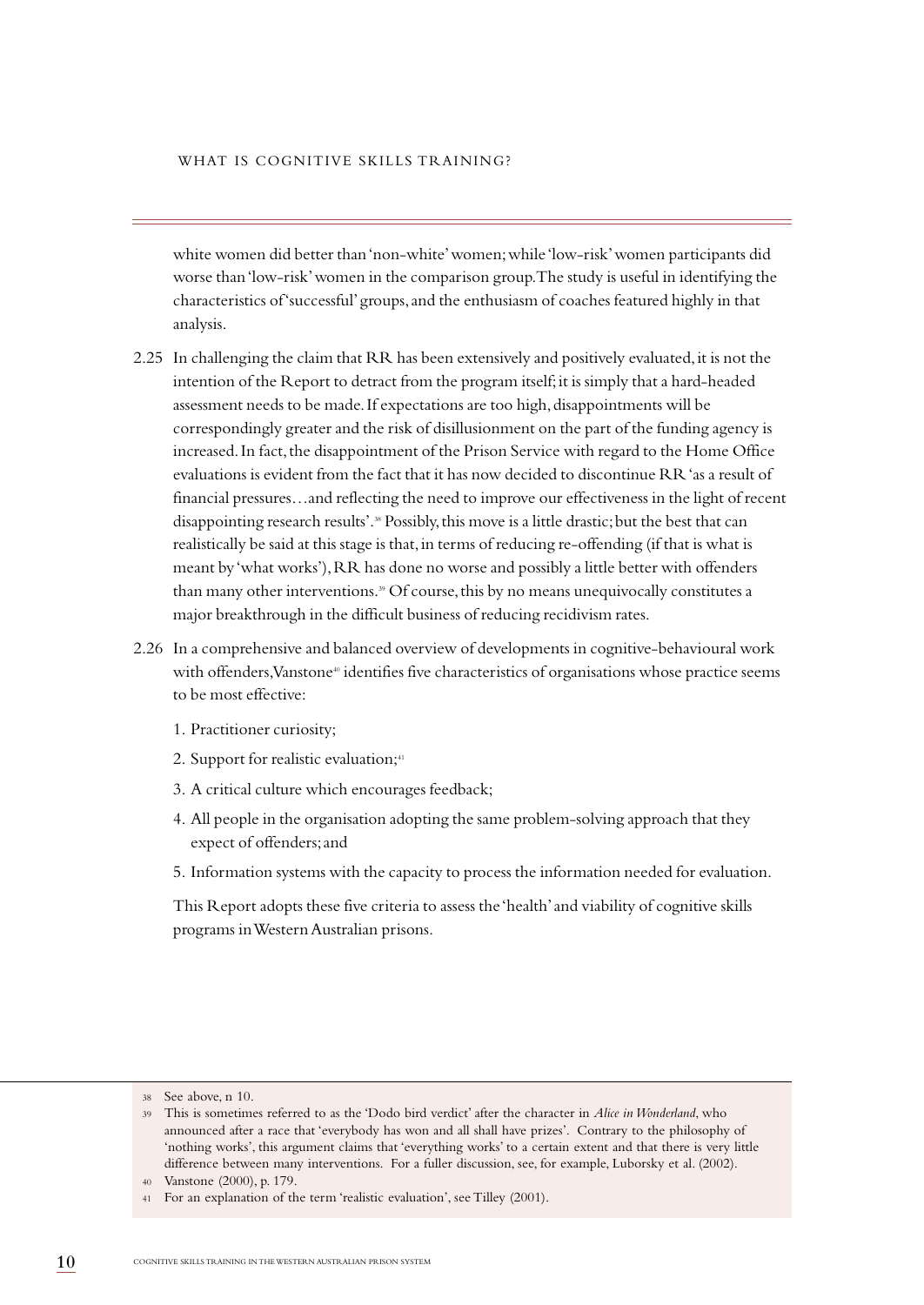white women did better than 'non-white' women; while 'low-risk' women participants did worse than 'low-risk' women in the comparison group. The study is useful in identifying the characteristics of 'successful' groups, and the enthusiasm of coaches featured highly in that analysis.

2.25 In challenging the claim that RR has been extensively and positively evaluated, it is not the intention of the Report to detract from the program itself; it is simply that a hard-headed assessment needs to be made. If expectations are too high, disappointments will be correspondingly greater and the risk of disillusionment on the part of the funding agency is increased. In fact, the disappointment of the Prison Service with regard to the Home Office evaluations is evident from the fact that it has now decided to discontinue RR 'as a result of financial pressures…and reflecting the need to improve our effectiveness in the light of recent disappointing research results'.[38] Possibly, this move is a little drastic; but the best that can realistically be said at this stage is that, in terms of reducing re-offending (if that is what is meant by 'what works'), RR has done no worse and possibly a little better with offenders than many other interventions.[39] Of course, this by no means unequivocally constitutes a major breakthrough in the difficult business of reducing recidivism rates.

2.26 In a comprehensive and balanced overview of developments in cognitive-behavioural work with offenders, Vanstone[40] identifies five characteristics of organisations whose practice seems to be most effective:

1. Practitioner curiosity;
2. Support for realistic evaluation;[41]
3. A critical culture which encourages feedback;
4. All people in the organisation adopting the same problem-solving approach that they expect of offenders; and
5. Information systems with the capacity to process the information needed for evaluation.

This Report adopts these five criteria to assess the 'health' and viability of cognitive skills programs in Western Australian prisons.

---

38 See above, n 10.

39 This is sometimes referred to as the 'Dodo bird verdict' after the character in *Alice in Wonderland*, who announced after a race that 'everybody has won and all shall have prizes'. Contrary to the philosophy of 'nothing works', this argument claims that 'everything works' to a certain extent and that there is very little difference between many interventions. For a fuller discussion, see, for example, Luborsky et al. (2002).

40 Vanstone (2000), p. 179.

41 For an explanation of the term 'realistic evaluation', see Tilley (2001).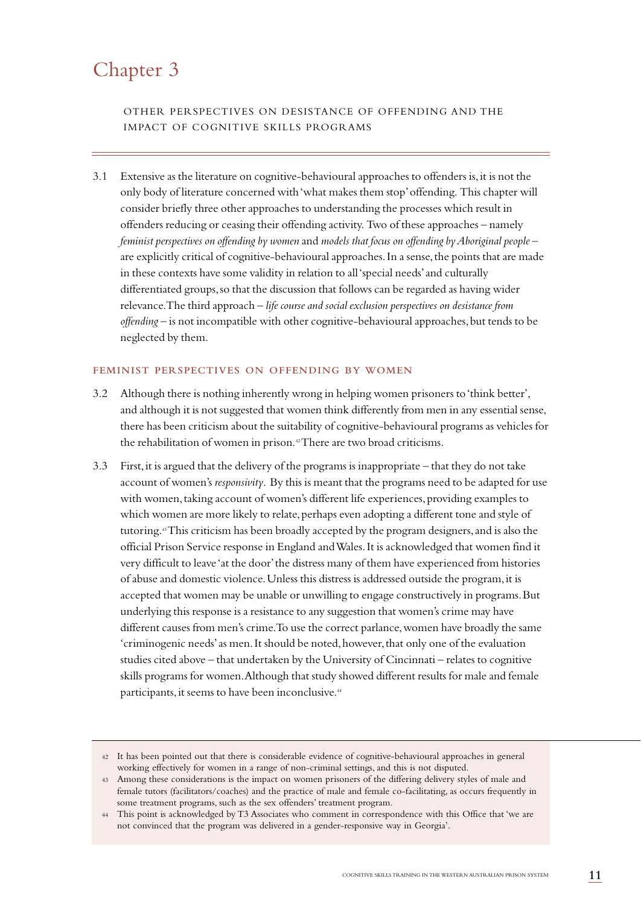# Chapter 3

OTHER PERSPECTIVES ON DESISTANCE OF OFFENDING AND THE IMPACT OF COGNITIVE SKILLS PROGRAMS

3.1 Extensive as the literature on cognitive-behavioural approaches to offenders is, it is not the only body of literature concerned with 'what makes them stop' offending. This chapter will consider briefly three other approaches to understanding the processes which result in offenders reducing or ceasing their offending activity. Two of these approaches – namely *feminist perspectives on offending by women* and *models that focus on offending by Aboriginal people* – are explicitly critical of cognitive-behavioural approaches. In a sense, the points that are made in these contexts have some validity in relation to all 'special needs' and culturally differentiated groups, so that the discussion that follows can be regarded as having wider relevance. The third approach – *life course and social exclusion perspectives on desistance from offending* – is not incompatible with other cognitive-behavioural approaches, but tends to be neglected by them.

## FEMINIST PERSPECTIVES ON OFFENDING BY WOMEN

3.2 Although there is nothing inherently wrong in helping women prisoners to 'think better', and although it is not suggested that women think differently from men in any essential sense, there has been criticism about the suitability of cognitive-behavioural programs as vehicles for the rehabilitation of women in prison.[42] There are two broad criticisms.

3.3 First, it is argued that the delivery of the programs is inappropriate – that they do not take account of women's *responsivity*. By this is meant that the programs need to be adapted for use with women, taking account of women's different life experiences, providing examples to which women are more likely to relate, perhaps even adopting a different tone and style of tutoring.[43] This criticism has been broadly accepted by the program designers, and is also the official Prison Service response in England and Wales. It is acknowledged that women find it very difficult to leave 'at the door' the distress many of them have experienced from histories of abuse and domestic violence. Unless this distress is addressed outside the program, it is accepted that women may be unable or unwilling to engage constructively in programs. But underlying this response is a resistance to any suggestion that women's crime may have different causes from men's crime. To use the correct parlance, women have broadly the same 'criminogenic needs' as men. It should be noted, however, that only one of the evaluation studies cited above – that undertaken by the University of Cincinnati – relates to cognitive skills programs for women. Although that study showed different results for male and female participants, it seems to have been inconclusive.[44]

---

42 It has been pointed out that there is considerable evidence of cognitive-behavioural approaches in general working effectively for women in a range of non-criminal settings, and this is not disputed.

43 Among these considerations is the impact on women prisoners of the differing delivery styles of male and female tutors (facilitators/coaches) and the practice of male and female co-facilitating, as occurs frequently in some treatment programs, such as the sex offenders' treatment program.

44 This point is acknowledged by T3 Associates who comment in correspondence with this Office that 'we are not convinced that the program was delivered in a gender-responsive way in Georgia'.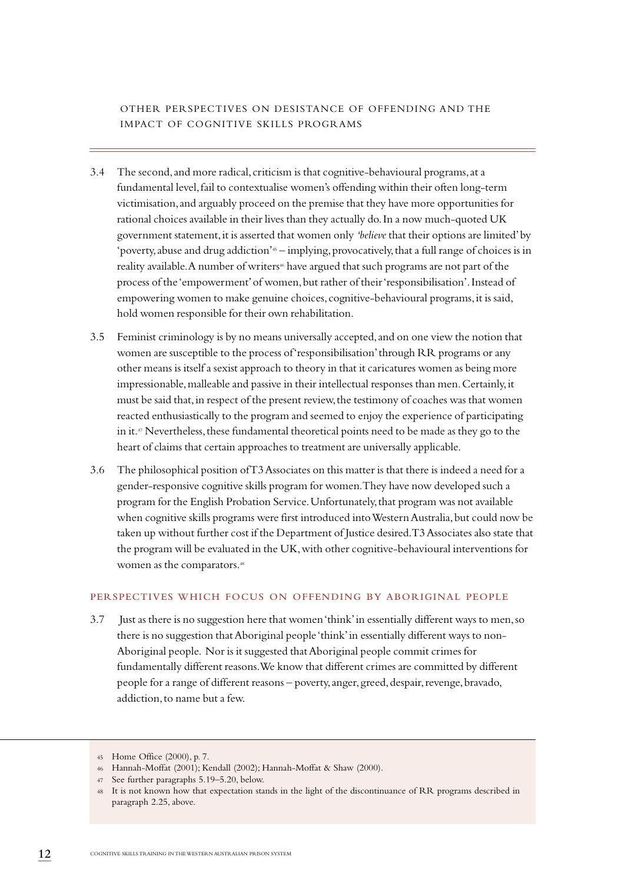3.4 The second, and more radical, criticism is that cognitive-behavioural programs, at a fundamental level, fail to contextualise women's offending within their often long-term victimisation, and arguably proceed on the premise that they have more opportunities for rational choices available in their lives than they actually do. In a now much-quoted UK government statement, it is asserted that women only *'believe* that their options are limited' by 'poverty, abuse and drug addiction'[45] – implying, provocatively, that a full range of choices is in reality available. A number of writers[46] have argued that such programs are not part of the process of the 'empowerment' of women, but rather of their 'responsibilisation'. Instead of empowering women to make genuine choices, cognitive-behavioural programs, it is said, hold women responsible for their own rehabilitation.

3.5 Feminist criminology is by no means universally accepted, and on one view the notion that women are susceptible to the process of 'responsibilisation' through RR programs or any other means is itself a sexist approach to theory in that it caricatures women as being more impressionable, malleable and passive in their intellectual responses than men. Certainly, it must be said that, in respect of the present review, the testimony of coaches was that women reacted enthusiastically to the program and seemed to enjoy the experience of participating in it.[47] Nevertheless, these fundamental theoretical points need to be made as they go to the heart of claims that certain approaches to treatment are universally applicable.

3.6 The philosophical position of T3 Associates on this matter is that there is indeed a need for a gender-responsive cognitive skills program for women. They have now developed such a program for the English Probation Service. Unfortunately, that program was not available when cognitive skills programs were first introduced into Western Australia, but could now be taken up without further cost if the Department of Justice desired. T3 Associates also state that the program will be evaluated in the UK, with other cognitive-behavioural interventions for women as the comparators.[48]

## PERSPECTIVES WHICH FOCUS ON OFFENDING BY ABORIGINAL PEOPLE

3.7 Just as there is no suggestion here that women 'think' in essentially different ways to men, so there is no suggestion that Aboriginal people 'think' in essentially different ways to non-Aboriginal people. Nor is it suggested that Aboriginal people commit crimes for fundamentally different reasons. We know that different crimes are committed by different people for a range of different reasons – poverty, anger, greed, despair, revenge, bravado, addiction, to name but a few.

---

45 Home Office (2000), p. 7.

46 Hannah-Moffat (2001); Kendall (2002); Hannah-Moffat & Shaw (2000).

47 See further paragraphs 5.19–5.20, below.

48 It is not known how that expectation stands in the light of the discontinuance of RR programs described in paragraph 2.25, above.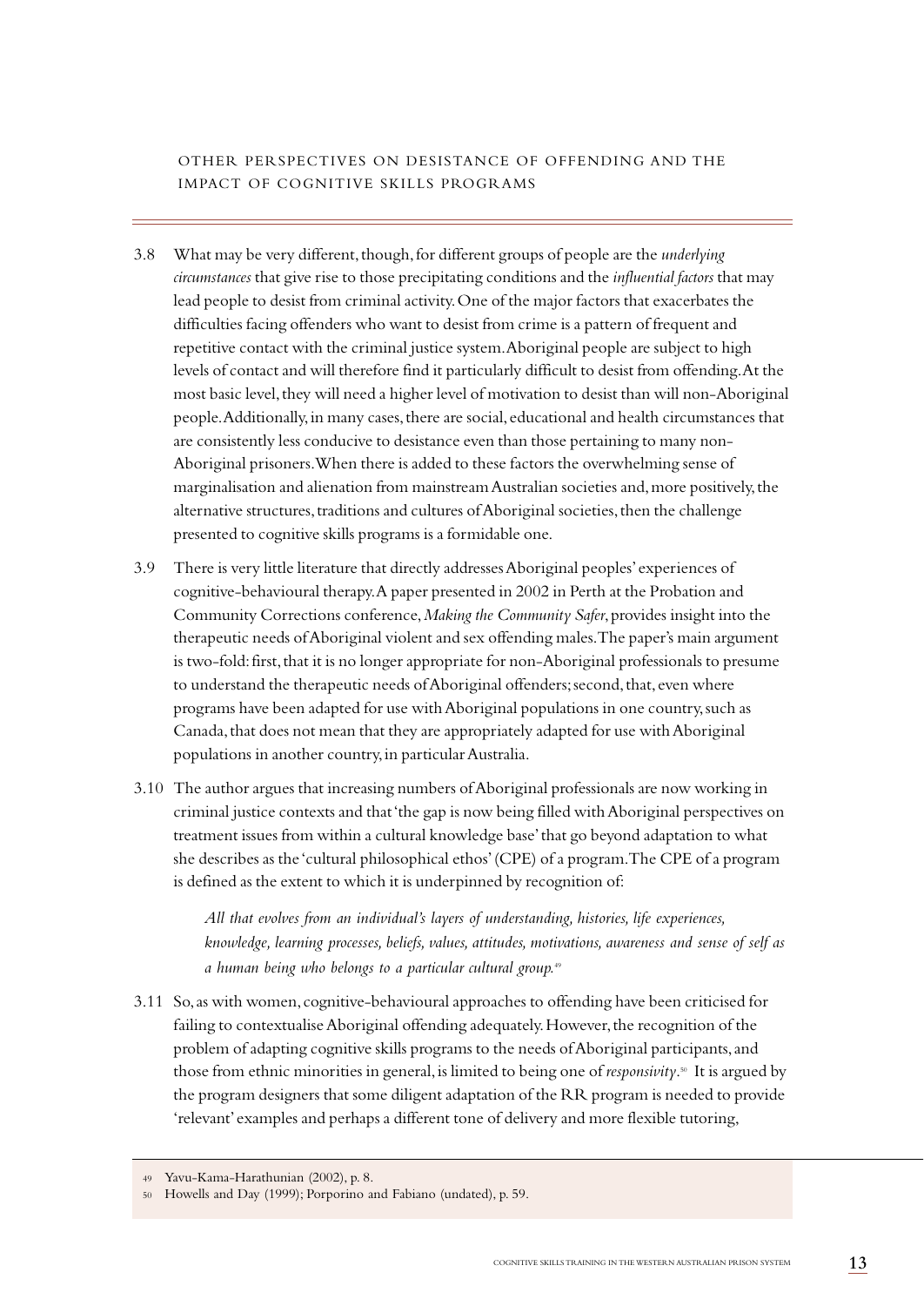## OTHER PERSPECTIVES ON DESISTANCE OF OFFENDING AND THE IMPACT OF COGNITIVE SKILLS PROGRAMS

3.8 What may be very different, though, for different groups of people are the *underlying circumstances* that give rise to those precipitating conditions and the *influential factors* that may lead people to desist from criminal activity. One of the major factors that exacerbates the difficulties facing offenders who want to desist from crime is a pattern of frequent and repetitive contact with the criminal justice system. Aboriginal people are subject to high levels of contact and will therefore find it particularly difficult to desist from offending. At the most basic level, they will need a higher level of motivation to desist than will non-Aboriginal people. Additionally, in many cases, there are social, educational and health circumstances that are consistently less conducive to desistance even than those pertaining to many non-Aboriginal prisoners. When there is added to these factors the overwhelming sense of marginalisation and alienation from mainstream Australian societies and, more positively, the alternative structures, traditions and cultures of Aboriginal societies, then the challenge presented to cognitive skills programs is a formidable one.

3.9 There is very little literature that directly addresses Aboriginal peoples' experiences of cognitive-behavioural therapy. A paper presented in 2002 in Perth at the Probation and Community Corrections conference, *Making the Community Safer*, provides insight into the therapeutic needs of Aboriginal violent and sex offending males. The paper's main argument is two-fold: first, that it is no longer appropriate for non-Aboriginal professionals to presume to understand the therapeutic needs of Aboriginal offenders; second, that, even where programs have been adapted for use with Aboriginal populations in one country, such as Canada, that does not mean that they are appropriately adapted for use with Aboriginal populations in another country, in particular Australia.

3.10 The author argues that increasing numbers of Aboriginal professionals are now working in criminal justice contexts and that 'the gap is now being filled with Aboriginal perspectives on treatment issues from within a cultural knowledge base' that go beyond adaptation to what she describes as the 'cultural philosophical ethos' (CPE) of a program. The CPE of a program is defined as the extent to which it is underpinned by recognition of:

> *All that evolves from an individual's layers of understanding, histories, life experiences, knowledge, learning processes, beliefs, values, attitudes, motivations, awareness and sense of self as a human being who belongs to a particular cultural group.*[49]

3.11 So, as with women, cognitive-behavioural approaches to offending have been criticised for failing to contextualise Aboriginal offending adequately. However, the recognition of the problem of adapting cognitive skills programs to the needs of Aboriginal participants, and those from ethnic minorities in general, is limited to being one of *responsivity*.[50] It is argued by the program designers that some diligent adaptation of the RR program is needed to provide 'relevant' examples and perhaps a different tone of delivery and more flexible tutoring,

---

49 Yavu-Kama-Harathunian (2002), p. 8.

50 Howells and Day (1999); Porporino and Fabiano (undated), p. 59.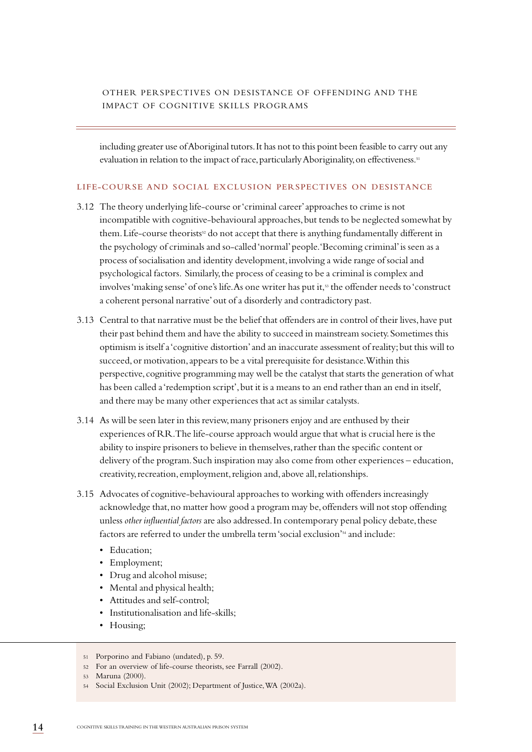including greater use of Aboriginal tutors. It has not to this point been feasible to carry out any evaluation in relation to the impact of race, particularly Aboriginality, on effectiveness.[51]

## LIFE-COURSE AND SOCIAL EXCLUSION PERSPECTIVES ON DESISTANCE

3.12 The theory underlying life-course or 'criminal career' approaches to crime is not incompatible with cognitive-behavioural approaches, but tends to be neglected somewhat by them. Life-course theorists[52] do not accept that there is anything fundamentally different in the psychology of criminals and so-called 'normal' people. 'Becoming criminal' is seen as a process of socialisation and identity development, involving a wide range of social and psychological factors. Similarly, the process of ceasing to be a criminal is complex and involves 'making sense' of one's life. As one writer has put it,[53] the offender needs to 'construct a coherent personal narrative' out of a disorderly and contradictory past.

3.13 Central to that narrative must be the belief that offenders are in control of their lives, have put their past behind them and have the ability to succeed in mainstream society. Sometimes this optimism is itself a 'cognitive distortion' and an inaccurate assessment of reality; but this will to succeed, or motivation, appears to be a vital prerequisite for desistance. Within this perspective, cognitive programming may well be the catalyst that starts the generation of what has been called a 'redemption script', but it is a means to an end rather than an end in itself, and there may be many other experiences that act as similar catalysts.

3.14 As will be seen later in this review, many prisoners enjoy and are enthused by their experiences of RR. The life-course approach would argue that what is crucial here is the ability to inspire prisoners to believe in themselves, rather than the specific content or delivery of the program. Such inspiration may also come from other experiences – education, creativity, recreation, employment, religion and, above all, relationships.

3.15 Advocates of cognitive-behavioural approaches to working with offenders increasingly acknowledge that, no matter how good a program may be, offenders will not stop offending unless *other influential factors* are also addressed. In contemporary penal policy debate, these factors are referred to under the umbrella term 'social exclusion'[54] and include:

- Education;
- Employment;
- Drug and alcohol misuse;
- Mental and physical health;
- Attitudes and self-control;
- Institutionalisation and life-skills;
- Housing;

---

51 Porporino and Fabiano (undated), p. 59.

52 For an overview of life-course theorists, see Farrall (2002).

53 Maruna (2000).

54 Social Exclusion Unit (2002); Department of Justice, WA (2002a).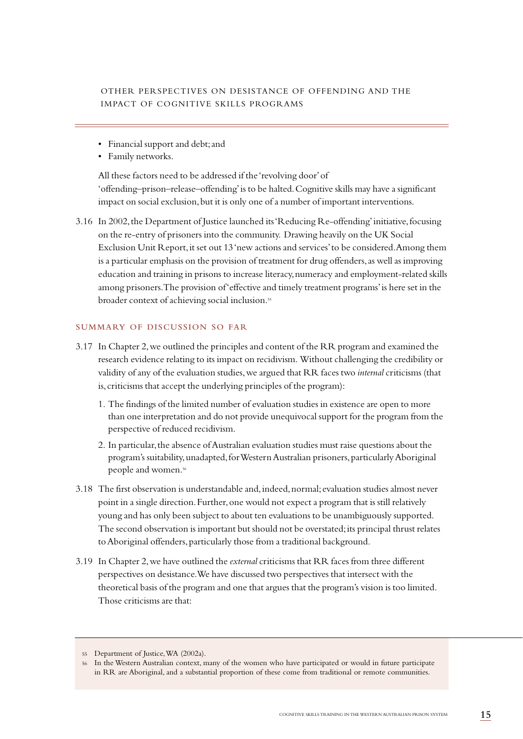- Financial support and debt; and
- Family networks.

All these factors need to be addressed if the 'revolving door' of 'offending–prison–release–offending' is to be halted. Cognitive skills may have a significant impact on social exclusion, but it is only one of a number of important interventions.

3.16 In 2002, the Department of Justice launched its 'Reducing Re-offending' initiative, focusing on the re-entry of prisoners into the community. Drawing heavily on the UK Social Exclusion Unit Report, it set out 13 'new actions and services' to be considered. Among them is a particular emphasis on the provision of treatment for drug offenders, as well as improving education and training in prisons to increase literacy, numeracy and employment-related skills among prisoners. The provision of 'effective and timely treatment programs' is here set in the broader context of achieving social inclusion.[55]

## SUMMARY OF DISCUSSION SO FAR

3.17 In Chapter 2, we outlined the principles and content of the RR program and examined the research evidence relating to its impact on recidivism. Without challenging the credibility or validity of any of the evaluation studies, we argued that RR faces two *internal* criticisms (that is, criticisms that accept the underlying principles of the program):

1. The findings of the limited number of evaluation studies in existence are open to more than one interpretation and do not provide unequivocal support for the program from the perspective of reduced recidivism.
2. In particular, the absence of Australian evaluation studies must raise questions about the program's suitability, unadapted, for Western Australian prisoners, particularly Aboriginal people and women.[56]

3.18 The first observation is understandable and, indeed, normal; evaluation studies almost never point in a single direction. Further, one would not expect a program that is still relatively young and has only been subject to about ten evaluations to be unambiguously supported. The second observation is important but should not be overstated; its principal thrust relates to Aboriginal offenders, particularly those from a traditional background.

3.19 In Chapter 2, we have outlined the *external* criticisms that RR faces from three different perspectives on desistance. We have discussed two perspectives that intersect with the theoretical basis of the program and one that argues that the program's vision is too limited. Those criticisms are that:

---

55 Department of Justice, WA (2002a).

56 In the Western Australian context, many of the women who have participated or would in future participate in RR are Aboriginal, and a substantial proportion of these come from traditional or remote communities.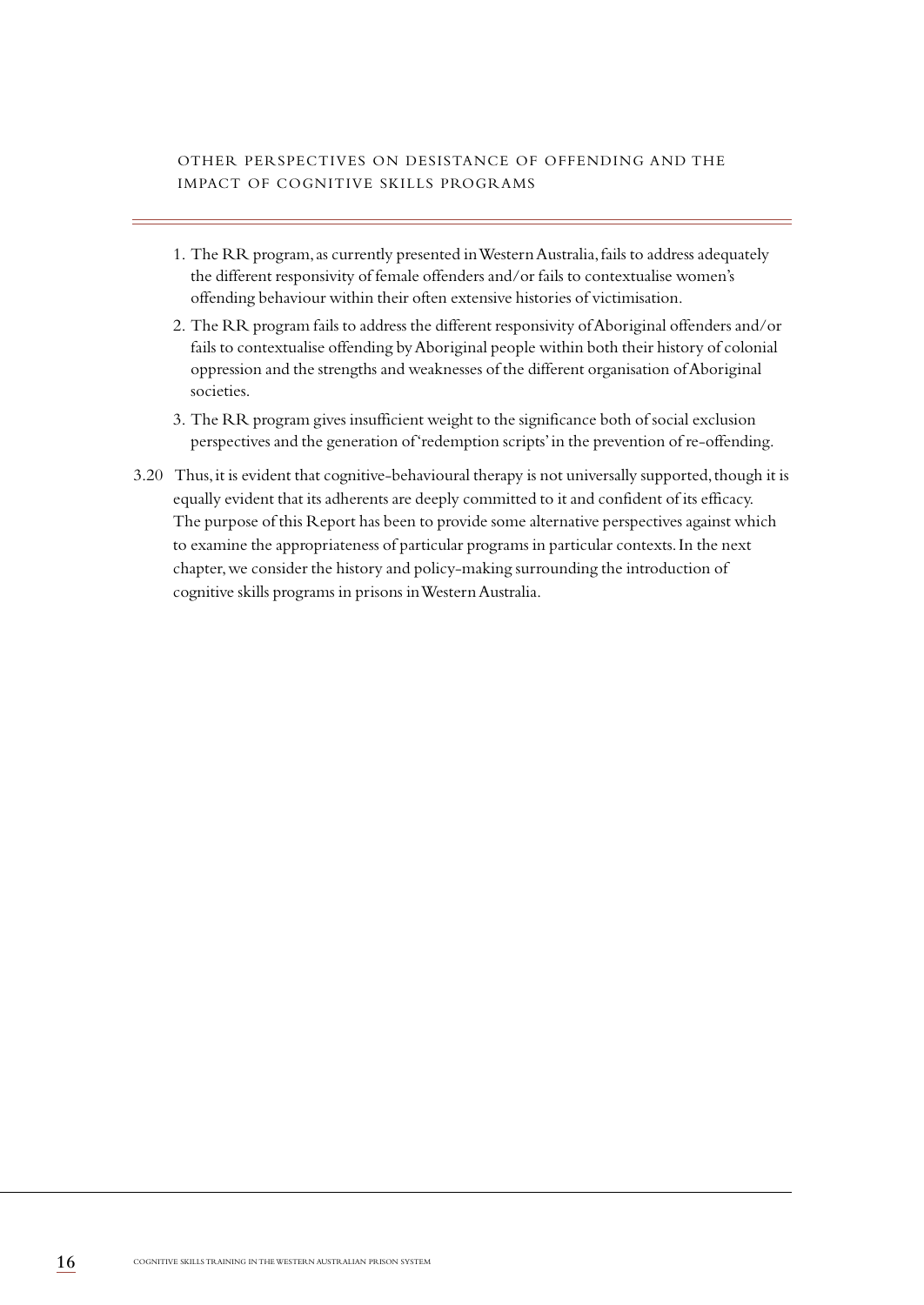1. The RR program, as currently presented in Western Australia, fails to address adequately the different responsivity of female offenders and/or fails to contextualise women's offending behaviour within their often extensive histories of victimisation.
2. The RR program fails to address the different responsivity of Aboriginal offenders and/or fails to contextualise offending by Aboriginal people within both their history of colonial oppression and the strengths and weaknesses of the different organisation of Aboriginal societies.
3. The RR program gives insufficient weight to the significance both of social exclusion perspectives and the generation of 'redemption scripts' in the prevention of re-offending.

3.20 Thus, it is evident that cognitive-behavioural therapy is not universally supported, though it is equally evident that its adherents are deeply committed to it and confident of its efficacy. The purpose of this Report has been to provide some alternative perspectives against which to examine the appropriateness of particular programs in particular contexts. In the next chapter, we consider the history and policy-making surrounding the introduction of cognitive skills programs in prisons in Western Australia.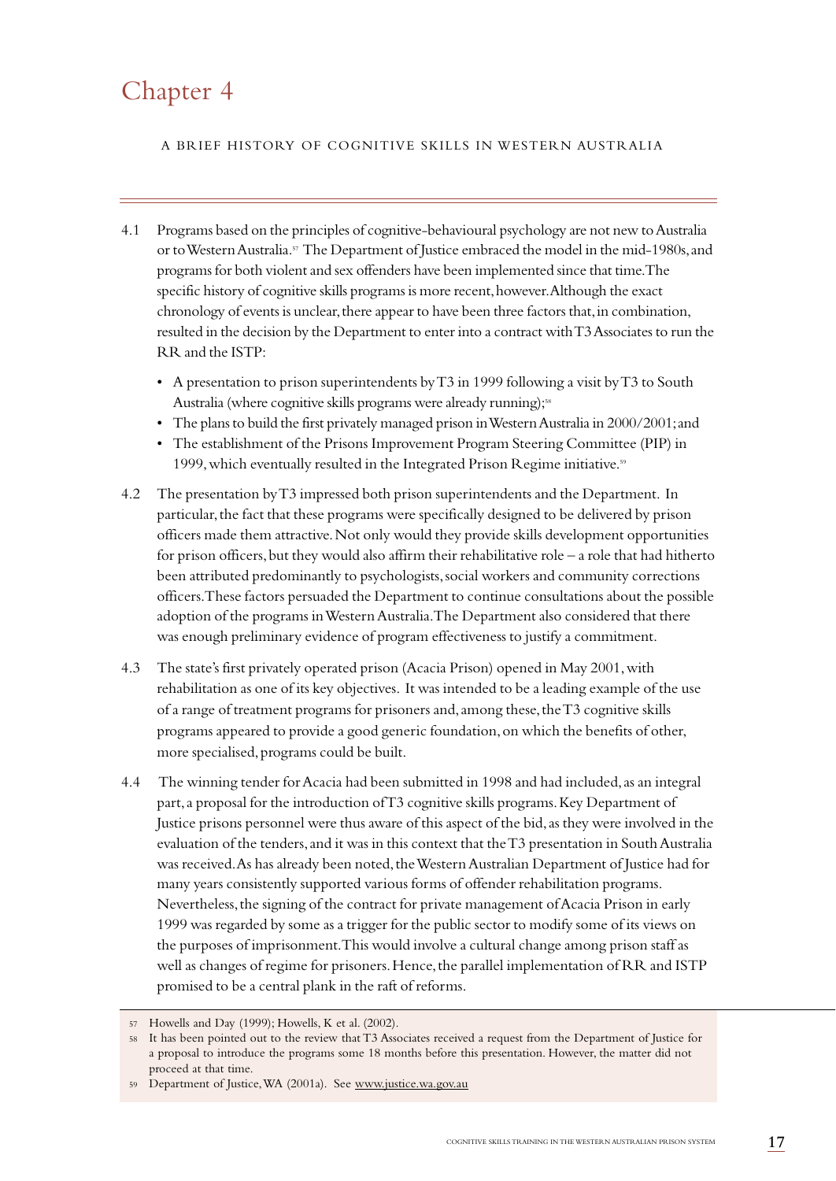# Chapter 4

## A BRIEF HISTORY OF COGNITIVE SKILLS IN WESTERN AUSTRALIA

4.1 Programs based on the principles of cognitive-behavioural psychology are not new to Australia or to Western Australia.[57] The Department of Justice embraced the model in the mid-1980s, and programs for both violent and sex offenders have been implemented since that time. The specific history of cognitive skills programs is more recent, however. Although the exact chronology of events is unclear, there appear to have been three factors that, in combination, resulted in the decision by the Department to enter into a contract with T3 Associates to run the RR and the ISTP:

- A presentation to prison superintendents by T3 in 1999 following a visit by T3 to South Australia (where cognitive skills programs were already running);[58]
- The plans to build the first privately managed prison in Western Australia in 2000/2001; and
- The establishment of the Prisons Improvement Program Steering Committee (PIP) in 1999, which eventually resulted in the Integrated Prison Regime initiative.[59]

4.2 The presentation by T3 impressed both prison superintendents and the Department. In particular, the fact that these programs were specifically designed to be delivered by prison officers made them attractive. Not only would they provide skills development opportunities for prison officers, but they would also affirm their rehabilitative role – a role that had hitherto been attributed predominantly to psychologists, social workers and community corrections officers. These factors persuaded the Department to continue consultations about the possible adoption of the programs in Western Australia. The Department also considered that there was enough preliminary evidence of program effectiveness to justify a commitment.

4.3 The state's first privately operated prison (Acacia Prison) opened in May 2001, with rehabilitation as one of its key objectives. It was intended to be a leading example of the use of a range of treatment programs for prisoners and, among these, the T3 cognitive skills programs appeared to provide a good generic foundation, on which the benefits of other, more specialised, programs could be built.

4.4 The winning tender for Acacia had been submitted in 1998 and had included, as an integral part, a proposal for the introduction of T3 cognitive skills programs. Key Department of Justice prisons personnel were thus aware of this aspect of the bid, as they were involved in the evaluation of the tenders, and it was in this context that the T3 presentation in South Australia was received. As has already been noted, the Western Australian Department of Justice had for many years consistently supported various forms of offender rehabilitation programs. Nevertheless, the signing of the contract for private management of Acacia Prison in early 1999 was regarded by some as a trigger for the public sector to modify some of its views on the purposes of imprisonment. This would involve a cultural change among prison staff as well as changes of regime for prisoners. Hence, the parallel implementation of RR and ISTP promised to be a central plank in the raft of reforms.

---

57 Howells and Day (1999); Howells, K et al. (2002).

58 It has been pointed out to the review that T3 Associates received a request from the Department of Justice for a proposal to introduce the programs some 18 months before this presentation. However, the matter did not proceed at that time.

59 Department of Justice, WA (2001a). See www.justice.wa.gov.au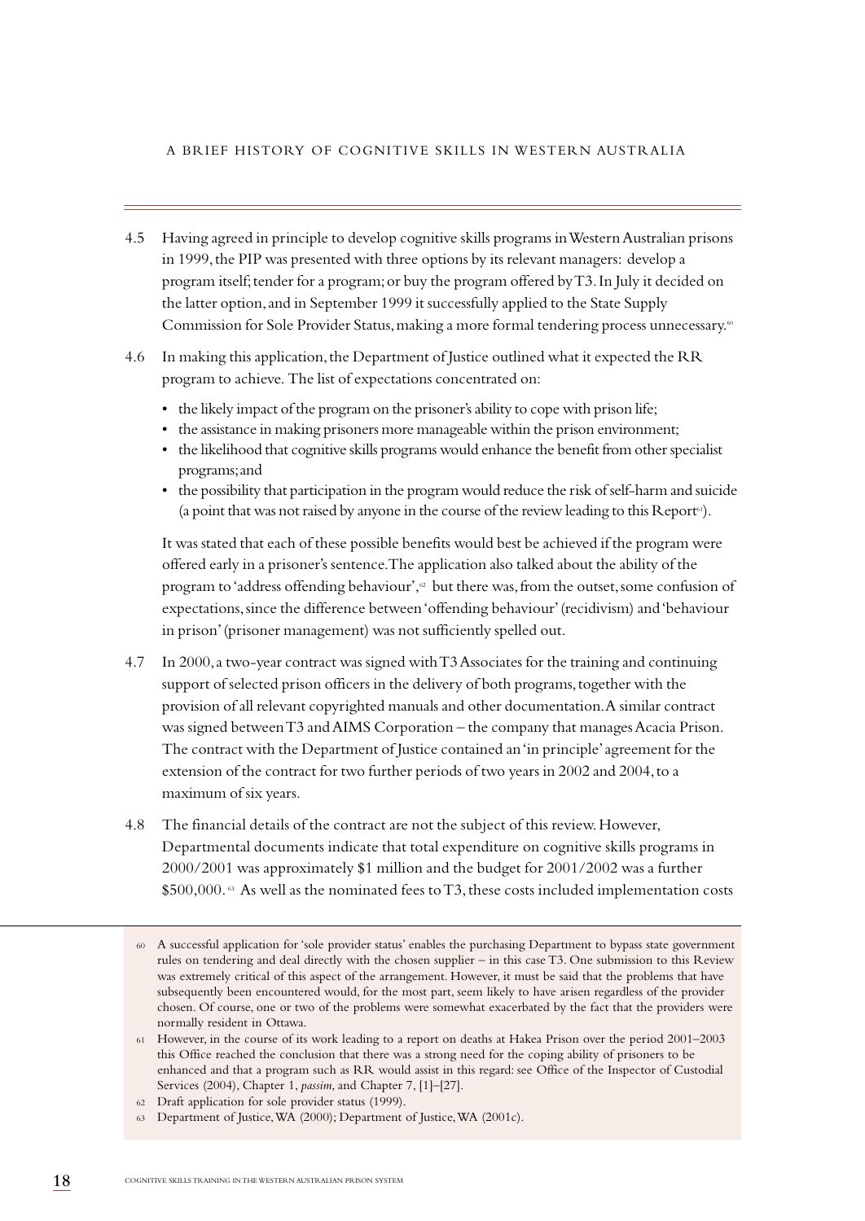4.5 Having agreed in principle to develop cognitive skills programs in Western Australian prisons in 1999, the PIP was presented with three options by its relevant managers: develop a program itself; tender for a program; or buy the program offered by T3. In July it decided on the latter option, and in September 1999 it successfully applied to the State Supply Commission for Sole Provider Status, making a more formal tendering process unnecessary.[60]

4.6 In making this application, the Department of Justice outlined what it expected the RR program to achieve. The list of expectations concentrated on:

- the likely impact of the program on the prisoner's ability to cope with prison life;
- the assistance in making prisoners more manageable within the prison environment;
- the likelihood that cognitive skills programs would enhance the benefit from other specialist programs; and
- the possibility that participation in the program would reduce the risk of self-harm and suicide (a point that was not raised by anyone in the course of the review leading to this Report[61]).

It was stated that each of these possible benefits would best be achieved if the program were offered early in a prisoner's sentence. The application also talked about the ability of the program to 'address offending behaviour',[62] but there was, from the outset, some confusion of expectations, since the difference between 'offending behaviour' (recidivism) and 'behaviour in prison' (prisoner management) was not sufficiently spelled out.

4.7 In 2000, a two-year contract was signed with T3 Associates for the training and continuing support of selected prison officers in the delivery of both programs, together with the provision of all relevant copyrighted manuals and other documentation. A similar contract was signed between T3 and AIMS Corporation – the company that manages Acacia Prison. The contract with the Department of Justice contained an 'in principle' agreement for the extension of the contract for two further periods of two years in 2002 and 2004, to a maximum of six years.

4.8 The financial details of the contract are not the subject of this review. However, Departmental documents indicate that total expenditure on cognitive skills programs in 2000/2001 was approximately $1 million and the budget for 2001/2002 was a further $500,000.[63] As well as the nominated fees to T3, these costs included implementation costs

---

[60] A successful application for 'sole provider status' enables the purchasing Department to bypass state government rules on tendering and deal directly with the chosen supplier – in this case T3. One submission to this Review was extremely critical of this aspect of the arrangement. However, it must be said that the problems that have subsequently been encountered would, for the most part, seem likely to have arisen regardless of the provider chosen. Of course, one or two of the problems were somewhat exacerbated by the fact that the providers were normally resident in Ottawa.

[61] However, in the course of its work leading to a report on deaths at Hakea Prison over the period 2001–2003 this Office reached the conclusion that there was a strong need for the coping ability of prisoners to be enhanced and that a program such as RR would assist in this regard: see Office of the Inspector of Custodial Services (2004), Chapter 1, *passim*, and Chapter 7, [1]–[27].

[62] Draft application for sole provider status (1999).

[63] Department of Justice, WA (2000); Department of Justice, WA (2001c).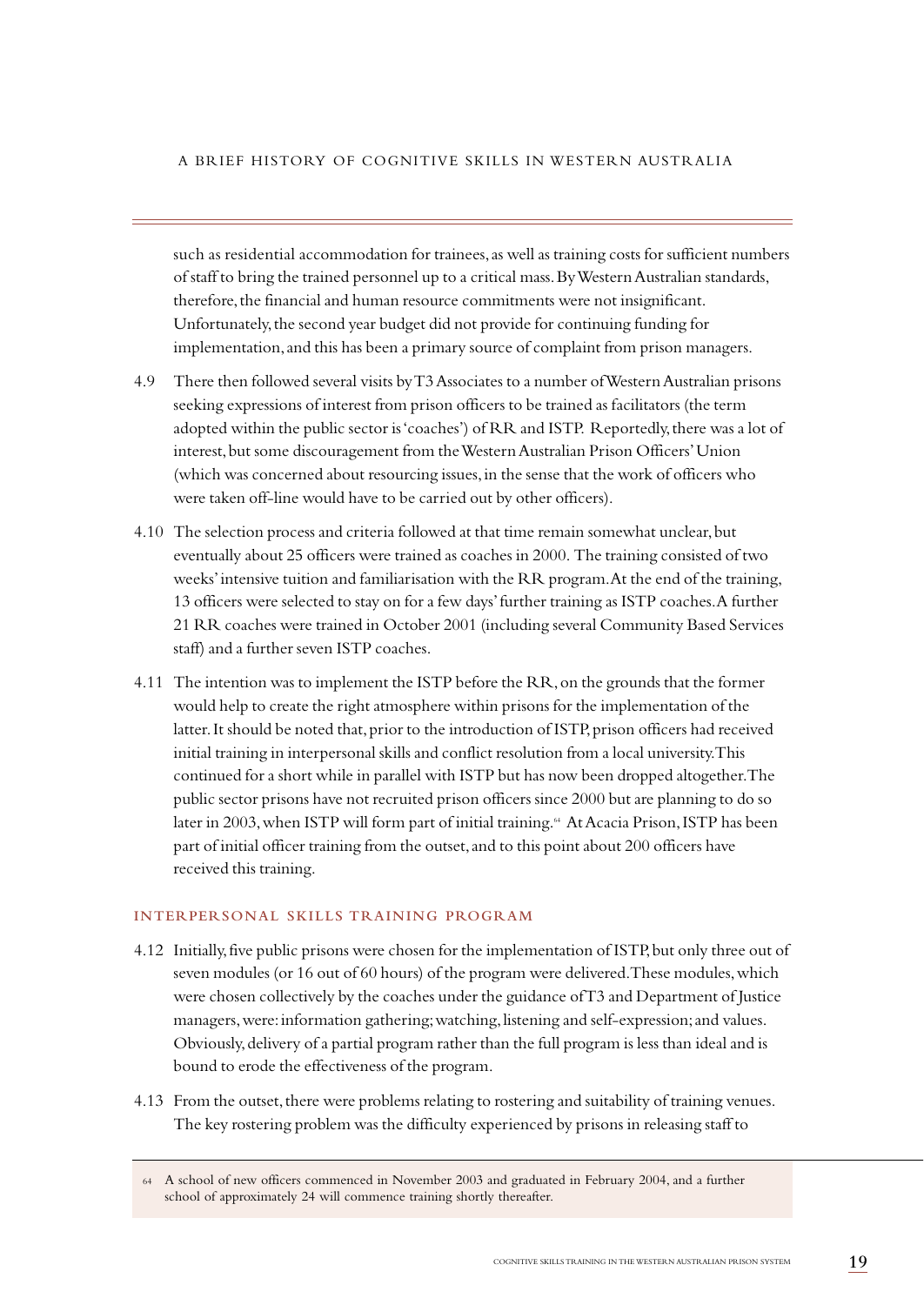such as residential accommodation for trainees, as well as training costs for sufficient numbers of staff to bring the trained personnel up to a critical mass. By Western Australian standards, therefore, the financial and human resource commitments were not insignificant. Unfortunately, the second year budget did not provide for continuing funding for implementation, and this has been a primary source of complaint from prison managers.

4.9 There then followed several visits by T3 Associates to a number of Western Australian prisons seeking expressions of interest from prison officers to be trained as facilitators (the term adopted within the public sector is 'coaches') of RR and ISTP. Reportedly, there was a lot of interest, but some discouragement from the Western Australian Prison Officers' Union (which was concerned about resourcing issues, in the sense that the work of officers who were taken off-line would have to be carried out by other officers).

4.10 The selection process and criteria followed at that time remain somewhat unclear, but eventually about 25 officers were trained as coaches in 2000. The training consisted of two weeks' intensive tuition and familiarisation with the RR program. At the end of the training, 13 officers were selected to stay on for a few days' further training as ISTP coaches. A further 21 RR coaches were trained in October 2001 (including several Community Based Services staff) and a further seven ISTP coaches.

4.11 The intention was to implement the ISTP before the RR, on the grounds that the former would help to create the right atmosphere within prisons for the implementation of the latter. It should be noted that, prior to the introduction of ISTP, prison officers had received initial training in interpersonal skills and conflict resolution from a local university. This continued for a short while in parallel with ISTP but has now been dropped altogether. The public sector prisons have not recruited prison officers since 2000 but are planning to do so later in 2003, when ISTP will form part of initial training.[64] At Acacia Prison, ISTP has been part of initial officer training from the outset, and to this point about 200 officers have received this training.

### INTERPERSONAL SKILLS TRAINING PROGRAM

4.12 Initially, five public prisons were chosen for the implementation of ISTP, but only three out of seven modules (or 16 out of 60 hours) of the program were delivered. These modules, which were chosen collectively by the coaches under the guidance of T3 and Department of Justice managers, were: information gathering; watching, listening and self-expression; and values. Obviously, delivery of a partial program rather than the full program is less than ideal and is bound to erode the effectiveness of the program.

4.13 From the outset, there were problems relating to rostering and suitability of training venues. The key rostering problem was the difficulty experienced by prisons in releasing staff to

---

[64] A school of new officers commenced in November 2003 and graduated in February 2004, and a further school of approximately 24 will commence training shortly thereafter.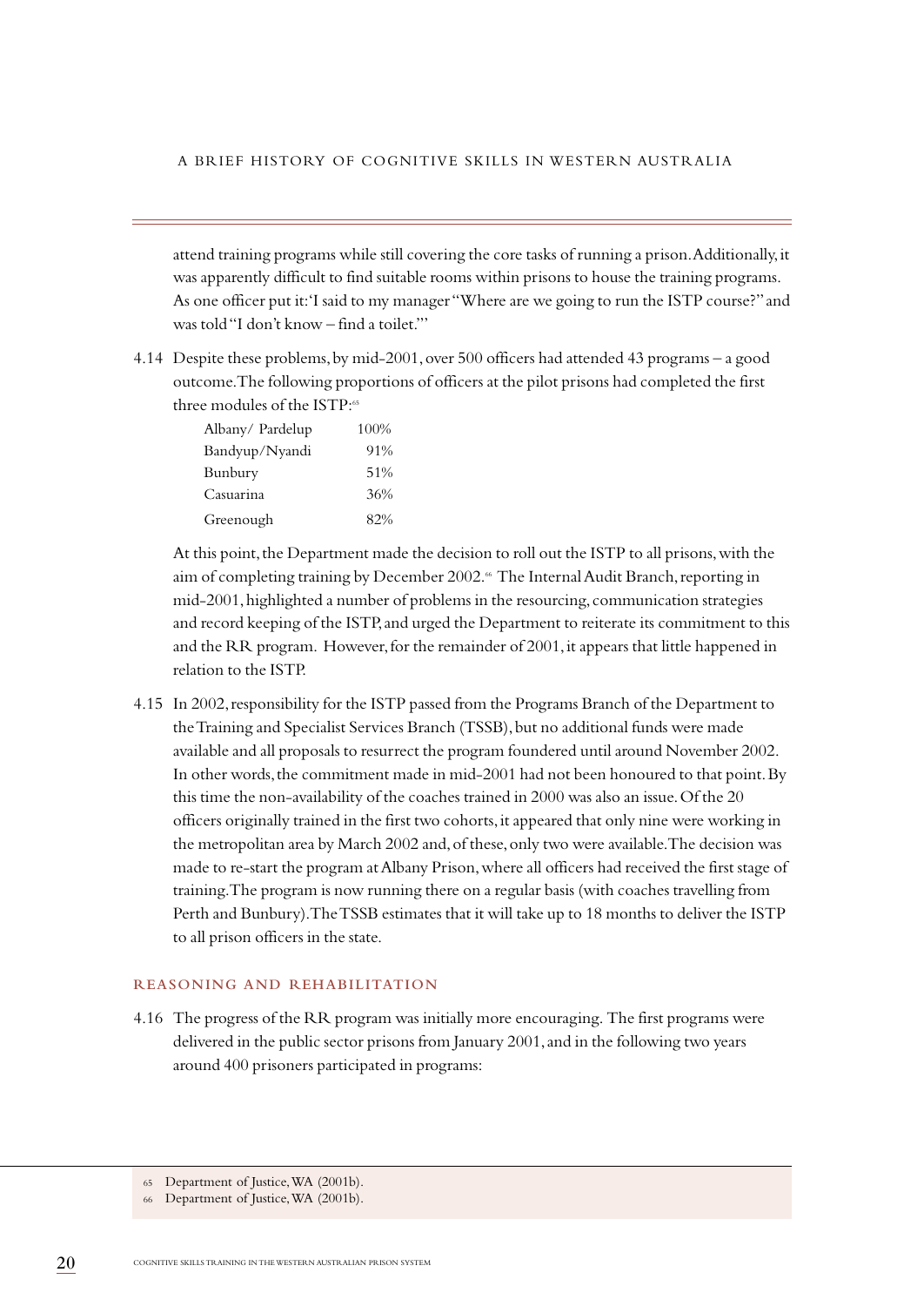attend training programs while still covering the core tasks of running a prison. Additionally, it was apparently difficult to find suitable rooms within prisons to house the training programs. As one officer put it: 'I said to my manager "Where are we going to run the ISTP course?" and was told "I don't know – find a toilet."'

4.14 Despite these problems, by mid-2001, over 500 officers had attended 43 programs – a good outcome. The following proportions of officers at the pilot prisons had completed the first three modules of the ISTP:[65]

| | |
|---|---|
| Albany/ Pardelup | 100% |
| Bandyup/Nyandi | 91% |
| Bunbury | 51% |
| Casuarina | 36% |
| Greenough | 82% |

At this point, the Department made the decision to roll out the ISTP to all prisons, with the aim of completing training by December 2002.[66] The Internal Audit Branch, reporting in mid-2001, highlighted a number of problems in the resourcing, communication strategies and record keeping of the ISTP, and urged the Department to reiterate its commitment to this and the RR program. However, for the remainder of 2001, it appears that little happened in relation to the ISTP.

4.15 In 2002, responsibility for the ISTP passed from the Programs Branch of the Department to the Training and Specialist Services Branch (TSSB), but no additional funds were made available and all proposals to resurrect the program foundered until around November 2002. In other words, the commitment made in mid-2001 had not been honoured to that point. By this time the non-availability of the coaches trained in 2000 was also an issue. Of the 20 officers originally trained in the first two cohorts, it appeared that only nine were working in the metropolitan area by March 2002 and, of these, only two were available. The decision was made to re-start the program at Albany Prison, where all officers had received the first stage of training. The program is now running there on a regular basis (with coaches travelling from Perth and Bunbury). The TSSB estimates that it will take up to 18 months to deliver the ISTP to all prison officers in the state.

### REASONING AND REHABILITATION

4.16 The progress of the RR program was initially more encouraging. The first programs were delivered in the public sector prisons from January 2001, and in the following two years around 400 prisoners participated in programs:

---

65 Department of Justice, WA (2001b).

66 Department of Justice, WA (2001b).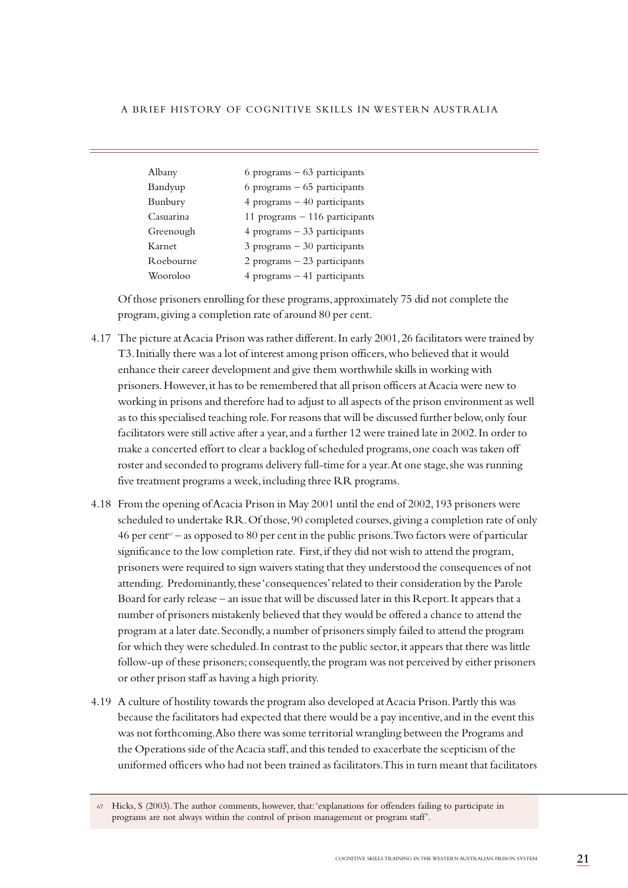| | |
|---|---|
| Albany | 6 programs – 63 participants |
| Bandyup | 6 programs – 65 participants |
| Bunbury | 4 programs – 40 participants |
| Casuarina | 11 programs – 116 participants |
| Greenough | 4 programs – 33 participants |
| Karnet | 3 programs – 30 participants |
| Roebourne | 2 programs – 23 participants |
| Wooroloo | 4 programs – 41 participants |

Of those prisoners enrolling for these programs, approximately 75 did not complete the program, giving a completion rate of around 80 per cent.

4.17 The picture at Acacia Prison was rather different. In early 2001, 26 facilitators were trained by T3. Initially there was a lot of interest among prison officers, who believed that it would enhance their career development and give them worthwhile skills in working with prisoners. However, it has to be remembered that all prison officers at Acacia were new to working in prisons and therefore had to adjust to all aspects of the prison environment as well as to this specialised teaching role. For reasons that will be discussed further below, only four facilitators were still active after a year, and a further 12 were trained late in 2002. In order to make a concerted effort to clear a backlog of scheduled programs, one coach was taken off roster and seconded to programs delivery full-time for a year. At one stage, she was running five treatment programs a week, including three RR programs.

4.18 From the opening of Acacia Prison in May 2001 until the end of 2002, 193 prisoners were scheduled to undertake RR. Of those, 90 completed courses, giving a completion rate of only 46 per cent[67] – as opposed to 80 per cent in the public prisons. Two factors were of particular significance to the low completion rate. First, if they did not wish to attend the program, prisoners were required to sign waivers stating that they understood the consequences of not attending. Predominantly, these 'consequences' related to their consideration by the Parole Board for early release – an issue that will be discussed later in this Report. It appears that a number of prisoners mistakenly believed that they would be offered a chance to attend the program at a later date. Secondly, a number of prisoners simply failed to attend the program for which they were scheduled. In contrast to the public sector, it appears that there was little follow-up of these prisoners; consequently, the program was not perceived by either prisoners or other prison staff as having a high priority.

4.19 A culture of hostility towards the program also developed at Acacia Prison. Partly this was because the facilitators had expected that there would be a pay incentive, and in the event this was not forthcoming. Also there was some territorial wrangling between the Programs and the Operations side of the Acacia staff, and this tended to exacerbate the scepticism of the uniformed officers who had not been trained as facilitators. This in turn meant that facilitators

---

[67] Hicks, S (2003). The author comments, however, that: 'explanations for offenders failing to participate in programs are not always within the control of prison management or program staff'.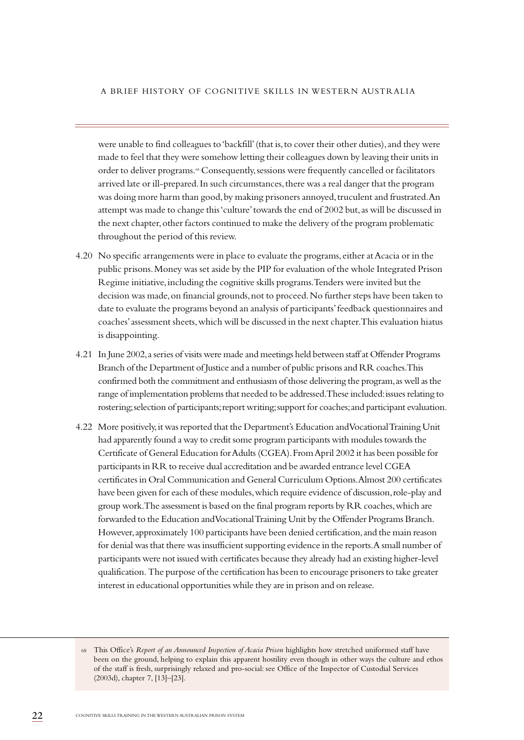were unable to find colleagues to 'backfill' (that is, to cover their other duties), and they were made to feel that they were somehow letting their colleagues down by leaving their units in order to deliver programs.[68] Consequently, sessions were frequently cancelled or facilitators arrived late or ill-prepared. In such circumstances, there was a real danger that the program was doing more harm than good, by making prisoners annoyed, truculent and frustrated. An attempt was made to change this 'culture' towards the end of 2002 but, as will be discussed in the next chapter, other factors continued to make the delivery of the program problematic throughout the period of this review.

4.20 No specific arrangements were in place to evaluate the programs, either at Acacia or in the public prisons. Money was set aside by the PIP for evaluation of the whole Integrated Prison Regime initiative, including the cognitive skills programs. Tenders were invited but the decision was made, on financial grounds, not to proceed. No further steps have been taken to date to evaluate the programs beyond an analysis of participants' feedback questionnaires and coaches' assessment sheets, which will be discussed in the next chapter. This evaluation hiatus is disappointing.

4.21 In June 2002, a series of visits were made and meetings held between staff at Offender Programs Branch of the Department of Justice and a number of public prisons and RR coaches. This confirmed both the commitment and enthusiasm of those delivering the program, as well as the range of implementation problems that needed to be addressed. These included: issues relating to rostering; selection of participants; report writing; support for coaches; and participant evaluation.

4.22 More positively, it was reported that the Department's Education and Vocational Training Unit had apparently found a way to credit some program participants with modules towards the Certificate of General Education for Adults (CGEA). From April 2002 it has been possible for participants in RR to receive dual accreditation and be awarded entrance level CGEA certificates in Oral Communication and General Curriculum Options. Almost 200 certificates have been given for each of these modules, which require evidence of discussion, role-play and group work. The assessment is based on the final program reports by RR coaches, which are forwarded to the Education and Vocational Training Unit by the Offender Programs Branch. However, approximately 100 participants have been denied certification, and the main reason for denial was that there was insufficient supporting evidence in the reports. A small number of participants were not issued with certificates because they already had an existing higher-level qualification. The purpose of the certification has been to encourage prisoners to take greater interest in educational opportunities while they are in prison and on release.

---

68 This Office's *Report of an Announced Inspection of Acacia Prison* highlights how stretched uniformed staff have been on the ground, helping to explain this apparent hostility even though in other ways the culture and ethos of the staff is fresh, surprisingly relaxed and pro-social: see Office of the Inspector of Custodial Services (2003d), chapter 7, [13]–[23].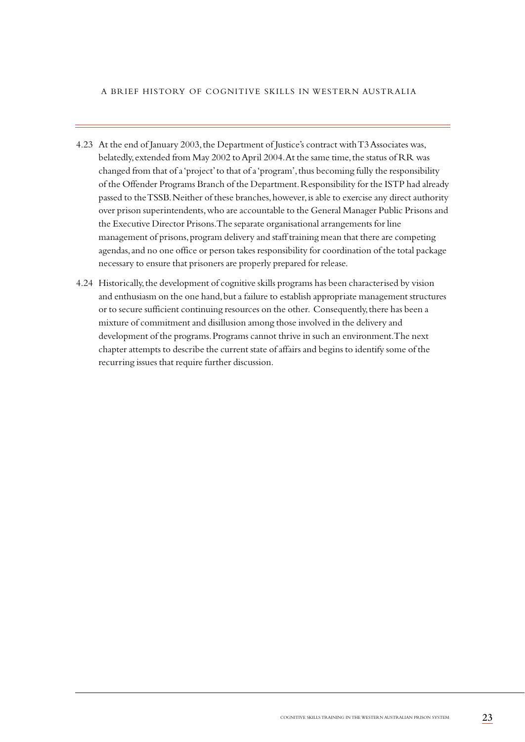4.23 At the end of January 2003, the Department of Justice's contract with T3 Associates was, belatedly, extended from May 2002 to April 2004. At the same time, the status of RR was changed from that of a 'project' to that of a 'program', thus becoming fully the responsibility of the Offender Programs Branch of the Department. Responsibility for the ISTP had already passed to the TSSB. Neither of these branches, however, is able to exercise any direct authority over prison superintendents, who are accountable to the General Manager Public Prisons and the Executive Director Prisons. The separate organisational arrangements for line management of prisons, program delivery and staff training mean that there are competing agendas, and no one office or person takes responsibility for coordination of the total package necessary to ensure that prisoners are properly prepared for release.

4.24 Historically, the development of cognitive skills programs has been characterised by vision and enthusiasm on the one hand, but a failure to establish appropriate management structures or to secure sufficient continuing resources on the other. Consequently, there has been a mixture of commitment and disillusion among those involved in the delivery and development of the programs. Programs cannot thrive in such an environment. The next chapter attempts to describe the current state of affairs and begins to identify some of the recurring issues that require further discussion.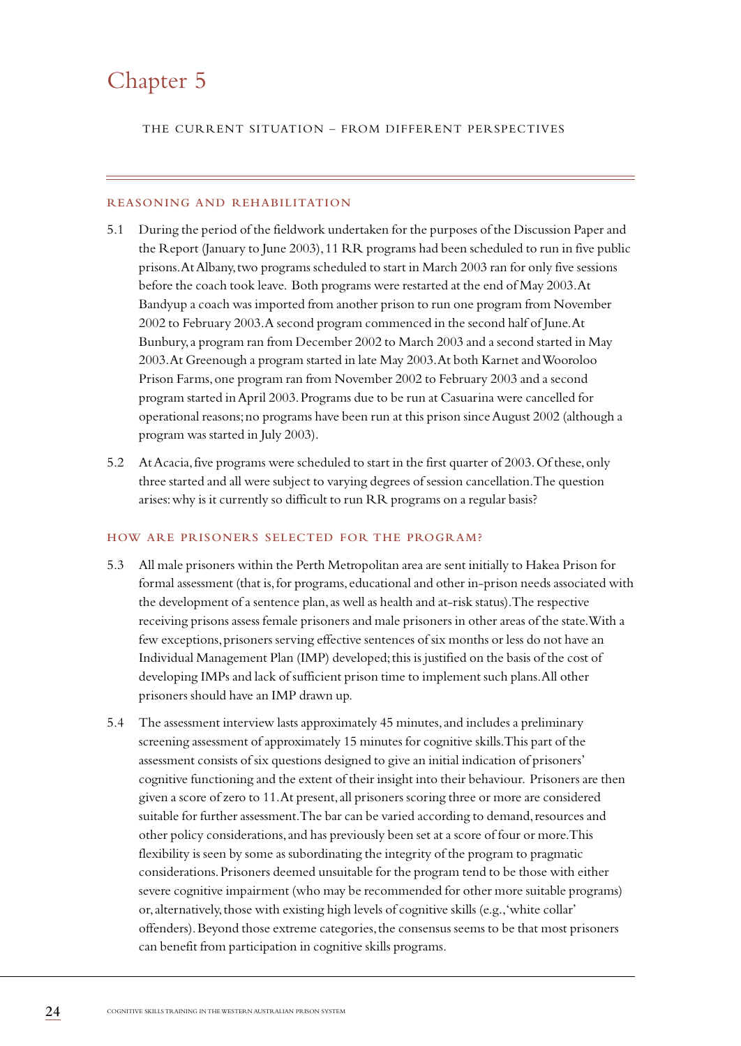# Chapter 5

THE CURRENT SITUATION – FROM DIFFERENT PERSPECTIVES

## REASONING AND REHABILITATION

5.1 During the period of the fieldwork undertaken for the purposes of the Discussion Paper and the Report (January to June 2003), 11 RR programs had been scheduled to run in five public prisons. At Albany, two programs scheduled to start in March 2003 ran for only five sessions before the coach took leave. Both programs were restarted at the end of May 2003. At Bandyup a coach was imported from another prison to run one program from November 2002 to February 2003. A second program commenced in the second half of June. At Bunbury, a program ran from December 2002 to March 2003 and a second started in May 2003. At Greenough a program started in late May 2003. At both Karnet and Wooroloo Prison Farms, one program ran from November 2002 to February 2003 and a second program started in April 2003. Programs due to be run at Casuarina were cancelled for operational reasons; no programs have been run at this prison since August 2002 (although a program was started in July 2003).

5.2 At Acacia, five programs were scheduled to start in the first quarter of 2003. Of these, only three started and all were subject to varying degrees of session cancellation. The question arises: why is it currently so difficult to run RR programs on a regular basis?

## HOW ARE PRISONERS SELECTED FOR THE PROGRAM?

5.3 All male prisoners within the Perth Metropolitan area are sent initially to Hakea Prison for formal assessment (that is, for programs, educational and other in-prison needs associated with the development of a sentence plan, as well as health and at-risk status). The respective receiving prisons assess female prisoners and male prisoners in other areas of the state. With a few exceptions, prisoners serving effective sentences of six months or less do not have an Individual Management Plan (IMP) developed; this is justified on the basis of the cost of developing IMPs and lack of sufficient prison time to implement such plans. All other prisoners should have an IMP drawn up.

5.4 The assessment interview lasts approximately 45 minutes, and includes a preliminary screening assessment of approximately 15 minutes for cognitive skills. This part of the assessment consists of six questions designed to give an initial indication of prisoners' cognitive functioning and the extent of their insight into their behaviour. Prisoners are then given a score of zero to 11. At present, all prisoners scoring three or more are considered suitable for further assessment. The bar can be varied according to demand, resources and other policy considerations, and has previously been set at a score of four or more. This flexibility is seen by some as subordinating the integrity of the program to pragmatic considerations. Prisoners deemed unsuitable for the program tend to be those with either severe cognitive impairment (who may be recommended for other more suitable programs) or, alternatively, those with existing high levels of cognitive skills (e.g., 'white collar' offenders). Beyond those extreme categories, the consensus seems to be that most prisoners can benefit from participation in cognitive skills programs.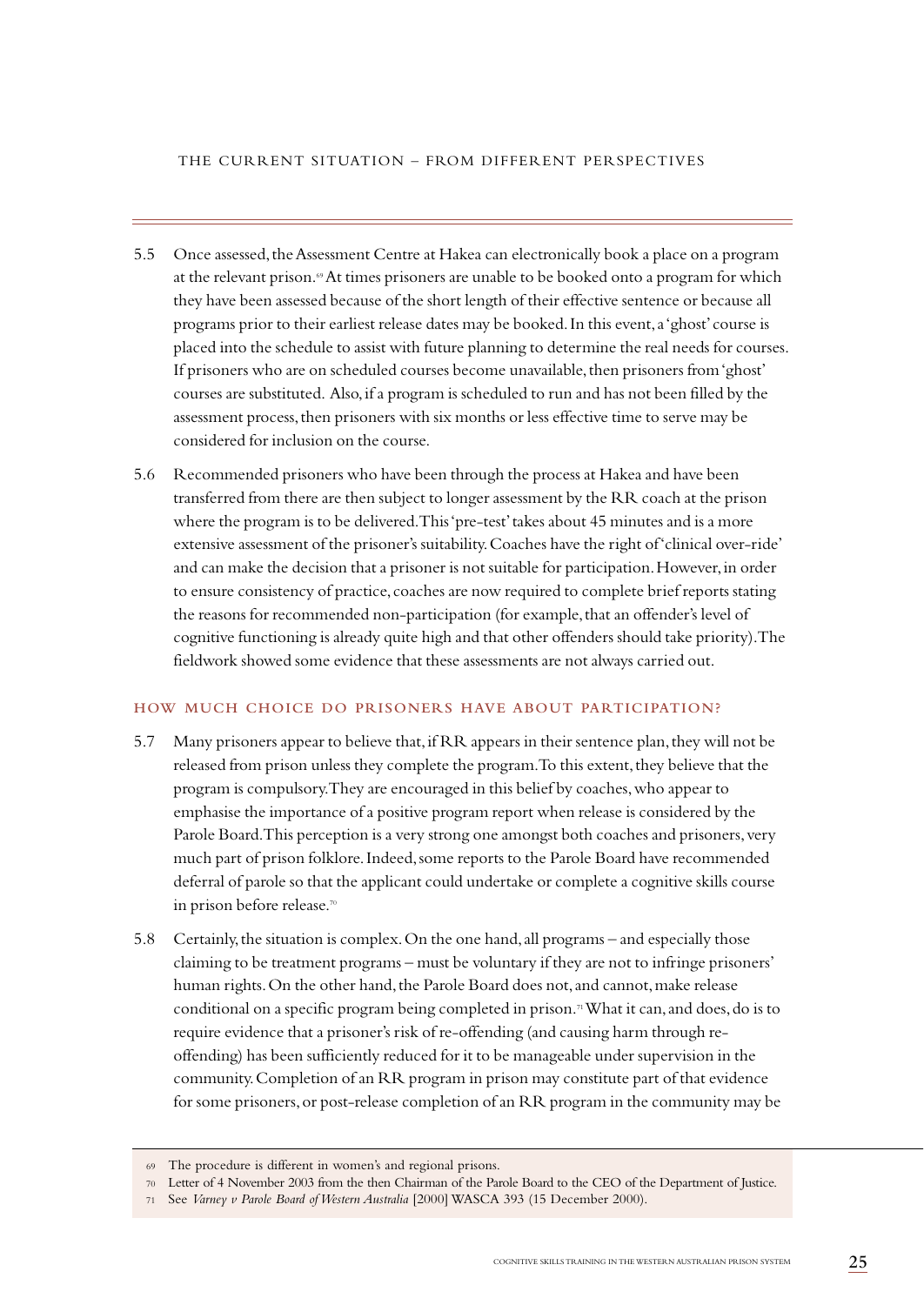5.5 Once assessed, the Assessment Centre at Hakea can electronically book a place on a program at the relevant prison.[69] At times prisoners are unable to be booked onto a program for which they have been assessed because of the short length of their effective sentence or because all programs prior to their earliest release dates may be booked. In this event, a 'ghost' course is placed into the schedule to assist with future planning to determine the real needs for courses. If prisoners who are on scheduled courses become unavailable, then prisoners from 'ghost' courses are substituted. Also, if a program is scheduled to run and has not been filled by the assessment process, then prisoners with six months or less effective time to serve may be considered for inclusion on the course.

5.6 Recommended prisoners who have been through the process at Hakea and have been transferred from there are then subject to longer assessment by the RR coach at the prison where the program is to be delivered. This 'pre-test' takes about 45 minutes and is a more extensive assessment of the prisoner's suitability. Coaches have the right of 'clinical over-ride' and can make the decision that a prisoner is not suitable for participation. However, in order to ensure consistency of practice, coaches are now required to complete brief reports stating the reasons for recommended non-participation (for example, that an offender's level of cognitive functioning is already quite high and that other offenders should take priority). The fieldwork showed some evidence that these assessments are not always carried out.

## HOW MUCH CHOICE DO PRISONERS HAVE ABOUT PARTICIPATION?

5.7 Many prisoners appear to believe that, if RR appears in their sentence plan, they will not be released from prison unless they complete the program. To this extent, they believe that the program is compulsory. They are encouraged in this belief by coaches, who appear to emphasise the importance of a positive program report when release is considered by the Parole Board. This perception is a very strong one amongst both coaches and prisoners, very much part of prison folklore. Indeed, some reports to the Parole Board have recommended deferral of parole so that the applicant could undertake or complete a cognitive skills course in prison before release.[70]

5.8 Certainly, the situation is complex. On the one hand, all programs – and especially those claiming to be treatment programs – must be voluntary if they are not to infringe prisoners' human rights. On the other hand, the Parole Board does not, and cannot, make release conditional on a specific program being completed in prison.[71] What it can, and does, do is to require evidence that a prisoner's risk of re-offending (and causing harm through re-offending) has been sufficiently reduced for it to be manageable under supervision in the community. Completion of an RR program in prison may constitute part of that evidence for some prisoners, or post-release completion of an RR program in the community may be

---

69 The procedure is different in women's and regional prisons.

70 Letter of 4 November 2003 from the then Chairman of the Parole Board to the CEO of the Department of Justice.

71 See *Varney v Parole Board of Western Australia* [2000] WASCA 393 (15 December 2000).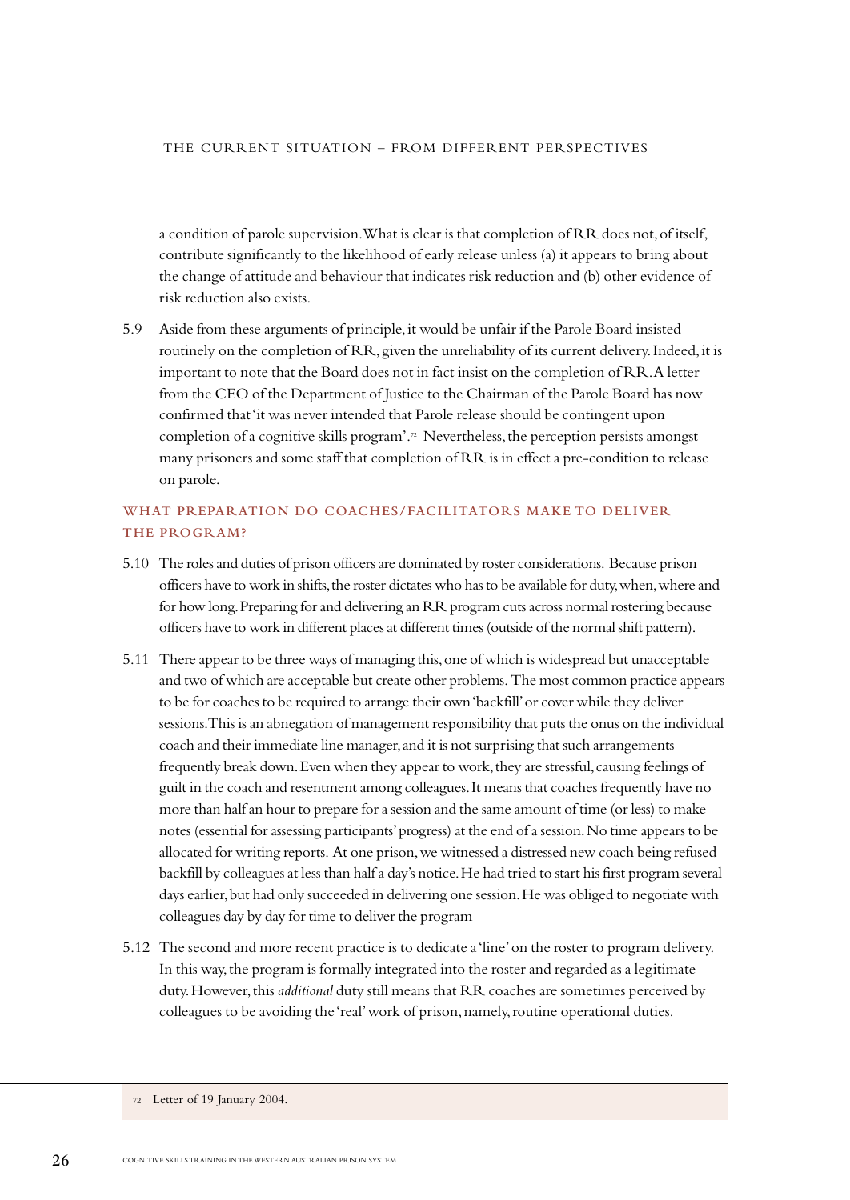a condition of parole supervision. What is clear is that completion of RR does not, of itself, contribute significantly to the likelihood of early release unless (a) it appears to bring about the change of attitude and behaviour that indicates risk reduction and (b) other evidence of risk reduction also exists.

5.9 Aside from these arguments of principle, it would be unfair if the Parole Board insisted routinely on the completion of RR, given the unreliability of its current delivery. Indeed, it is important to note that the Board does not in fact insist on the completion of RR. A letter from the CEO of the Department of Justice to the Chairman of the Parole Board has now confirmed that 'it was never intended that Parole release should be contingent upon completion of a cognitive skills program'.[72] Nevertheless, the perception persists amongst many prisoners and some staff that completion of RR is in effect a pre-condition to release on parole.

### WHAT PREPARATION DO COACHES/FACILITATORS MAKE TO DELIVER THE PROGRAM?

5.10 The roles and duties of prison officers are dominated by roster considerations. Because prison officers have to work in shifts, the roster dictates who has to be available for duty, when, where and for how long. Preparing for and delivering an RR program cuts across normal rostering because officers have to work in different places at different times (outside of the normal shift pattern).

5.11 There appear to be three ways of managing this, one of which is widespread but unacceptable and two of which are acceptable but create other problems. The most common practice appears to be for coaches to be required to arrange their own 'backfill' or cover while they deliver sessions. This is an abnegation of management responsibility that puts the onus on the individual coach and their immediate line manager, and it is not surprising that such arrangements frequently break down. Even when they appear to work, they are stressful, causing feelings of guilt in the coach and resentment among colleagues. It means that coaches frequently have no more than half an hour to prepare for a session and the same amount of time (or less) to make notes (essential for assessing participants' progress) at the end of a session. No time appears to be allocated for writing reports. At one prison, we witnessed a distressed new coach being refused backfill by colleagues at less than half a day's notice. He had tried to start his first program several days earlier, but had only succeeded in delivering one session. He was obliged to negotiate with colleagues day by day for time to deliver the program

5.12 The second and more recent practice is to dedicate a 'line' on the roster to program delivery. In this way, the program is formally integrated into the roster and regarded as a legitimate duty. However, this *additional* duty still means that RR coaches are sometimes perceived by colleagues to be avoiding the 'real' work of prison, namely, routine operational duties.

---

[72] Letter of 19 January 2004.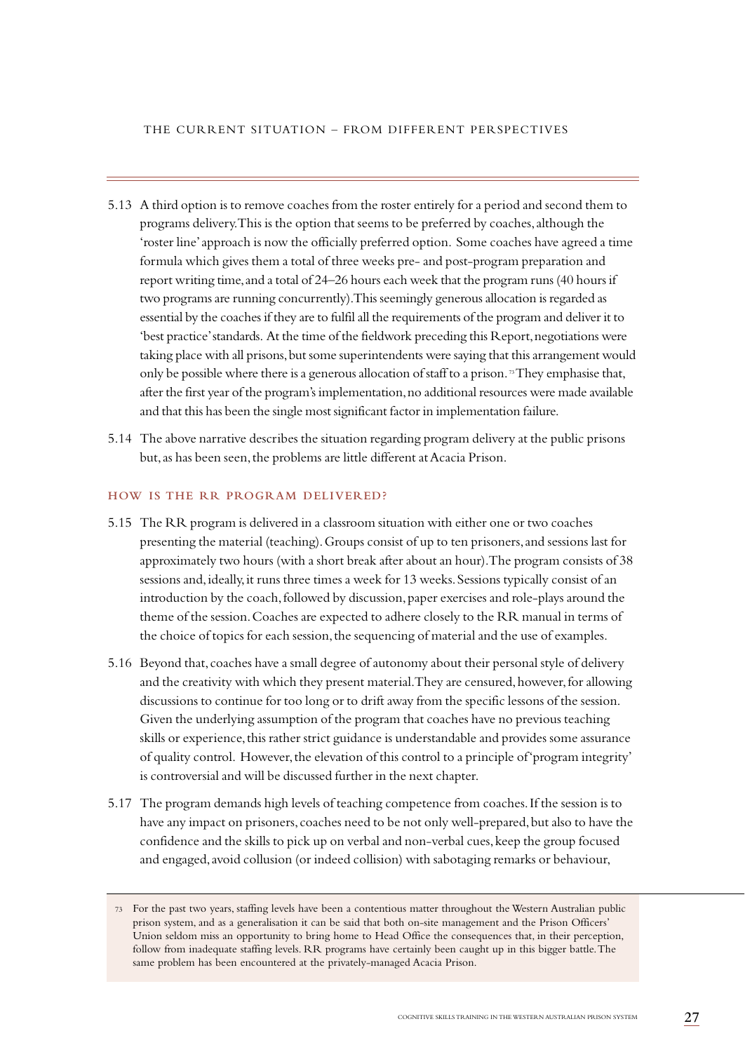5.13 A third option is to remove coaches from the roster entirely for a period and second them to programs delivery. This is the option that seems to be preferred by coaches, although the 'roster line' approach is now the officially preferred option. Some coaches have agreed a time formula which gives them a total of three weeks pre- and post-program preparation and report writing time, and a total of 24–26 hours each week that the program runs (40 hours if two programs are running concurrently). This seemingly generous allocation is regarded as essential by the coaches if they are to fulfil all the requirements of the program and deliver it to 'best practice' standards. At the time of the fieldwork preceding this Report, negotiations were taking place with all prisons, but some superintendents were saying that this arrangement would only be possible where there is a generous allocation of staff to a prison.[73] They emphasise that, after the first year of the program's implementation, no additional resources were made available and that this has been the single most significant factor in implementation failure.

5.14 The above narrative describes the situation regarding program delivery at the public prisons but, as has been seen, the problems are little different at Acacia Prison.

## HOW IS THE RR PROGRAM DELIVERED?

5.15 The RR program is delivered in a classroom situation with either one or two coaches presenting the material (teaching). Groups consist of up to ten prisoners, and sessions last for approximately two hours (with a short break after about an hour). The program consists of 38 sessions and, ideally, it runs three times a week for 13 weeks. Sessions typically consist of an introduction by the coach, followed by discussion, paper exercises and role-plays around the theme of the session. Coaches are expected to adhere closely to the RR manual in terms of the choice of topics for each session, the sequencing of material and the use of examples.

5.16 Beyond that, coaches have a small degree of autonomy about their personal style of delivery and the creativity with which they present material. They are censured, however, for allowing discussions to continue for too long or to drift away from the specific lessons of the session. Given the underlying assumption of the program that coaches have no previous teaching skills or experience, this rather strict guidance is understandable and provides some assurance of quality control. However, the elevation of this control to a principle of 'program integrity' is controversial and will be discussed further in the next chapter.

5.17 The program demands high levels of teaching competence from coaches. If the session is to have any impact on prisoners, coaches need to be not only well-prepared, but also to have the confidence and the skills to pick up on verbal and non-verbal cues, keep the group focused and engaged, avoid collusion (or indeed collision) with sabotaging remarks or behaviour,

---

[73] For the past two years, staffing levels have been a contentious matter throughout the Western Australian public prison system, and as a generalisation it can be said that both on-site management and the Prison Officers' Union seldom miss an opportunity to bring home to Head Office the consequences that, in their perception, follow from inadequate staffing levels. RR programs have certainly been caught up in this bigger battle. The same problem has been encountered at the privately-managed Acacia Prison.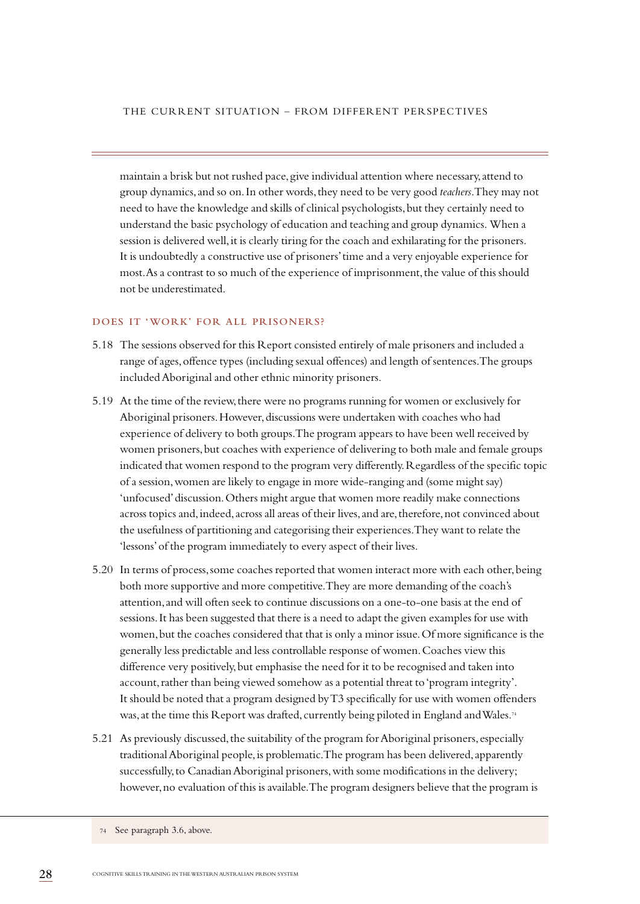maintain a brisk but not rushed pace, give individual attention where necessary, attend to group dynamics, and so on. In other words, they need to be very good *teachers*. They may not need to have the knowledge and skills of clinical psychologists, but they certainly need to understand the basic psychology of education and teaching and group dynamics. When a session is delivered well, it is clearly tiring for the coach and exhilarating for the prisoners. It is undoubtedly a constructive use of prisoners' time and a very enjoyable experience for most. As a contrast to so much of the experience of imprisonment, the value of this should not be underestimated.

### DOES IT 'WORK' FOR ALL PRISONERS?

5.18 The sessions observed for this Report consisted entirely of male prisoners and included a range of ages, offence types (including sexual offences) and length of sentences. The groups included Aboriginal and other ethnic minority prisoners.

5.19 At the time of the review, there were no programs running for women or exclusively for Aboriginal prisoners. However, discussions were undertaken with coaches who had experience of delivery to both groups. The program appears to have been well received by women prisoners, but coaches with experience of delivering to both male and female groups indicated that women respond to the program very differently. Regardless of the specific topic of a session, women are likely to engage in more wide-ranging and (some might say) 'unfocused' discussion. Others might argue that women more readily make connections across topics and, indeed, across all areas of their lives, and are, therefore, not convinced about the usefulness of partitioning and categorising their experiences. They want to relate the 'lessons' of the program immediately to every aspect of their lives.

5.20 In terms of process, some coaches reported that women interact more with each other, being both more supportive and more competitive. They are more demanding of the coach's attention, and will often seek to continue discussions on a one-to-one basis at the end of sessions. It has been suggested that there is a need to adapt the given examples for use with women, but the coaches considered that that is only a minor issue. Of more significance is the generally less predictable and less controllable response of women. Coaches view this difference very positively, but emphasise the need for it to be recognised and taken into account, rather than being viewed somehow as a potential threat to 'program integrity'. It should be noted that a program designed by T3 specifically for use with women offenders was, at the time this Report was drafted, currently being piloted in England and Wales.[74]

5.21 As previously discussed, the suitability of the program for Aboriginal prisoners, especially traditional Aboriginal people, is problematic. The program has been delivered, apparently successfully, to Canadian Aboriginal prisoners, with some modifications in the delivery; however, no evaluation of this is available. The program designers believe that the program is

---

74 See paragraph 3.6, above.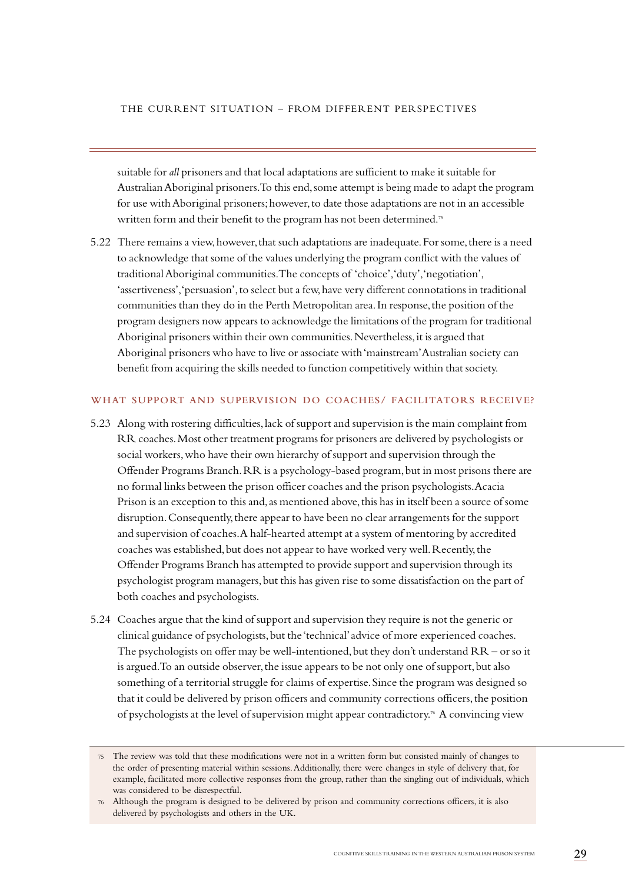suitable for *all* prisoners and that local adaptations are sufficient to make it suitable for Australian Aboriginal prisoners. To this end, some attempt is being made to adapt the program for use with Aboriginal prisoners; however, to date those adaptations are not in an accessible written form and their benefit to the program has not been determined.[75]

5.22 There remains a view, however, that such adaptations are inadequate. For some, there is a need to acknowledge that some of the values underlying the program conflict with the values of traditional Aboriginal communities. The concepts of 'choice', 'duty', 'negotiation', 'assertiveness', 'persuasion', to select but a few, have very different connotations in traditional communities than they do in the Perth Metropolitan area. In response, the position of the program designers now appears to acknowledge the limitations of the program for traditional Aboriginal prisoners within their own communities. Nevertheless, it is argued that Aboriginal prisoners who have to live or associate with 'mainstream' Australian society can benefit from acquiring the skills needed to function competitively within that society.

### WHAT SUPPORT AND SUPERVISION DO COACHES/ FACILITATORS RECEIVE?

5.23 Along with rostering difficulties, lack of support and supervision is the main complaint from RR coaches. Most other treatment programs for prisoners are delivered by psychologists or social workers, who have their own hierarchy of support and supervision through the Offender Programs Branch. RR is a psychology-based program, but in most prisons there are no formal links between the prison officer coaches and the prison psychologists. Acacia Prison is an exception to this and, as mentioned above, this has in itself been a source of some disruption. Consequently, there appear to have been no clear arrangements for the support and supervision of coaches. A half-hearted attempt at a system of mentoring by accredited coaches was established, but does not appear to have worked very well. Recently, the Offender Programs Branch has attempted to provide support and supervision through its psychologist program managers, but this has given rise to some dissatisfaction on the part of both coaches and psychologists.

5.24 Coaches argue that the kind of support and supervision they require is not the generic or clinical guidance of psychologists, but the 'technical' advice of more experienced coaches. The psychologists on offer may be well-intentioned, but they don't understand RR – or so it is argued. To an outside observer, the issue appears to be not only one of support, but also something of a territorial struggle for claims of expertise. Since the program was designed so that it could be delivered by prison officers and community corrections officers, the position of psychologists at the level of supervision might appear contradictory.[76] A convincing view

[75] The review was told that these modifications were not in a written form but consisted mainly of changes to the order of presenting material within sessions. Additionally, there were changes in style of delivery that, for example, facilitated more collective responses from the group, rather than the singling out of individuals, which was considered to be disrespectful.

[76] Although the program is designed to be delivered by prison and community corrections officers, it is also delivered by psychologists and others in the UK.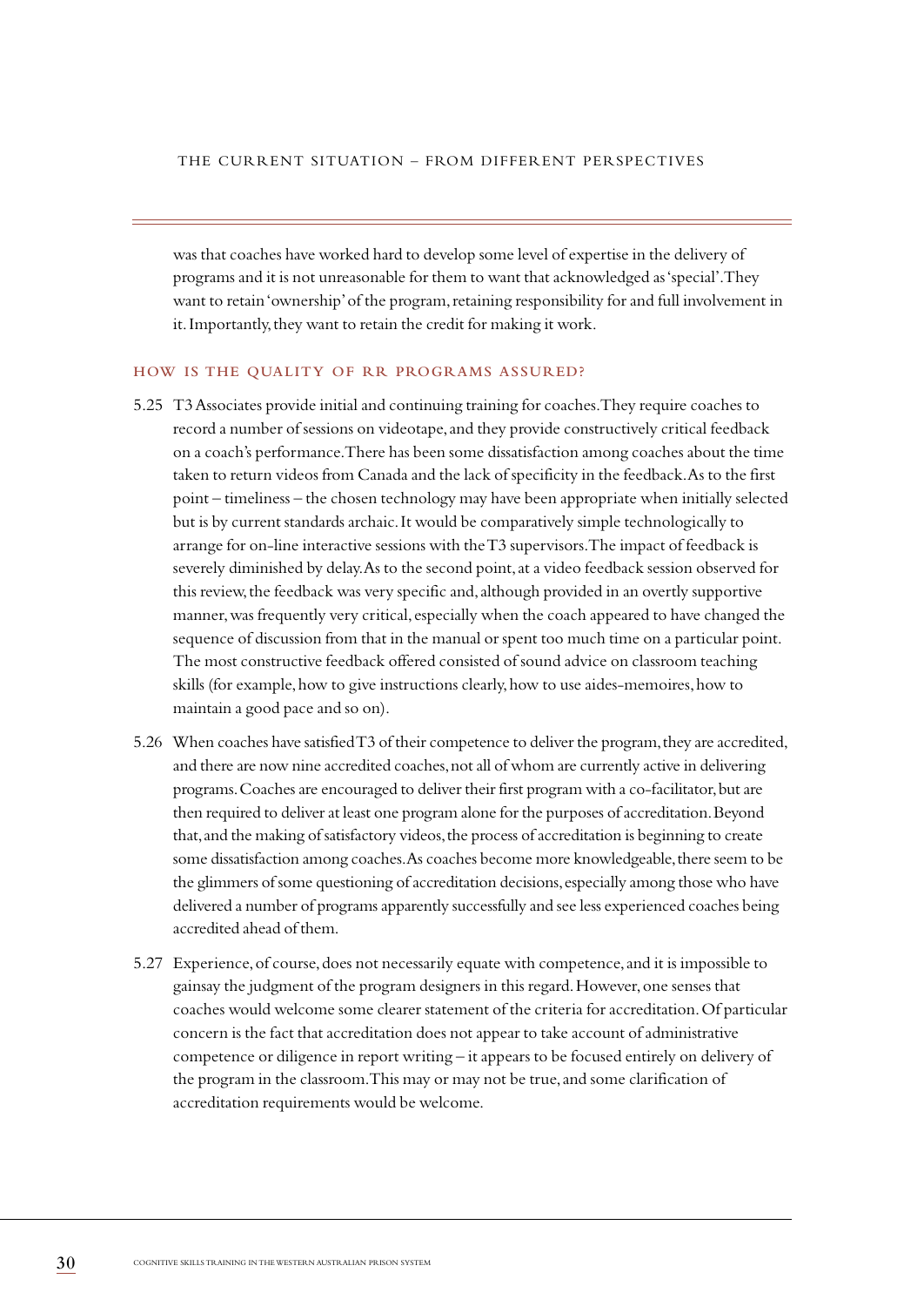was that coaches have worked hard to develop some level of expertise in the delivery of programs and it is not unreasonable for them to want that acknowledged as 'special'. They want to retain 'ownership' of the program, retaining responsibility for and full involvement in it. Importantly, they want to retain the credit for making it work.

### HOW IS THE QUALITY OF RR PROGRAMS ASSURED?

5.25 T3 Associates provide initial and continuing training for coaches. They require coaches to record a number of sessions on videotape, and they provide constructively critical feedback on a coach's performance. There has been some dissatisfaction among coaches about the time taken to return videos from Canada and the lack of specificity in the feedback. As to the first point – timeliness – the chosen technology may have been appropriate when initially selected but is by current standards archaic. It would be comparatively simple technologically to arrange for on-line interactive sessions with the T3 supervisors. The impact of feedback is severely diminished by delay. As to the second point, at a video feedback session observed for this review, the feedback was very specific and, although provided in an overtly supportive manner, was frequently very critical, especially when the coach appeared to have changed the sequence of discussion from that in the manual or spent too much time on a particular point. The most constructive feedback offered consisted of sound advice on classroom teaching skills (for example, how to give instructions clearly, how to use aides-memoires, how to maintain a good pace and so on).

5.26 When coaches have satisfied T3 of their competence to deliver the program, they are accredited, and there are now nine accredited coaches, not all of whom are currently active in delivering programs. Coaches are encouraged to deliver their first program with a co-facilitator, but are then required to deliver at least one program alone for the purposes of accreditation. Beyond that, and the making of satisfactory videos, the process of accreditation is beginning to create some dissatisfaction among coaches. As coaches become more knowledgeable, there seem to be the glimmers of some questioning of accreditation decisions, especially among those who have delivered a number of programs apparently successfully and see less experienced coaches being accredited ahead of them.

5.27 Experience, of course, does not necessarily equate with competence, and it is impossible to gainsay the judgment of the program designers in this regard. However, one senses that coaches would welcome some clearer statement of the criteria for accreditation. Of particular concern is the fact that accreditation does not appear to take account of administrative competence or diligence in report writing – it appears to be focused entirely on delivery of the program in the classroom. This may or may not be true, and some clarification of accreditation requirements would be welcome.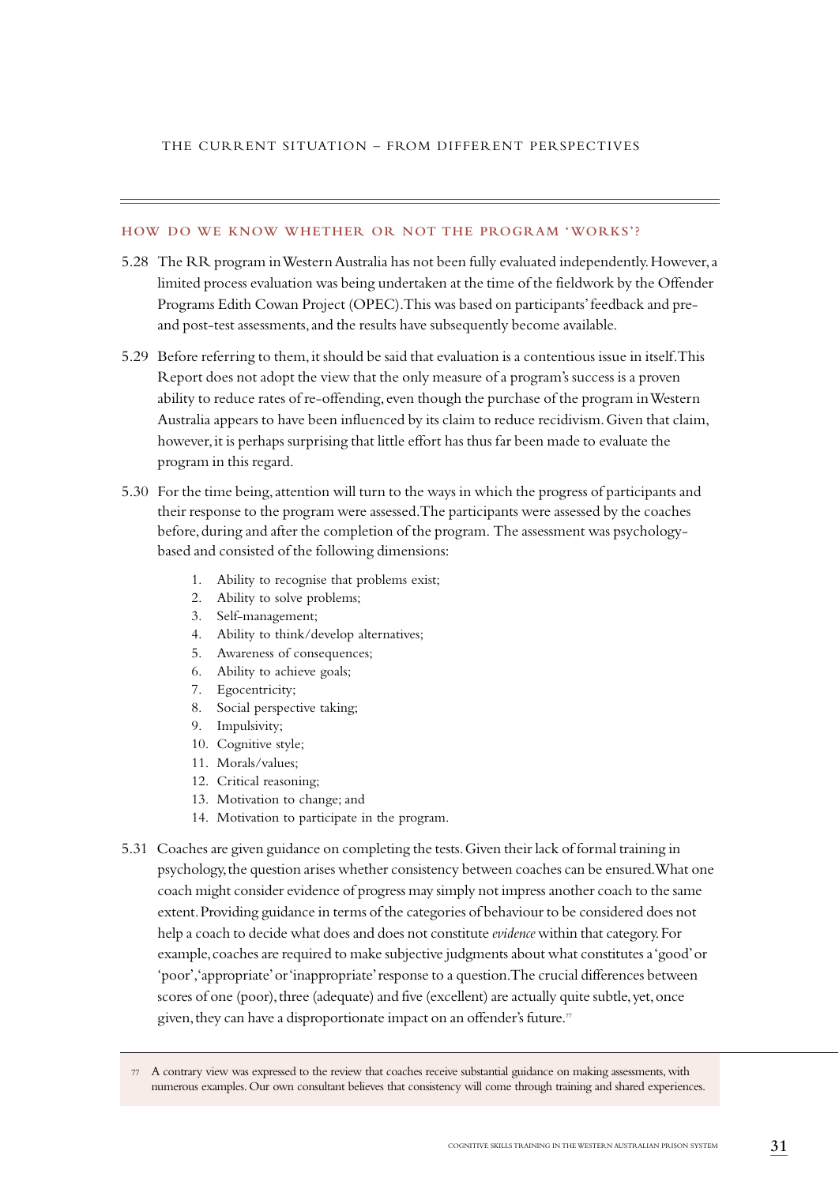## HOW DO WE KNOW WHETHER OR NOT THE PROGRAM 'WORKS'?

5.28 The RR program in Western Australia has not been fully evaluated independently. However, a limited process evaluation was being undertaken at the time of the fieldwork by the Offender Programs Edith Cowan Project (OPEC). This was based on participants' feedback and pre- and post-test assessments, and the results have subsequently become available.

5.29 Before referring to them, it should be said that evaluation is a contentious issue in itself. This Report does not adopt the view that the only measure of a program's success is a proven ability to reduce rates of re-offending, even though the purchase of the program in Western Australia appears to have been influenced by its claim to reduce recidivism. Given that claim, however, it is perhaps surprising that little effort has thus far been made to evaluate the program in this regard.

5.30 For the time being, attention will turn to the ways in which the progress of participants and their response to the program were assessed. The participants were assessed by the coaches before, during and after the completion of the program. The assessment was psychology-based and consisted of the following dimensions:

1. Ability to recognise that problems exist;
2. Ability to solve problems;
3. Self-management;
4. Ability to think/develop alternatives;
5. Awareness of consequences;
6. Ability to achieve goals;
7. Egocentricity;
8. Social perspective taking;
9. Impulsivity;
10. Cognitive style;
11. Morals/values;
12. Critical reasoning;
13. Motivation to change; and
14. Motivation to participate in the program.

5.31 Coaches are given guidance on completing the tests. Given their lack of formal training in psychology, the question arises whether consistency between coaches can be ensured. What one coach might consider evidence of progress may simply not impress another coach to the same extent. Providing guidance in terms of the categories of behaviour to be considered does not help a coach to decide what does and does not constitute *evidence* within that category. For example, coaches are required to make subjective judgments about what constitutes a 'good' or 'poor', 'appropriate' or 'inappropriate' response to a question. The crucial differences between scores of one (poor), three (adequate) and five (excellent) are actually quite subtle, yet, once given, they can have a disproportionate impact on an offender's future.[77]

[77] A contrary view was expressed to the review that coaches receive substantial guidance on making assessments, with numerous examples. Our own consultant believes that consistency will come through training and shared experiences.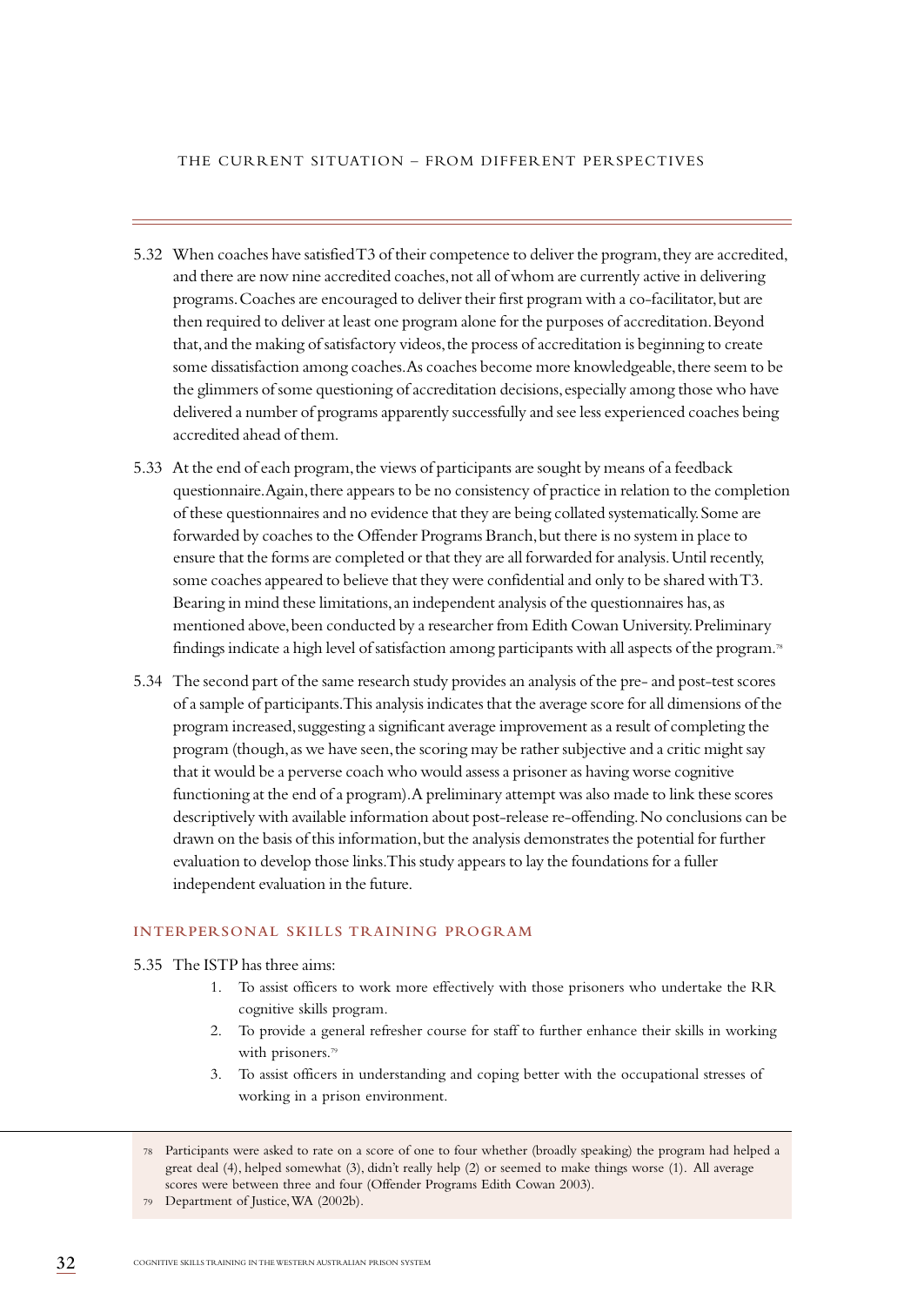5.32 When coaches have satisfied T3 of their competence to deliver the program, they are accredited, and there are now nine accredited coaches, not all of whom are currently active in delivering programs. Coaches are encouraged to deliver their first program with a co-facilitator, but are then required to deliver at least one program alone for the purposes of accreditation. Beyond that, and the making of satisfactory videos, the process of accreditation is beginning to create some dissatisfaction among coaches. As coaches become more knowledgeable, there seem to be the glimmers of some questioning of accreditation decisions, especially among those who have delivered a number of programs apparently successfully and see less experienced coaches being accredited ahead of them.

5.33 At the end of each program, the views of participants are sought by means of a feedback questionnaire. Again, there appears to be no consistency of practice in relation to the completion of these questionnaires and no evidence that they are being collated systematically. Some are forwarded by coaches to the Offender Programs Branch, but there is no system in place to ensure that the forms are completed or that they are all forwarded for analysis. Until recently, some coaches appeared to believe that they were confidential and only to be shared with T3. Bearing in mind these limitations, an independent analysis of the questionnaires has, as mentioned above, been conducted by a researcher from Edith Cowan University. Preliminary findings indicate a high level of satisfaction among participants with all aspects of the program.[78]

5.34 The second part of the same research study provides an analysis of the pre- and post-test scores of a sample of participants. This analysis indicates that the average score for all dimensions of the program increased, suggesting a significant average improvement as a result of completing the program (though, as we have seen, the scoring may be rather subjective and a critic might say that it would be a perverse coach who would assess a prisoner as having worse cognitive functioning at the end of a program). A preliminary attempt was also made to link these scores descriptively with available information about post-release re-offending. No conclusions can be drawn on the basis of this information, but the analysis demonstrates the potential for further evaluation to develop those links. This study appears to lay the foundations for a fuller independent evaluation in the future.

### INTERPERSONAL SKILLS TRAINING PROGRAM

5.35 The ISTP has three aims:

1. To assist officers to work more effectively with those prisoners who undertake the RR cognitive skills program.
2. To provide a general refresher course for staff to further enhance their skills in working with prisoners.[79]
3. To assist officers in understanding and coping better with the occupational stresses of working in a prison environment.

---

78 Participants were asked to rate on a score of one to four whether (broadly speaking) the program had helped a great deal (4), helped somewhat (3), didn't really help (2) or seemed to make things worse (1). All average scores were between three and four (Offender Programs Edith Cowan 2003).

79 Department of Justice, WA (2002b).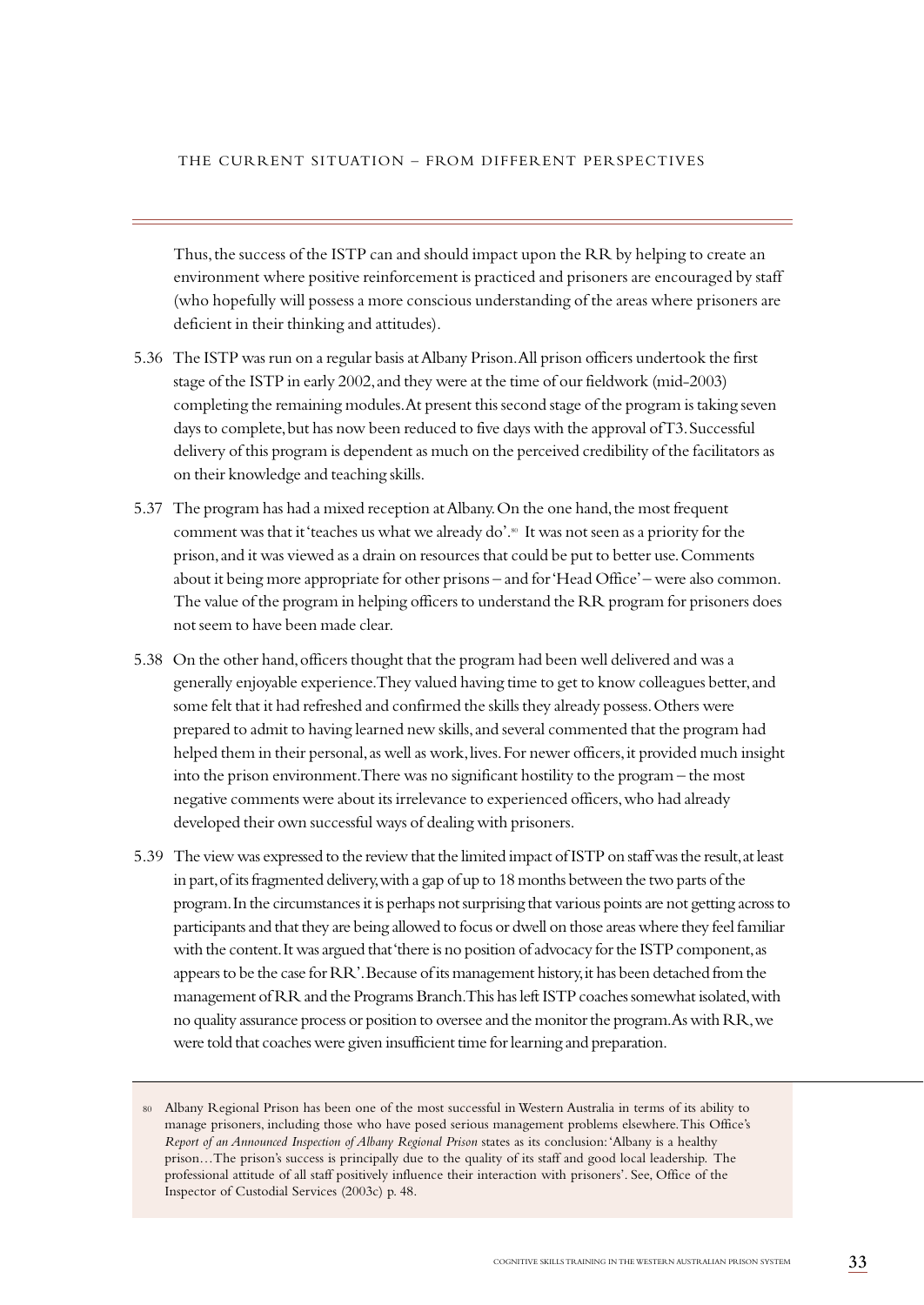Thus, the success of the ISTP can and should impact upon the RR by helping to create an environment where positive reinforcement is practiced and prisoners are encouraged by staff (who hopefully will possess a more conscious understanding of the areas where prisoners are deficient in their thinking and attitudes).

5.36 The ISTP was run on a regular basis at Albany Prison. All prison officers undertook the first stage of the ISTP in early 2002, and they were at the time of our fieldwork (mid-2003) completing the remaining modules. At present this second stage of the program is taking seven days to complete, but has now been reduced to five days with the approval of T3. Successful delivery of this program is dependent as much on the perceived credibility of the facilitators as on their knowledge and teaching skills.

5.37 The program has had a mixed reception at Albany. On the one hand, the most frequent comment was that it 'teaches us what we already do'.[80] It was not seen as a priority for the prison, and it was viewed as a drain on resources that could be put to better use. Comments about it being more appropriate for other prisons – and for 'Head Office' – were also common. The value of the program in helping officers to understand the RR program for prisoners does not seem to have been made clear.

5.38 On the other hand, officers thought that the program had been well delivered and was a generally enjoyable experience. They valued having time to get to know colleagues better, and some felt that it had refreshed and confirmed the skills they already possess. Others were prepared to admit to having learned new skills, and several commented that the program had helped them in their personal, as well as work, lives. For newer officers, it provided much insight into the prison environment. There was no significant hostility to the program – the most negative comments were about its irrelevance to experienced officers, who had already developed their own successful ways of dealing with prisoners.

5.39 The view was expressed to the review that the limited impact of ISTP on staff was the result, at least in part, of its fragmented delivery, with a gap of up to 18 months between the two parts of the program. In the circumstances it is perhaps not surprising that various points are not getting across to participants and that they are being allowed to focus or dwell on those areas where they feel familiar with the content. It was argued that 'there is no position of advocacy for the ISTP component, as appears to be the case for RR'. Because of its management history, it has been detached from the management of RR and the Programs Branch. This has left ISTP coaches somewhat isolated, with no quality assurance process or position to oversee and the monitor the program. As with RR, we were told that coaches were given insufficient time for learning and preparation.

[80] Albany Regional Prison has been one of the most successful in Western Australia in terms of its ability to manage prisoners, including those who have posed serious management problems elsewhere. This Office's *Report of an Announced Inspection of Albany Regional Prison* states as its conclusion: 'Albany is a healthy prison…The prison's success is principally due to the quality of its staff and good local leadership. The professional attitude of all staff positively influence their interaction with prisoners'. See, Office of the Inspector of Custodial Services (2003c) p. 48.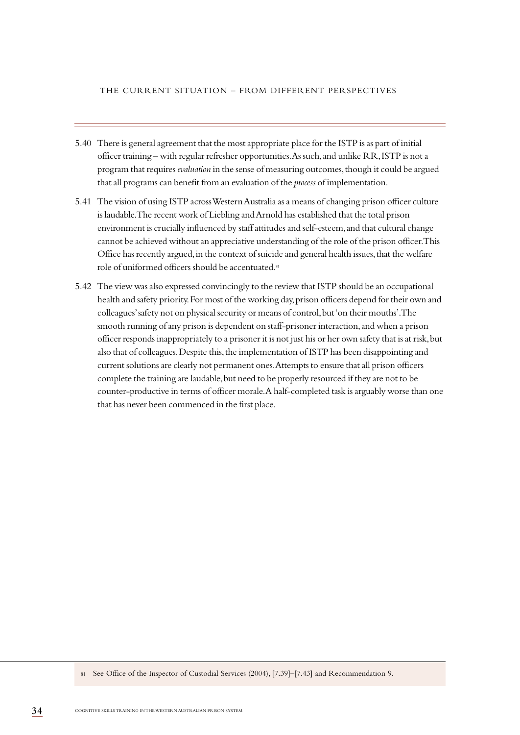5.40 There is general agreement that the most appropriate place for the ISTP is as part of initial officer training – with regular refresher opportunities. As such, and unlike RR, ISTP is not a program that requires *evaluation* in the sense of measuring outcomes, though it could be argued that all programs can benefit from an evaluation of the *process* of implementation.

5.41 The vision of using ISTP across Western Australia as a means of changing prison officer culture is laudable. The recent work of Liebling and Arnold has established that the total prison environment is crucially influenced by staff attitudes and self-esteem, and that cultural change cannot be achieved without an appreciative understanding of the role of the prison officer. This Office has recently argued, in the context of suicide and general health issues, that the welfare role of uniformed officers should be accentuated.[81]

5.42 The view was also expressed convincingly to the review that ISTP should be an occupational health and safety priority. For most of the working day, prison officers depend for their own and colleagues' safety not on physical security or means of control, but 'on their mouths'. The smooth running of any prison is dependent on staff-prisoner interaction, and when a prison officer responds inappropriately to a prisoner it is not just his or her own safety that is at risk, but also that of colleagues. Despite this, the implementation of ISTP has been disappointing and current solutions are clearly not permanent ones. Attempts to ensure that all prison officers complete the training are laudable, but need to be properly resourced if they are not to be counter-productive in terms of officer morale. A half-completed task is arguably worse than one that has never been commenced in the first place.

81 See Office of the Inspector of Custodial Services (2004), [7.39]–[7.43] and Recommendation 9.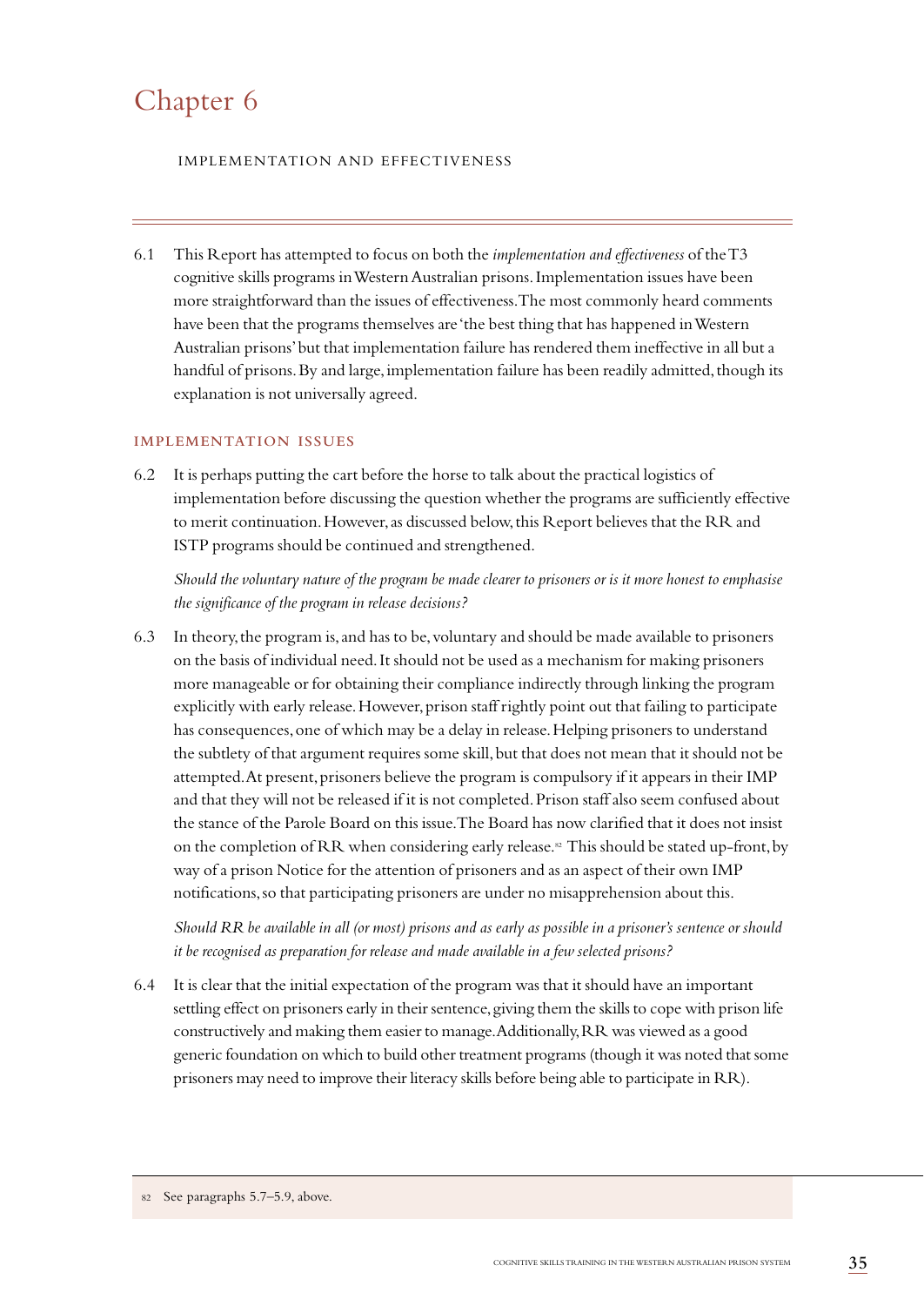# Chapter 6

## IMPLEMENTATION AND EFFECTIVENESS

6.1 This Report has attempted to focus on both the *implementation and effectiveness* of the T3 cognitive skills programs in Western Australian prisons. Implementation issues have been more straightforward than the issues of effectiveness. The most commonly heard comments have been that the programs themselves are 'the best thing that has happened in Western Australian prisons' but that implementation failure has rendered them ineffective in all but a handful of prisons. By and large, implementation failure has been readily admitted, though its explanation is not universally agreed.

### IMPLEMENTATION ISSUES

6.2 It is perhaps putting the cart before the horse to talk about the practical logistics of implementation before discussing the question whether the programs are sufficiently effective to merit continuation. However, as discussed below, this Report believes that the RR and ISTP programs should be continued and strengthened.

*Should the voluntary nature of the program be made clearer to prisoners or is it more honest to emphasise the significance of the program in release decisions?*

6.3 In theory, the program is, and has to be, voluntary and should be made available to prisoners on the basis of individual need. It should not be used as a mechanism for making prisoners more manageable or for obtaining their compliance indirectly through linking the program explicitly with early release. However, prison staff rightly point out that failing to participate has consequences, one of which may be a delay in release. Helping prisoners to understand the subtlety of that argument requires some skill, but that does not mean that it should not be attempted. At present, prisoners believe the program is compulsory if it appears in their IMP and that they will not be released if it is not completed. Prison staff also seem confused about the stance of the Parole Board on this issue. The Board has now clarified that it does not insist on the completion of RR when considering early release.[82] This should be stated up-front, by way of a prison Notice for the attention of prisoners and as an aspect of their own IMP notifications, so that participating prisoners are under no misapprehension about this.

*Should RR be available in all (or most) prisons and as early as possible in a prisoner's sentence or should it be recognised as preparation for release and made available in a few selected prisons?*

6.4 It is clear that the initial expectation of the program was that it should have an important settling effect on prisoners early in their sentence, giving them the skills to cope with prison life constructively and making them easier to manage. Additionally, RR was viewed as a good generic foundation on which to build other treatment programs (though it was noted that some prisoners may need to improve their literacy skills before being able to participate in RR).

---

82 See paragraphs 5.7–5.9, above.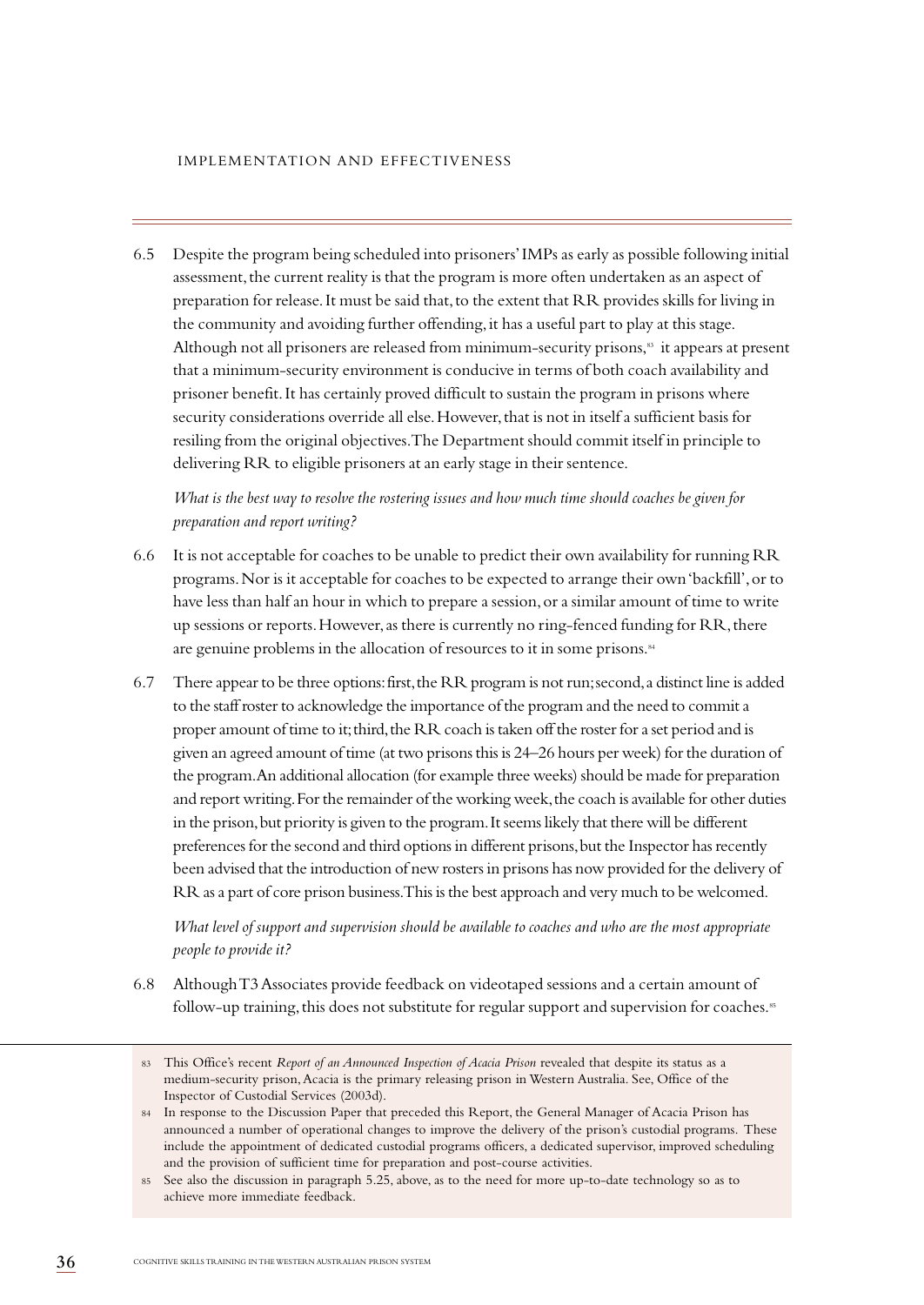6.5 Despite the program being scheduled into prisoners' IMPs as early as possible following initial assessment, the current reality is that the program is more often undertaken as an aspect of preparation for release. It must be said that, to the extent that RR provides skills for living in the community and avoiding further offending, it has a useful part to play at this stage. Although not all prisoners are released from minimum-security prisons,[83] it appears at present that a minimum-security environment is conducive in terms of both coach availability and prisoner benefit. It has certainly proved difficult to sustain the program in prisons where security considerations override all else. However, that is not in itself a sufficient basis for resiling from the original objectives. The Department should commit itself in principle to delivering RR to eligible prisoners at an early stage in their sentence.

*What is the best way to resolve the rostering issues and how much time should coaches be given for preparation and report writing?*

6.6 It is not acceptable for coaches to be unable to predict their own availability for running RR programs. Nor is it acceptable for coaches to be expected to arrange their own 'backfill', or to have less than half an hour in which to prepare a session, or a similar amount of time to write up sessions or reports. However, as there is currently no ring-fenced funding for RR, there are genuine problems in the allocation of resources to it in some prisons.[84]

6.7 There appear to be three options: first, the RR program is not run; second, a distinct line is added to the staff roster to acknowledge the importance of the program and the need to commit a proper amount of time to it; third, the RR coach is taken off the roster for a set period and is given an agreed amount of time (at two prisons this is 24–26 hours per week) for the duration of the program. An additional allocation (for example three weeks) should be made for preparation and report writing. For the remainder of the working week, the coach is available for other duties in the prison, but priority is given to the program. It seems likely that there will be different preferences for the second and third options in different prisons, but the Inspector has recently been advised that the introduction of new rosters in prisons has now provided for the delivery of RR as a part of core prison business. This is the best approach and very much to be welcomed.

*What level of support and supervision should be available to coaches and who are the most appropriate people to provide it?*

6.8 Although T3 Associates provide feedback on videotaped sessions and a certain amount of follow-up training, this does not substitute for regular support and supervision for coaches.[85]

---

83 This Office's recent *Report of an Announced Inspection of Acacia Prison* revealed that despite its status as a medium-security prison, Acacia is the primary releasing prison in Western Australia. See, Office of the Inspector of Custodial Services (2003d).

84 In response to the Discussion Paper that preceded this Report, the General Manager of Acacia Prison has announced a number of operational changes to improve the delivery of the prison's custodial programs. These include the appointment of dedicated custodial programs officers, a dedicated supervisor, improved scheduling and the provision of sufficient time for preparation and post-course activities.

85 See also the discussion in paragraph 5.25, above, as to the need for more up-to-date technology so as to achieve more immediate feedback.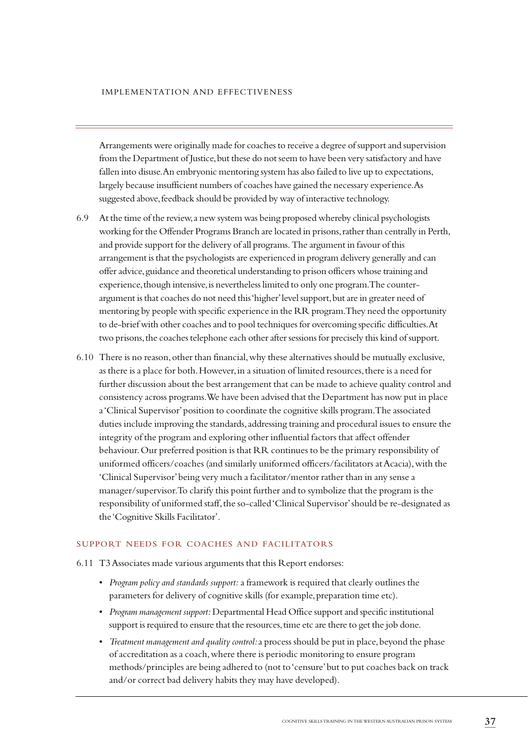Arrangements were originally made for coaches to receive a degree of support and supervision from the Department of Justice, but these do not seem to have been very satisfactory and have fallen into disuse. An embryonic mentoring system has also failed to live up to expectations, largely because insufficient numbers of coaches have gained the necessary experience. As suggested above, feedback should be provided by way of interactive technology.

6.9 At the time of the review, a new system was being proposed whereby clinical psychologists working for the Offender Programs Branch are located in prisons, rather than centrally in Perth, and provide support for the delivery of all programs. The argument in favour of this arrangement is that the psychologists are experienced in program delivery generally and can offer advice, guidance and theoretical understanding to prison officers whose training and experience, though intensive, is nevertheless limited to only one program. The counter-argument is that coaches do not need this 'higher' level support, but are in greater need of mentoring by people with specific experience in the RR program. They need the opportunity to de-brief with other coaches and to pool techniques for overcoming specific difficulties. At two prisons, the coaches telephone each other after sessions for precisely this kind of support.

6.10 There is no reason, other than financial, why these alternatives should be mutually exclusive, as there is a place for both. However, in a situation of limited resources, there is a need for further discussion about the best arrangement that can be made to achieve quality control and consistency across programs. We have been advised that the Department has now put in place a 'Clinical Supervisor' position to coordinate the cognitive skills program. The associated duties include improving the standards, addressing training and procedural issues to ensure the integrity of the program and exploring other influential factors that affect offender behaviour. Our preferred position is that RR continues to be the primary responsibility of uniformed officers/coaches (and similarly uniformed officers/facilitators at Acacia), with the 'Clinical Supervisor' being very much a facilitator/mentor rather than in any sense a manager/supervisor. To clarify this point further and to symbolize that the program is the responsibility of uniformed staff, the so-called 'Clinical Supervisor' should be re-designated as the 'Cognitive Skills Facilitator'.

## SUPPORT NEEDS FOR COACHES AND FACILITATORS

6.11 T3 Associates made various arguments that this Report endorses:

- *Program policy and standards support:* a framework is required that clearly outlines the parameters for delivery of cognitive skills (for example, preparation time etc).
- *Program management support:* Departmental Head Office support and specific institutional support is required to ensure that the resources, time etc are there to get the job done.
- *Treatment management and quality control:* a process should be put in place, beyond the phase of accreditation as a coach, where there is periodic monitoring to ensure program methods/principles are being adhered to (not to 'censure' but to put coaches back on track and/or correct bad delivery habits they may have developed).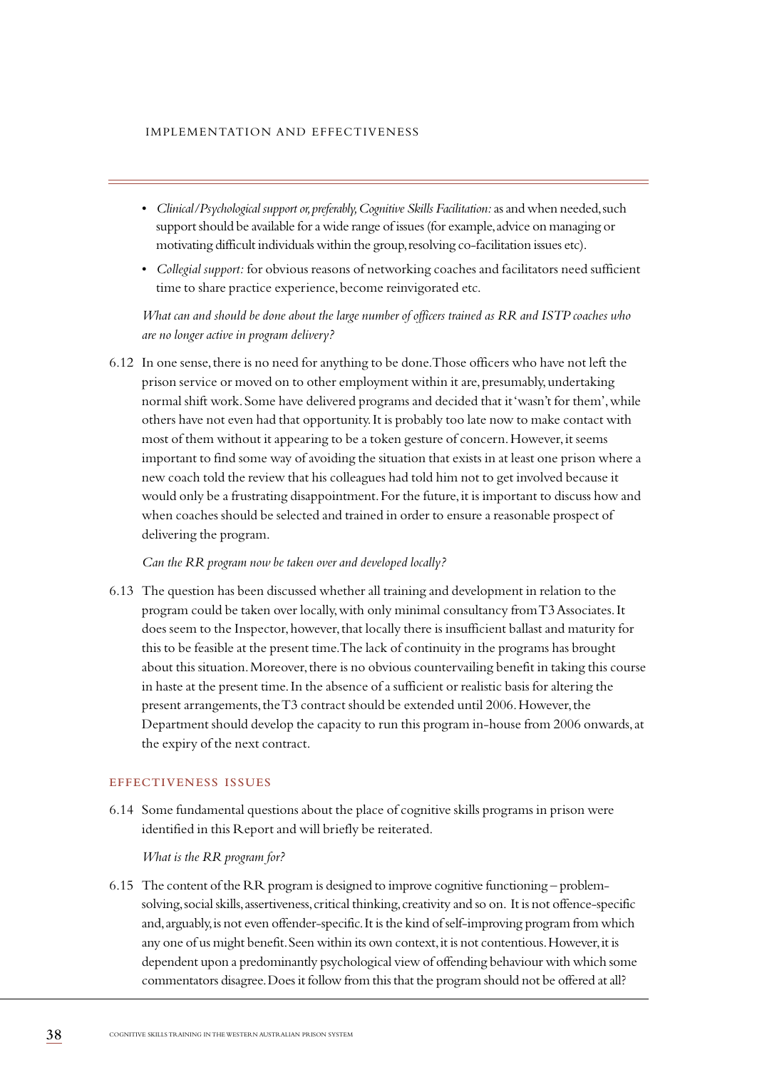- *Clinical/Psychological support or, preferably, Cognitive Skills Facilitation:* as and when needed, such support should be available for a wide range of issues (for example, advice on managing or motivating difficult individuals within the group, resolving co-facilitation issues etc).
- *Collegial support:* for obvious reasons of networking coaches and facilitators need sufficient time to share practice experience, become reinvigorated etc.

*What can and should be done about the large number of officers trained as RR and ISTP coaches who are no longer active in program delivery?*

6.12 In one sense, there is no need for anything to be done. Those officers who have not left the prison service or moved on to other employment within it are, presumably, undertaking normal shift work. Some have delivered programs and decided that it 'wasn't for them', while others have not even had that opportunity. It is probably too late now to make contact with most of them without it appearing to be a token gesture of concern. However, it seems important to find some way of avoiding the situation that exists in at least one prison where a new coach told the review that his colleagues had told him not to get involved because it would only be a frustrating disappointment. For the future, it is important to discuss how and when coaches should be selected and trained in order to ensure a reasonable prospect of delivering the program.

*Can the RR program now be taken over and developed locally?*

6.13 The question has been discussed whether all training and development in relation to the program could be taken over locally, with only minimal consultancy from T3 Associates. It does seem to the Inspector, however, that locally there is insufficient ballast and maturity for this to be feasible at the present time. The lack of continuity in the programs has brought about this situation. Moreover, there is no obvious countervailing benefit in taking this course in haste at the present time. In the absence of a sufficient or realistic basis for altering the present arrangements, the T3 contract should be extended until 2006. However, the Department should develop the capacity to run this program in-house from 2006 onwards, at the expiry of the next contract.

## EFFECTIVENESS ISSUES

6.14 Some fundamental questions about the place of cognitive skills programs in prison were identified in this Report and will briefly be reiterated.

*What is the RR program for?*

6.15 The content of the RR program is designed to improve cognitive functioning – problem-solving, social skills, assertiveness, critical thinking, creativity and so on. It is not offence-specific and, arguably, is not even offender-specific. It is the kind of self-improving program from which any one of us might benefit. Seen within its own context, it is not contentious. However, it is dependent upon a predominantly psychological view of offending behaviour with which some commentators disagree. Does it follow from this that the program should not be offered at all?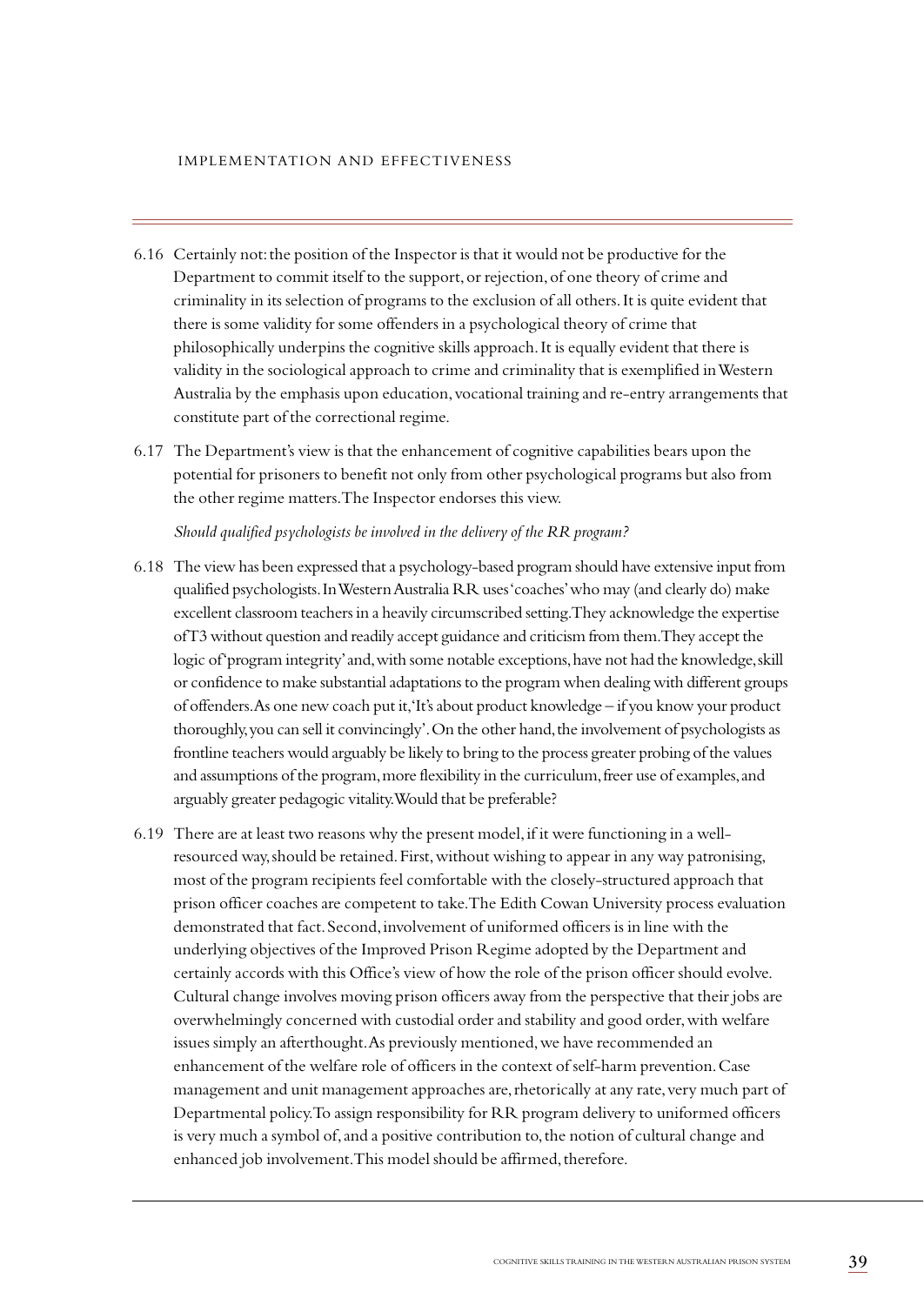6.16 Certainly not: the position of the Inspector is that it would not be productive for the Department to commit itself to the support, or rejection, of one theory of crime and criminality in its selection of programs to the exclusion of all others. It is quite evident that there is some validity for some offenders in a psychological theory of crime that philosophically underpins the cognitive skills approach. It is equally evident that there is validity in the sociological approach to crime and criminality that is exemplified in Western Australia by the emphasis upon education, vocational training and re-entry arrangements that constitute part of the correctional regime.

6.17 The Department's view is that the enhancement of cognitive capabilities bears upon the potential for prisoners to benefit not only from other psychological programs but also from the other regime matters. The Inspector endorses this view.

*Should qualified psychologists be involved in the delivery of the RR program?*

6.18 The view has been expressed that a psychology-based program should have extensive input from qualified psychologists. In Western Australia RR uses 'coaches' who may (and clearly do) make excellent classroom teachers in a heavily circumscribed setting. They acknowledge the expertise of T3 without question and readily accept guidance and criticism from them. They accept the logic of 'program integrity' and, with some notable exceptions, have not had the knowledge, skill or confidence to make substantial adaptations to the program when dealing with different groups of offenders. As one new coach put it, 'It's about product knowledge – if you know your product thoroughly, you can sell it convincingly'. On the other hand, the involvement of psychologists as frontline teachers would arguably be likely to bring to the process greater probing of the values and assumptions of the program, more flexibility in the curriculum, freer use of examples, and arguably greater pedagogic vitality. Would that be preferable?

6.19 There are at least two reasons why the present model, if it were functioning in a well-resourced way, should be retained. First, without wishing to appear in any way patronising, most of the program recipients feel comfortable with the closely-structured approach that prison officer coaches are competent to take. The Edith Cowan University process evaluation demonstrated that fact. Second, involvement of uniformed officers is in line with the underlying objectives of the Improved Prison Regime adopted by the Department and certainly accords with this Office's view of how the role of the prison officer should evolve. Cultural change involves moving prison officers away from the perspective that their jobs are overwhelmingly concerned with custodial order and stability and good order, with welfare issues simply an afterthought. As previously mentioned, we have recommended an enhancement of the welfare role of officers in the context of self-harm prevention. Case management and unit management approaches are, rhetorically at any rate, very much part of Departmental policy. To assign responsibility for RR program delivery to uniformed officers is very much a symbol of, and a positive contribution to, the notion of cultural change and enhanced job involvement. This model should be affirmed, therefore.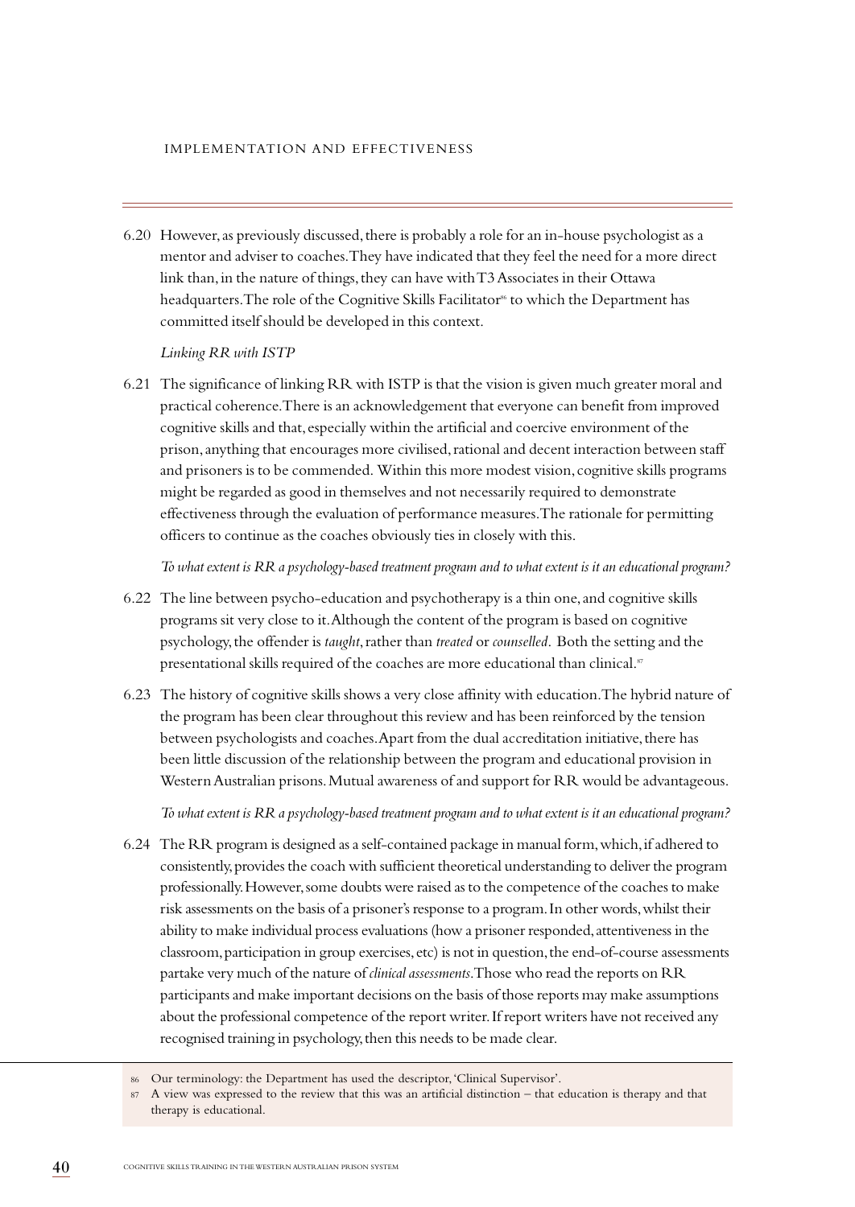6.20 However, as previously discussed, there is probably a role for an in-house psychologist as a mentor and adviser to coaches. They have indicated that they feel the need for a more direct link than, in the nature of things, they can have with T3 Associates in their Ottawa headquarters. The role of the Cognitive Skills Facilitator[86] to which the Department has committed itself should be developed in this context.

*Linking RR with ISTP*

6.21 The significance of linking RR with ISTP is that the vision is given much greater moral and practical coherence. There is an acknowledgement that everyone can benefit from improved cognitive skills and that, especially within the artificial and coercive environment of the prison, anything that encourages more civilised, rational and decent interaction between staff and prisoners is to be commended. Within this more modest vision, cognitive skills programs might be regarded as good in themselves and not necessarily required to demonstrate effectiveness through the evaluation of performance measures. The rationale for permitting officers to continue as the coaches obviously ties in closely with this.

*To what extent is RR a psychology-based treatment program and to what extent is it an educational program?*

6.22 The line between psycho-education and psychotherapy is a thin one, and cognitive skills programs sit very close to it. Although the content of the program is based on cognitive psychology, the offender is *taught*, rather than *treated* or *counselled*. Both the setting and the presentational skills required of the coaches are more educational than clinical.[87]

6.23 The history of cognitive skills shows a very close affinity with education. The hybrid nature of the program has been clear throughout this review and has been reinforced by the tension between psychologists and coaches. Apart from the dual accreditation initiative, there has been little discussion of the relationship between the program and educational provision in Western Australian prisons. Mutual awareness of and support for RR would be advantageous.

*To what extent is RR a psychology-based treatment program and to what extent is it an educational program?*

6.24 The RR program is designed as a self-contained package in manual form, which, if adhered to consistently, provides the coach with sufficient theoretical understanding to deliver the program professionally. However, some doubts were raised as to the competence of the coaches to make risk assessments on the basis of a prisoner's response to a program. In other words, whilst their ability to make individual process evaluations (how a prisoner responded, attentiveness in the classroom, participation in group exercises, etc) is not in question, the end-of-course assessments partake very much of the nature of *clinical assessments*. Those who read the reports on RR participants and make important decisions on the basis of those reports may make assumptions about the professional competence of the report writer. If report writers have not received any recognised training in psychology, then this needs to be made clear.

---

86 Our terminology: the Department has used the descriptor, 'Clinical Supervisor'.

87 A view was expressed to the review that this was an artificial distinction – that education is therapy and that therapy is educational.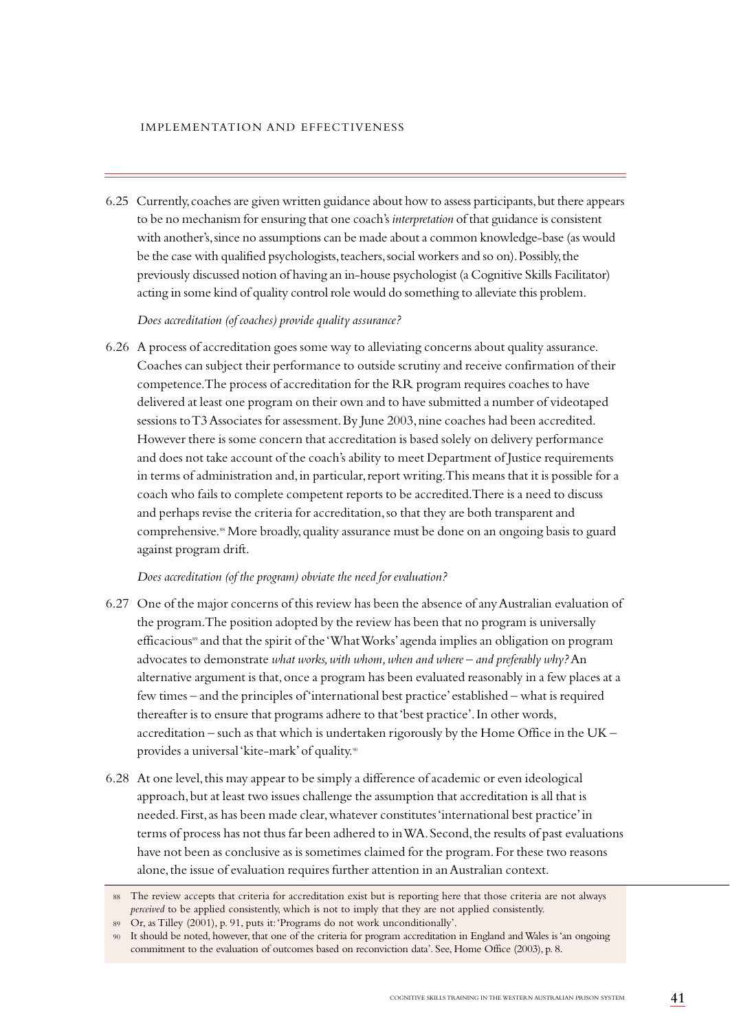6.25 Currently, coaches are given written guidance about how to assess participants, but there appears to be no mechanism for ensuring that one coach's *interpretation* of that guidance is consistent with another's, since no assumptions can be made about a common knowledge-base (as would be the case with qualified psychologists, teachers, social workers and so on). Possibly, the previously discussed notion of having an in-house psychologist (a Cognitive Skills Facilitator) acting in some kind of quality control role would do something to alleviate this problem.

*Does accreditation (of coaches) provide quality assurance?*

6.26 A process of accreditation goes some way to alleviating concerns about quality assurance. Coaches can subject their performance to outside scrutiny and receive confirmation of their competence. The process of accreditation for the RR program requires coaches to have delivered at least one program on their own and to have submitted a number of videotaped sessions to T3 Associates for assessment. By June 2003, nine coaches had been accredited. However there is some concern that accreditation is based solely on delivery performance and does not take account of the coach's ability to meet Department of Justice requirements in terms of administration and, in particular, report writing. This means that it is possible for a coach who fails to complete competent reports to be accredited. There is a need to discuss and perhaps revise the criteria for accreditation, so that they are both transparent and comprehensive.[88] More broadly, quality assurance must be done on an ongoing basis to guard against program drift.

*Does accreditation (of the program) obviate the need for evaluation?*

6.27 One of the major concerns of this review has been the absence of any Australian evaluation of the program. The position adopted by the review has been that no program is universally efficacious[89] and that the spirit of the 'What Works' agenda implies an obligation on program advocates to demonstrate *what works, with whom, when and where – and preferably why?* An alternative argument is that, once a program has been evaluated reasonably in a few places at a few times – and the principles of 'international best practice' established – what is required thereafter is to ensure that programs adhere to that 'best practice'. In other words, accreditation – such as that which is undertaken rigorously by the Home Office in the UK – provides a universal 'kite-mark' of quality.[90]

6.28 At one level, this may appear to be simply a difference of academic or even ideological approach, but at least two issues challenge the assumption that accreditation is all that is needed. First, as has been made clear, whatever constitutes 'international best practice' in terms of process has not thus far been adhered to in WA. Second, the results of past evaluations have not been as conclusive as is sometimes claimed for the program. For these two reasons alone, the issue of evaluation requires further attention in an Australian context.

---

88 The review accepts that criteria for accreditation exist but is reporting here that those criteria are not always *perceived* to be applied consistently, which is not to imply that they are not applied consistently.

89 Or, as Tilley (2001), p. 91, puts it: 'Programs do not work unconditionally'.

90 It should be noted, however, that one of the criteria for program accreditation in England and Wales is 'an ongoing commitment to the evaluation of outcomes based on reconviction data'. See, Home Office (2003), p. 8.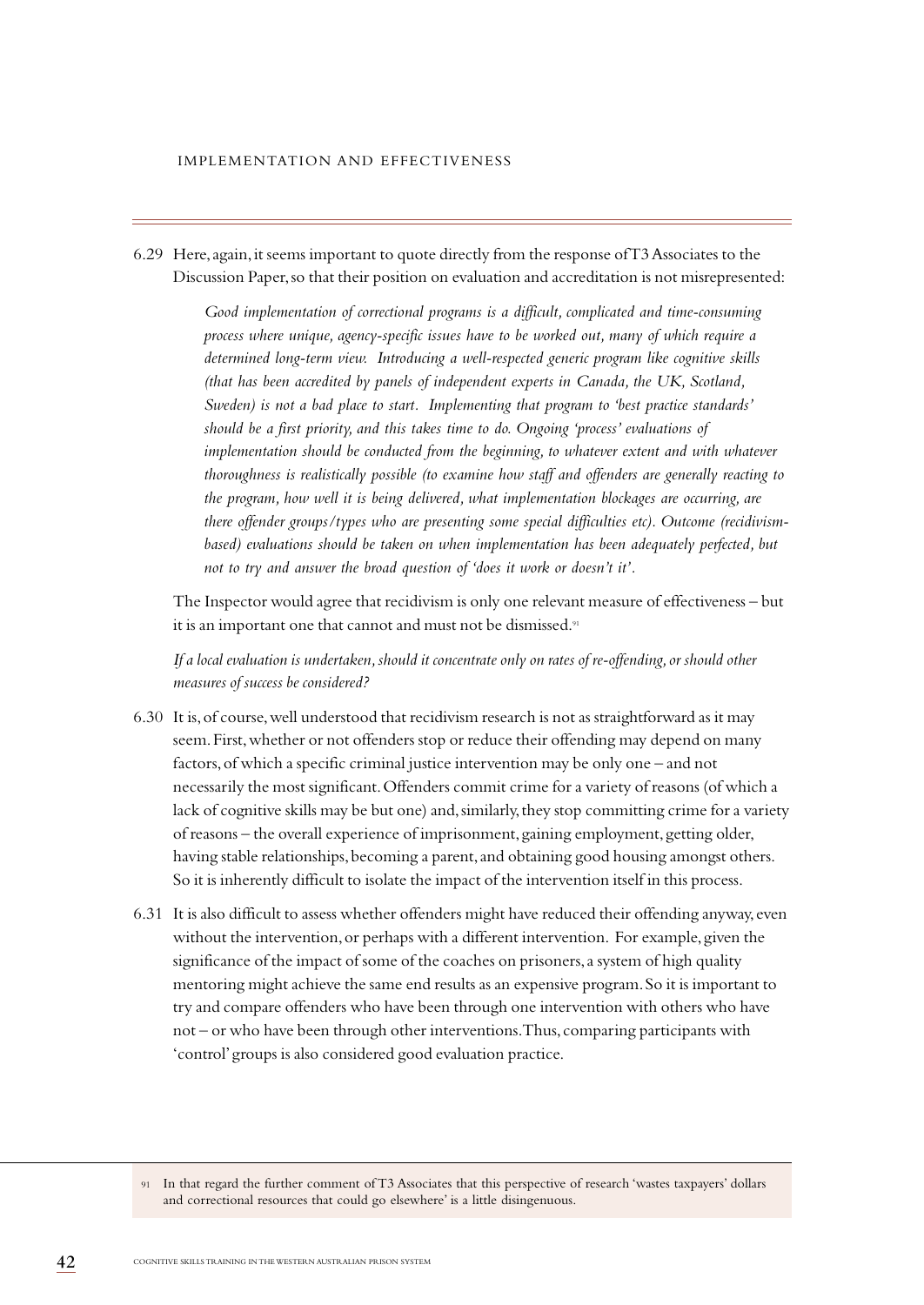6.29 Here, again, it seems important to quote directly from the response of T3 Associates to the Discussion Paper, so that their position on evaluation and accreditation is not misrepresented:

> *Good implementation of correctional programs is a difficult, complicated and time-consuming process where unique, agency-specific issues have to be worked out, many of which require a determined long-term view. Introducing a well-respected generic program like cognitive skills (that has been accredited by panels of independent experts in Canada, the UK, Scotland, Sweden) is not a bad place to start. Implementing that program to 'best practice standards' should be a first priority, and this takes time to do. Ongoing 'process' evaluations of implementation should be conducted from the beginning, to whatever extent and with whatever thoroughness is realistically possible (to examine how staff and offenders are generally reacting to the program, how well it is being delivered, what implementation blockages are occurring, are there offender groups/types who are presenting some special difficulties etc). Outcome (recidivism-based) evaluations should be taken on when implementation has been adequately perfected, but not to try and answer the broad question of 'does it work or doesn't it'.*

The Inspector would agree that recidivism is only one relevant measure of effectiveness – but it is an important one that cannot and must not be dismissed.[91]

*If a local evaluation is undertaken, should it concentrate only on rates of re-offending, or should other measures of success be considered?*

6.30 It is, of course, well understood that recidivism research is not as straightforward as it may seem. First, whether or not offenders stop or reduce their offending may depend on many factors, of which a specific criminal justice intervention may be only one – and not necessarily the most significant. Offenders commit crime for a variety of reasons (of which a lack of cognitive skills may be but one) and, similarly, they stop committing crime for a variety of reasons – the overall experience of imprisonment, gaining employment, getting older, having stable relationships, becoming a parent, and obtaining good housing amongst others. So it is inherently difficult to isolate the impact of the intervention itself in this process.

6.31 It is also difficult to assess whether offenders might have reduced their offending anyway, even without the intervention, or perhaps with a different intervention. For example, given the significance of the impact of some of the coaches on prisoners, a system of high quality mentoring might achieve the same end results as an expensive program. So it is important to try and compare offenders who have been through one intervention with others who have not – or who have been through other interventions. Thus, comparing participants with 'control' groups is also considered good evaluation practice.

---

[91] In that regard the further comment of T3 Associates that this perspective of research 'wastes taxpayers' dollars and correctional resources that could go elsewhere' is a little disingenuous.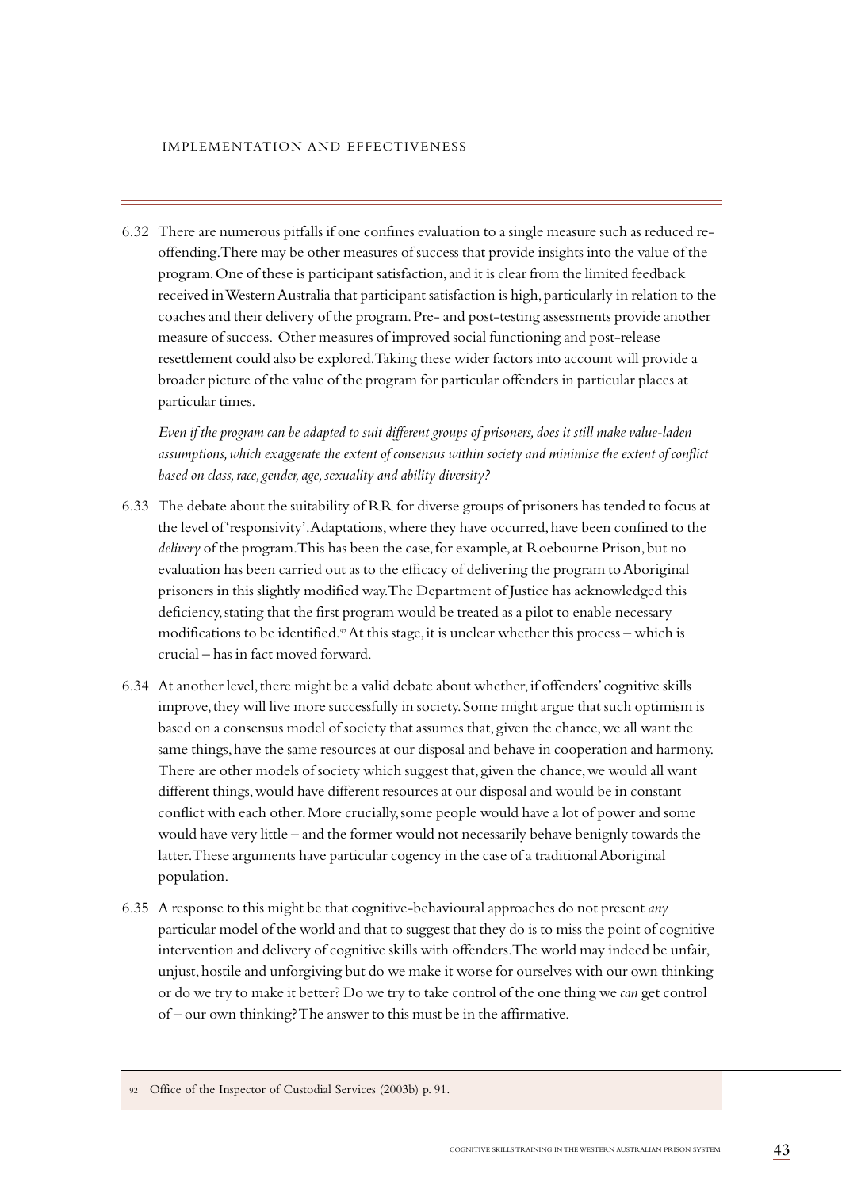6.32 There are numerous pitfalls if one confines evaluation to a single measure such as reduced re-offending. There may be other measures of success that provide insights into the value of the program. One of these is participant satisfaction, and it is clear from the limited feedback received in Western Australia that participant satisfaction is high, particularly in relation to the coaches and their delivery of the program. Pre- and post-testing assessments provide another measure of success. Other measures of improved social functioning and post-release resettlement could also be explored. Taking these wider factors into account will provide a broader picture of the value of the program for particular offenders in particular places at particular times.

*Even if the program can be adapted to suit different groups of prisoners, does it still make value-laden assumptions, which exaggerate the extent of consensus within society and minimise the extent of conflict based on class, race, gender, age, sexuality and ability diversity?*

6.33 The debate about the suitability of RR for diverse groups of prisoners has tended to focus at the level of 'responsivity'. Adaptations, where they have occurred, have been confined to the *delivery* of the program. This has been the case, for example, at Roebourne Prison, but no evaluation has been carried out as to the efficacy of delivering the program to Aboriginal prisoners in this slightly modified way. The Department of Justice has acknowledged this deficiency, stating that the first program would be treated as a pilot to enable necessary modifications to be identified.[92] At this stage, it is unclear whether this process – which is crucial – has in fact moved forward.

6.34 At another level, there might be a valid debate about whether, if offenders' cognitive skills improve, they will live more successfully in society. Some might argue that such optimism is based on a consensus model of society that assumes that, given the chance, we all want the same things, have the same resources at our disposal and behave in cooperation and harmony. There are other models of society which suggest that, given the chance, we would all want different things, would have different resources at our disposal and would be in constant conflict with each other. More crucially, some people would have a lot of power and some would have very little – and the former would not necessarily behave benignly towards the latter. These arguments have particular cogency in the case of a traditional Aboriginal population.

6.35 A response to this might be that cognitive-behavioural approaches do not present *any* particular model of the world and that to suggest that they do is to miss the point of cognitive intervention and delivery of cognitive skills with offenders. The world may indeed be unfair, unjust, hostile and unforgiving but do we make it worse for ourselves with our own thinking or do we try to make it better? Do we try to take control of the one thing we *can* get control of – our own thinking? The answer to this must be in the affirmative.

92 Office of the Inspector of Custodial Services (2003b) p. 91.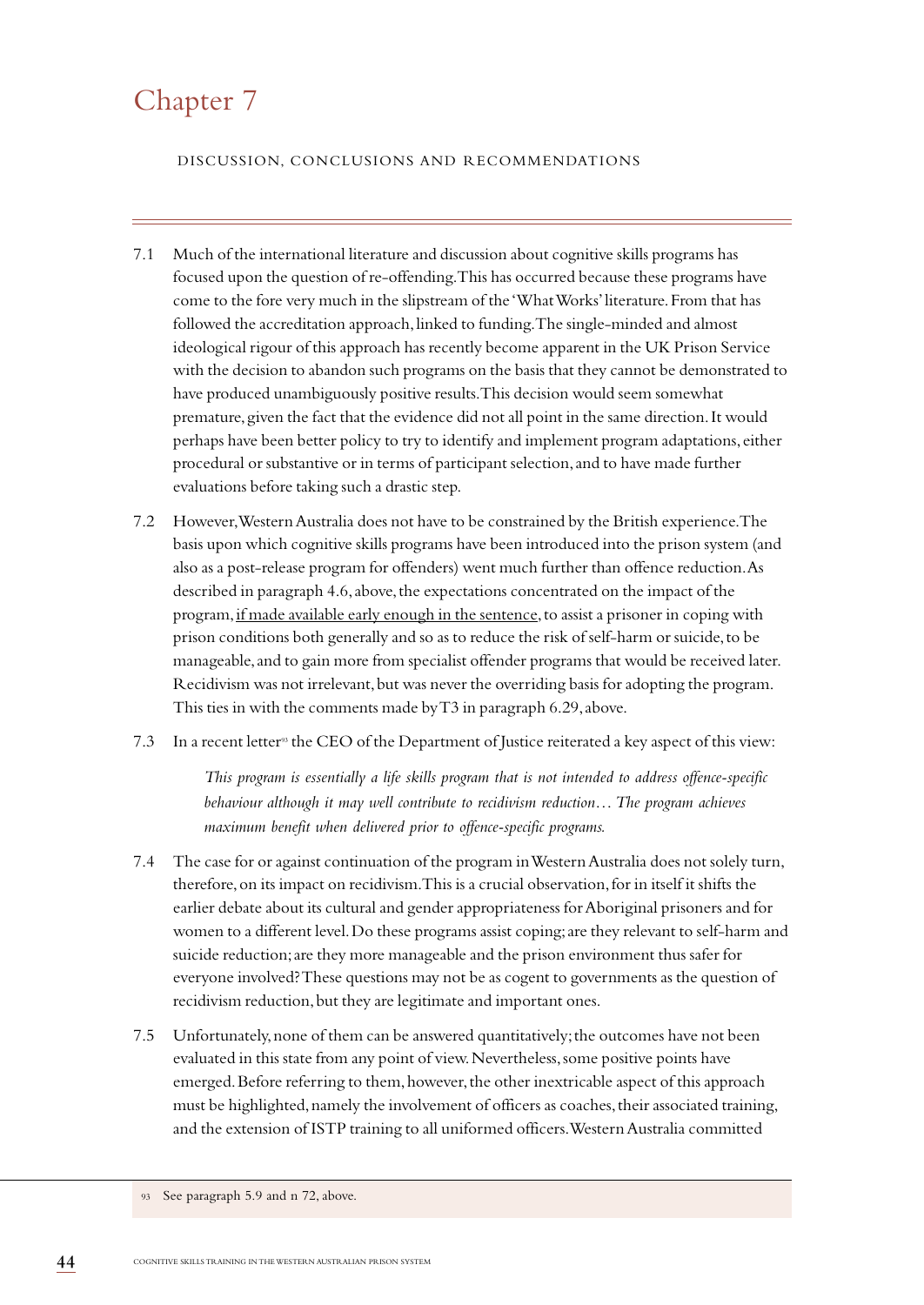# Chapter 7

DISCUSSION, CONCLUSIONS AND RECOMMENDATIONS

7.1 Much of the international literature and discussion about cognitive skills programs has focused upon the question of re-offending. This has occurred because these programs have come to the fore very much in the slipstream of the 'What Works' literature. From that has followed the accreditation approach, linked to funding. The single-minded and almost ideological rigour of this approach has recently become apparent in the UK Prison Service with the decision to abandon such programs on the basis that they cannot be demonstrated to have produced unambiguously positive results. This decision would seem somewhat premature, given the fact that the evidence did not all point in the same direction. It would perhaps have been better policy to try to identify and implement program adaptations, either procedural or substantive or in terms of participant selection, and to have made further evaluations before taking such a drastic step.

7.2 However, Western Australia does not have to be constrained by the British experience. The basis upon which cognitive skills programs have been introduced into the prison system (and also as a post-release program for offenders) went much further than offence reduction. As described in paragraph 4.6, above, the expectations concentrated on the impact of the program, <u>if made available early enough in the sentence</u>, to assist a prisoner in coping with prison conditions both generally and so as to reduce the risk of self-harm or suicide, to be manageable, and to gain more from specialist offender programs that would be received later. Recidivism was not irrelevant, but was never the overriding basis for adopting the program. This ties in with the comments made by T3 in paragraph 6.29, above.

7.3 In a recent letter[93] the CEO of the Department of Justice reiterated a key aspect of this view:

> *This program is essentially a life skills program that is not intended to address offence-specific behaviour although it may well contribute to recidivism reduction… The program achieves maximum benefit when delivered prior to offence-specific programs.*

7.4 The case for or against continuation of the program in Western Australia does not solely turn, therefore, on its impact on recidivism. This is a crucial observation, for in itself it shifts the earlier debate about its cultural and gender appropriateness for Aboriginal prisoners and for women to a different level. Do these programs assist coping; are they relevant to self-harm and suicide reduction; are they more manageable and the prison environment thus safer for everyone involved? These questions may not be as cogent to governments as the question of recidivism reduction, but they are legitimate and important ones.

7.5 Unfortunately, none of them can be answered quantitatively; the outcomes have not been evaluated in this state from any point of view. Nevertheless, some positive points have emerged. Before referring to them, however, the other inextricable aspect of this approach must be highlighted, namely the involvement of officers as coaches, their associated training, and the extension of ISTP training to all uniformed officers. Western Australia committed

[93] See paragraph 5.9 and n 72, above.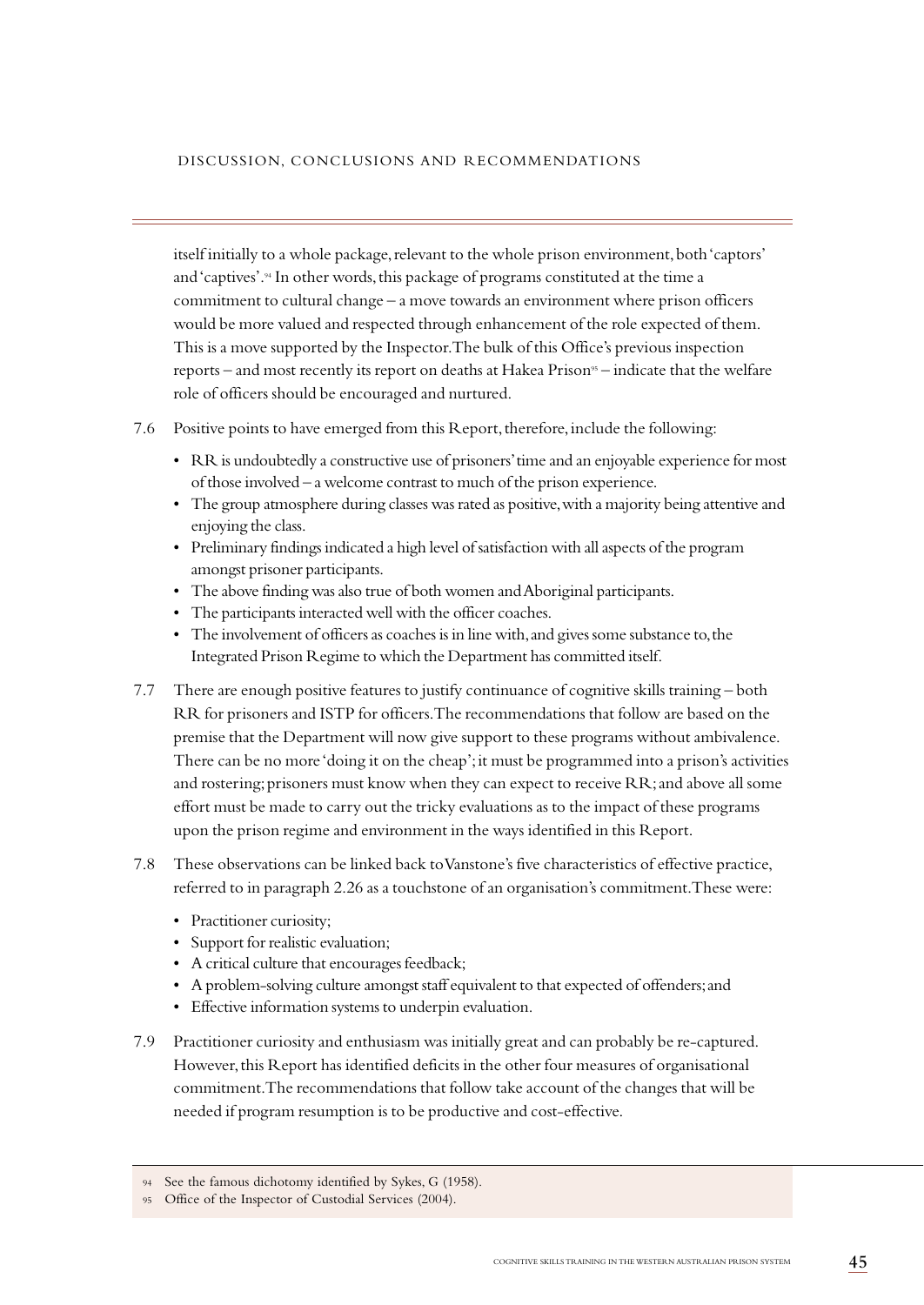itself initially to a whole package, relevant to the whole prison environment, both 'captors' and 'captives'.[94] In other words, this package of programs constituted at the time a commitment to cultural change – a move towards an environment where prison officers would be more valued and respected through enhancement of the role expected of them. This is a move supported by the Inspector. The bulk of this Office's previous inspection reports – and most recently its report on deaths at Hakea Prison[95] – indicate that the welfare role of officers should be encouraged and nurtured.

7.6 Positive points to have emerged from this Report, therefore, include the following:

- RR is undoubtedly a constructive use of prisoners' time and an enjoyable experience for most of those involved – a welcome contrast to much of the prison experience.
- The group atmosphere during classes was rated as positive, with a majority being attentive and enjoying the class.
- Preliminary findings indicated a high level of satisfaction with all aspects of the program amongst prisoner participants.
- The above finding was also true of both women and Aboriginal participants.
- The participants interacted well with the officer coaches.
- The involvement of officers as coaches is in line with, and gives some substance to, the Integrated Prison Regime to which the Department has committed itself.

7.7 There are enough positive features to justify continuance of cognitive skills training – both RR for prisoners and ISTP for officers. The recommendations that follow are based on the premise that the Department will now give support to these programs without ambivalence. There can be no more 'doing it on the cheap'; it must be programmed into a prison's activities and rostering; prisoners must know when they can expect to receive RR; and above all some effort must be made to carry out the tricky evaluations as to the impact of these programs upon the prison regime and environment in the ways identified in this Report.

7.8 These observations can be linked back to Vanstone's five characteristics of effective practice, referred to in paragraph 2.26 as a touchstone of an organisation's commitment. These were:

- Practitioner curiosity;
- Support for realistic evaluation;
- A critical culture that encourages feedback;
- A problem-solving culture amongst staff equivalent to that expected of offenders; and
- Effective information systems to underpin evaluation.

7.9 Practitioner curiosity and enthusiasm was initially great and can probably be re-captured. However, this Report has identified deficits in the other four measures of organisational commitment. The recommendations that follow take account of the changes that will be needed if program resumption is to be productive and cost-effective.

---

94 See the famous dichotomy identified by Sykes, G (1958).

95 Office of the Inspector of Custodial Services (2004).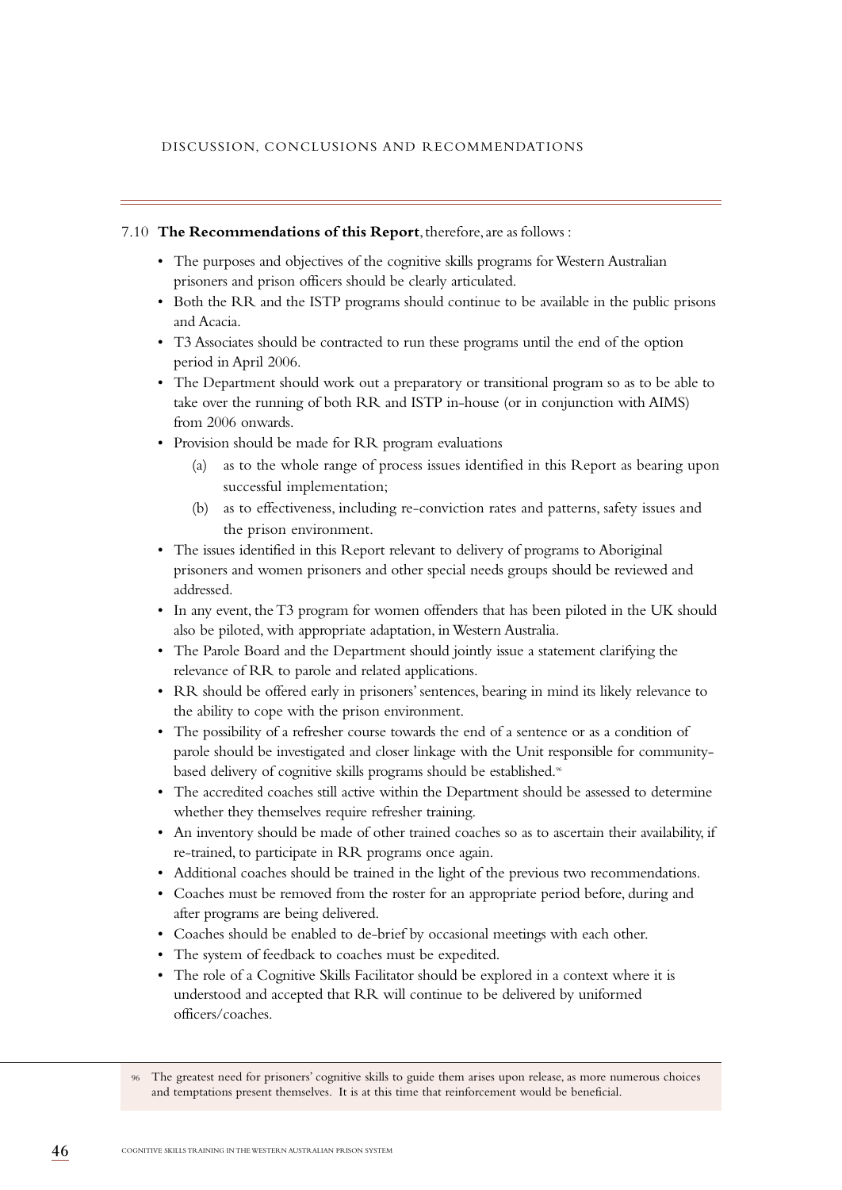7.10 **The Recommendations of this Report**, therefore, are as follows :

- The purposes and objectives of the cognitive skills programs for Western Australian prisoners and prison officers should be clearly articulated.
- Both the RR and the ISTP programs should continue to be available in the public prisons and Acacia.
- T3 Associates should be contracted to run these programs until the end of the option period in April 2006.
- The Department should work out a preparatory or transitional program so as to be able to take over the running of both RR and ISTP in-house (or in conjunction with AIMS) from 2006 onwards.
- Provision should be made for RR program evaluations
  - (a) as to the whole range of process issues identified in this Report as bearing upon successful implementation;
  - (b) as to effectiveness, including re-conviction rates and patterns, safety issues and the prison environment.
- The issues identified in this Report relevant to delivery of programs to Aboriginal prisoners and women prisoners and other special needs groups should be reviewed and addressed.
- In any event, the T3 program for women offenders that has been piloted in the UK should also be piloted, with appropriate adaptation, in Western Australia.
- The Parole Board and the Department should jointly issue a statement clarifying the relevance of RR to parole and related applications.
- RR should be offered early in prisoners' sentences, bearing in mind its likely relevance to the ability to cope with the prison environment.
- The possibility of a refresher course towards the end of a sentence or as a condition of parole should be investigated and closer linkage with the Unit responsible for community-based delivery of cognitive skills programs should be established.[96]
- The accredited coaches still active within the Department should be assessed to determine whether they themselves require refresher training.
- An inventory should be made of other trained coaches so as to ascertain their availability, if re-trained, to participate in RR programs once again.
- Additional coaches should be trained in the light of the previous two recommendations.
- Coaches must be removed from the roster for an appropriate period before, during and after programs are being delivered.
- Coaches should be enabled to de-brief by occasional meetings with each other.
- The system of feedback to coaches must be expedited.
- The role of a Cognitive Skills Facilitator should be explored in a context where it is understood and accepted that RR will continue to be delivered by uniformed officers/coaches.

[96] The greatest need for prisoners' cognitive skills to guide them arises upon release, as more numerous choices and temptations present themselves. It is at this time that reinforcement would be beneficial.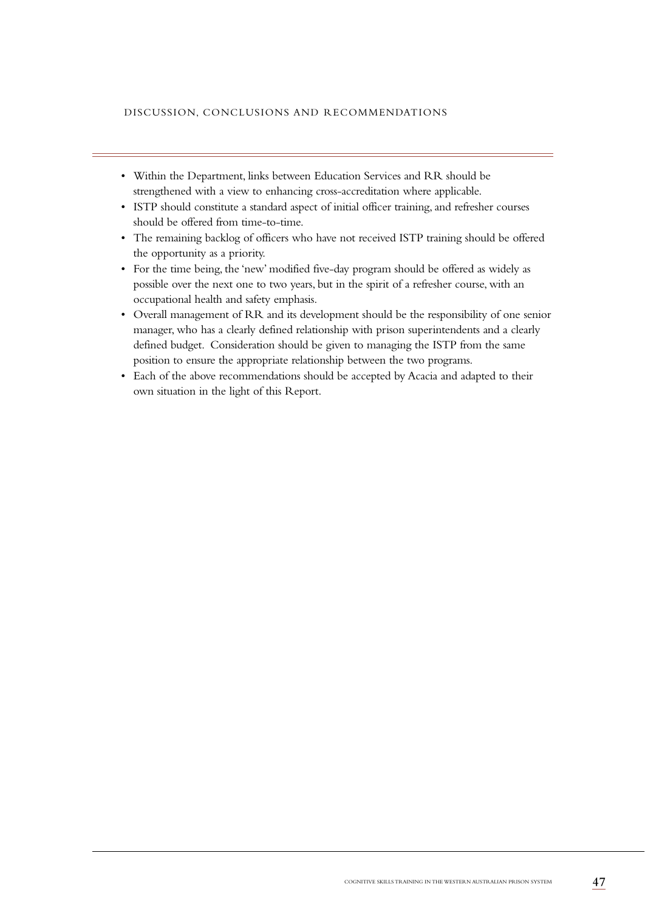- Within the Department, links between Education Services and RR should be strengthened with a view to enhancing cross-accreditation where applicable.
- ISTP should constitute a standard aspect of initial officer training, and refresher courses should be offered from time-to-time.
- The remaining backlog of officers who have not received ISTP training should be offered the opportunity as a priority.
- For the time being, the 'new' modified five-day program should be offered as widely as possible over the next one to two years, but in the spirit of a refresher course, with an occupational health and safety emphasis.
- Overall management of RR and its development should be the responsibility of one senior manager, who has a clearly defined relationship with prison superintendents and a clearly defined budget. Consideration should be given to managing the ISTP from the same position to ensure the appropriate relationship between the two programs.
- Each of the above recommendations should be accepted by Acacia and adapted to their own situation in the light of this Report.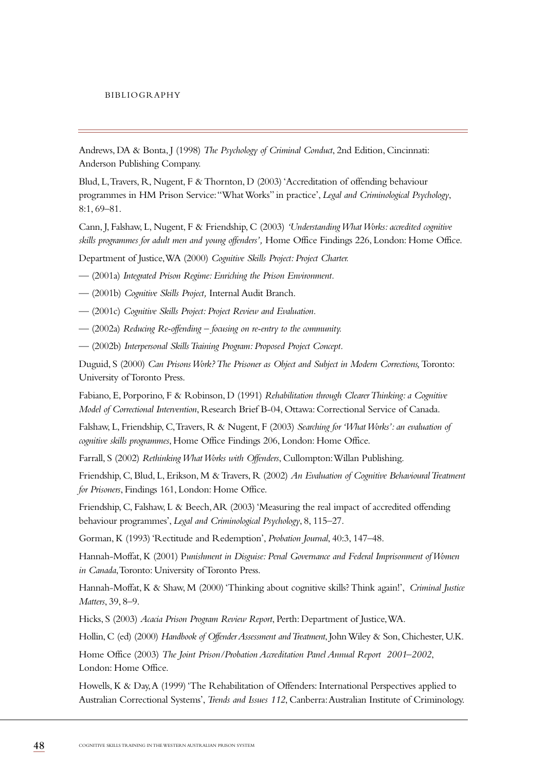# BIBLIOGRAPHY

Andrews, DA & Bonta, J (1998) *The Psychology of Criminal Conduct*, 2nd Edition, Cincinnati: Anderson Publishing Company.

Blud, L, Travers, R, Nugent, F & Thornton, D (2003) 'Accreditation of offending behaviour programmes in HM Prison Service: "What Works" in practice', *Legal and Criminological Psychology*, 8:1, 69–81.

Cann, J, Falshaw, L, Nugent, F & Friendship, C (2003) *'Understanding What Works: accredited cognitive skills programmes for adult men and young offenders',* Home Office Findings 226, London: Home Office.

Department of Justice, WA (2000) *Cognitive Skills Project: Project Charter.*

— (2001a) *Integrated Prison Regime: Enriching the Prison Environment.*

— (2001b) *Cognitive Skills Project,* Internal Audit Branch.

— (2001c) *Cognitive Skills Project: Project Review and Evaluation.*

— (2002a) *Reducing Re-offending – focusing on re-entry to the community.*

— (2002b) *Interpersonal Skills Training Program: Proposed Project Concept.*

Duguid, S (2000) *Can Prisons Work? The Prisoner as Object and Subject in Modern Corrections,* Toronto: University of Toronto Press.

Fabiano, E, Porporino, F & Robinson, D (1991) *Rehabilitation through Clearer Thinking: a Cognitive Model of Correctional Intervention*, Research Brief B-04, Ottawa: Correctional Service of Canada.

Falshaw, L, Friendship, C, Travers, R & Nugent, F (2003) *Searching for 'What Works': an evaluation of cognitive skills programmes*, Home Office Findings 206, London: Home Office.

Farrall, S (2002) *Rethinking What Works with Offenders*, Cullompton: Willan Publishing.

Friendship, C, Blud, L, Erikson, M & Travers, R (2002) *An Evaluation of Cognitive Behavioural Treatment for Prisoners*, Findings 161, London: Home Office.

Friendship, C, Falshaw, L & Beech, AR (2003) 'Measuring the real impact of accredited offending behaviour programmes', *Legal and Criminological Psychology*, 8, 115–27.

Gorman, K (1993) 'Rectitude and Redemption', *Probation Journal*, 40:3, 147–48.

Hannah-Moffat, K (2001) *Punishment in Disguise: Penal Governance and Federal Imprisonment of Women in Canada*, Toronto: University of Toronto Press.

Hannah-Moffat, K & Shaw, M (2000) 'Thinking about cognitive skills? Think again!', *Criminal Justice Matters*, 39, 8–9.

Hicks, S (2003) *Acacia Prison Program Review Report*, Perth: Department of Justice, WA.

Hollin, C (ed) (2000) *Handbook of Offender Assessment and Treatment*, John Wiley & Son, Chichester, U.K.

Home Office (2003) *The Joint Prison/Probation Accreditation Panel Annual Report 2001–2002*, London: Home Office.

Howells, K & Day, A (1999) 'The Rehabilitation of Offenders: International Perspectives applied to Australian Correctional Systems', *Trends and Issues 112*, Canberra: Australian Institute of Criminology.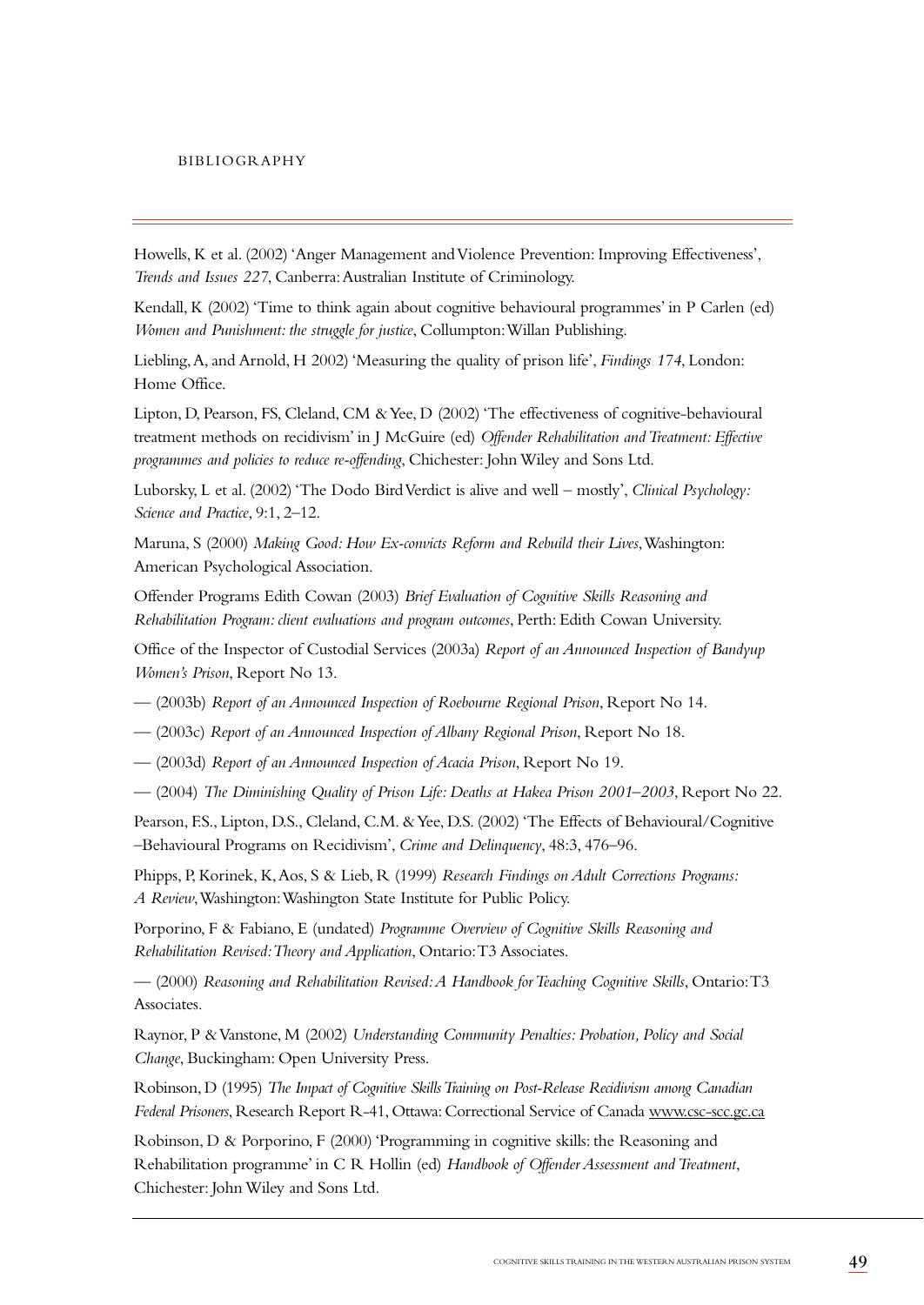Howells, K et al. (2002) 'Anger Management and Violence Prevention: Improving Effectiveness', *Trends and Issues 227*, Canberra: Australian Institute of Criminology.

Kendall, K (2002) 'Time to think again about cognitive behavioural programmes' in P Carlen (ed) *Women and Punishment: the struggle for justice*, Collumpton: Willan Publishing.

Liebling, A, and Arnold, H 2002) 'Measuring the quality of prison life', *Findings 174*, London: Home Office.

Lipton, D, Pearson, FS, Cleland, CM & Yee, D (2002) 'The effectiveness of cognitive-behavioural treatment methods on recidivism' in J McGuire (ed) *Offender Rehabilitation and Treatment: Effective programmes and policies to reduce re-offending*, Chichester: John Wiley and Sons Ltd.

Luborsky, L et al. (2002) 'The Dodo Bird Verdict is alive and well – mostly', *Clinical Psychology: Science and Practice*, 9:1, 2–12.

Maruna, S (2000) *Making Good: How Ex-convicts Reform and Rebuild their Lives*, Washington: American Psychological Association.

Offender Programs Edith Cowan (2003) *Brief Evaluation of Cognitive Skills Reasoning and Rehabilitation Program: client evaluations and program outcomes*, Perth: Edith Cowan University.

Office of the Inspector of Custodial Services (2003a) *Report of an Announced Inspection of Bandyup Women's Prison*, Report No 13.

— (2003b) *Report of an Announced Inspection of Roebourne Regional Prison*, Report No 14.

— (2003c) *Report of an Announced Inspection of Albany Regional Prison*, Report No 18.

— (2003d) *Report of an Announced Inspection of Acacia Prison*, Report No 19.

— (2004) *The Diminishing Quality of Prison Life: Deaths at Hakea Prison 2001–2003*, Report No 22.

Pearson, F.S., Lipton, D.S., Cleland, C.M. & Yee, D.S. (2002) 'The Effects of Behavioural/Cognitive –Behavioural Programs on Recidivism', *Crime and Delinquency*, 48:3, 476–96.

Phipps, P, Korinek, K, Aos, S & Lieb, R (1999) *Research Findings on Adult Corrections Programs: A Review*, Washington: Washington State Institute for Public Policy.

Porporino, F & Fabiano, E (undated) *Programme Overview of Cognitive Skills Reasoning and Rehabilitation Revised: Theory and Application*, Ontario: T3 Associates.

— (2000) *Reasoning and Rehabilitation Revised: A Handbook for Teaching Cognitive Skills*, Ontario: T3 Associates.

Raynor, P & Vanstone, M (2002) *Understanding Community Penalties: Probation, Policy and Social Change*, Buckingham: Open University Press.

Robinson, D (1995) *The Impact of Cognitive Skills Training on Post-Release Recidivism among Canadian Federal Prisoners*, Research Report R-41, Ottawa: Correctional Service of Canada www.csc-scc.gc.ca

Robinson, D & Porporino, F (2000) 'Programming in cognitive skills: the Reasoning and Rehabilitation programme' in C R Hollin (ed) *Handbook of Offender Assessment and Treatment*, Chichester: John Wiley and Sons Ltd.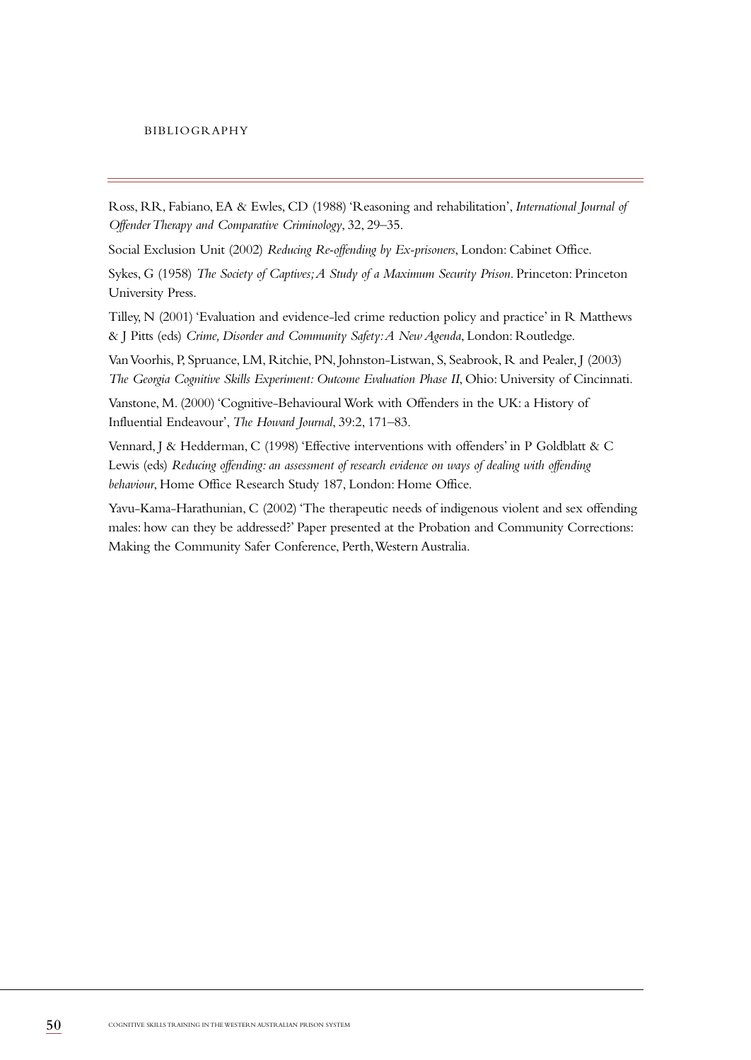Ross, RR, Fabiano, EA & Ewles, CD (1988) 'Reasoning and rehabilitation', *International Journal of Offender Therapy and Comparative Criminology*, 32, 29–35.

Social Exclusion Unit (2002) *Reducing Re-offending by Ex-prisoners*, London: Cabinet Office.

Sykes, G (1958) *The Society of Captives; A Study of a Maximum Security Prison*. Princeton: Princeton University Press.

Tilley, N (2001) 'Evaluation and evidence-led crime reduction policy and practice' in R Matthews & J Pitts (eds) *Crime, Disorder and Community Safety: A New Agenda*, London: Routledge.

Van Voorhis, P, Spruance, LM, Ritchie, PN, Johnston-Listwan, S, Seabrook, R and Pealer, J (2003) *The Georgia Cognitive Skills Experiment: Outcome Evaluation Phase II*, Ohio: University of Cincinnati.

Vanstone, M. (2000) 'Cognitive-Behavioural Work with Offenders in the UK: a History of Influential Endeavour', *The Howard Journal*, 39:2, 171–83.

Vennard, J & Hedderman, C (1998) 'Effective interventions with offenders' in P Goldblatt & C Lewis (eds) *Reducing offending: an assessment of research evidence on ways of dealing with offending behaviour*, Home Office Research Study 187, London: Home Office.

Yavu-Kama-Harathunian, C (2002) 'The therapeutic needs of indigenous violent and sex offending males: how can they be addressed?' Paper presented at the Probation and Community Corrections: Making the Community Safer Conference, Perth, Western Australia.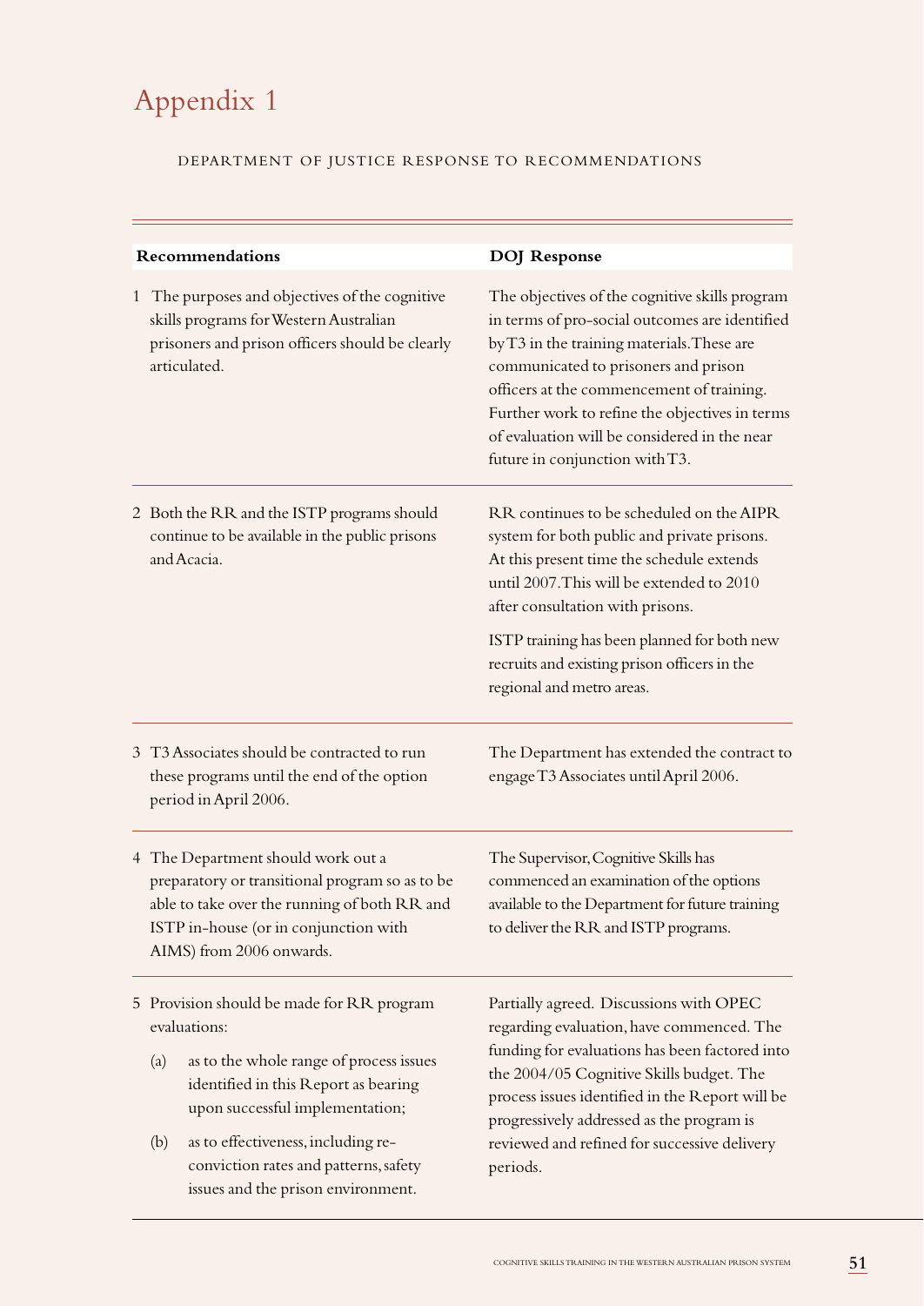# Appendix 1

DEPARTMENT OF JUSTICE RESPONSE TO RECOMMENDATIONS

| Recommendations | DOJ Response |
|---|---|
| 1 The purposes and objectives of the cognitive skills programs for Western Australian prisoners and prison officers should be clearly articulated. | The objectives of the cognitive skills program in terms of pro-social outcomes are identified by T3 in the training materials. These are communicated to prisoners and prison officers at the commencement of training. Further work to refine the objectives in terms of evaluation will be considered in the near future in conjunction with T3. |
| 2 Both the RR and the ISTP programs should continue to be available in the public prisons and Acacia. | RR continues to be scheduled on the AIPR system for both public and private prisons. At this present time the schedule extends until 2007. This will be extended to 2010 after consultation with prisons.<br><br>ISTP training has been planned for both new recruits and existing prison officers in the regional and metro areas. |
| 3 T3 Associates should be contracted to run these programs until the end of the option period in April 2006. | The Department has extended the contract to engage T3 Associates until April 2006. |
| 4 The Department should work out a preparatory or transitional program so as to be able to take over the running of both RR and ISTP in-house (or in conjunction with AIMS) from 2006 onwards. | The Supervisor, Cognitive Skills has commenced an examination of the options available to the Department for future training to deliver the RR and ISTP programs. |
| 5 Provision should be made for RR program evaluations:<br>(a) as to the whole range of process issues identified in this Report as bearing upon successful implementation;<br>(b) as to effectiveness, including re-conviction rates and patterns, safety issues and the prison environment. | Partially agreed. Discussions with OPEC regarding evaluation, have commenced. The funding for evaluations has been factored into the 2004/05 Cognitive Skills budget. The process issues identified in the Report will be progressively addressed as the program is reviewed and refined for successive delivery periods. |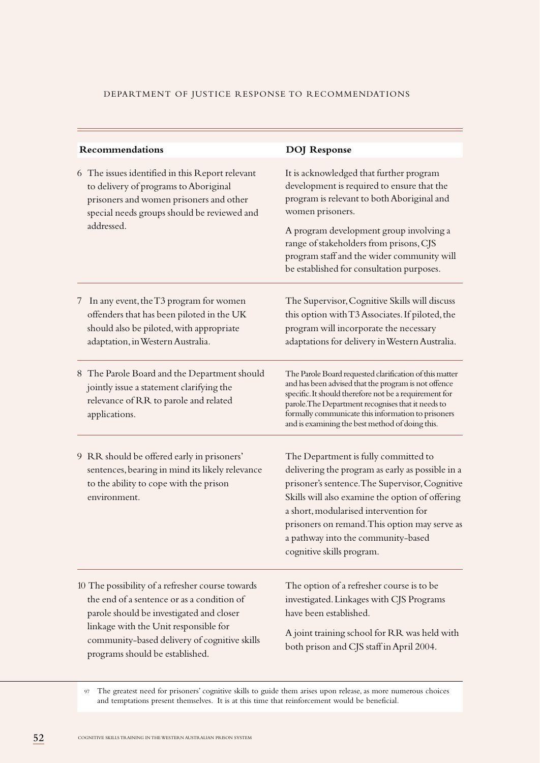DEPARTMENT OF JUSTICE RESPONSE TO RECOMMENDATIONS

| Recommendations | DOJ Response |
|---|---|
| 6 The issues identified in this Report relevant to delivery of programs to Aboriginal prisoners and women prisoners and other special needs groups should be reviewed and addressed. | It is acknowledged that further program development is required to ensure that the program is relevant to both Aboriginal and women prisoners. A program development group involving a range of stakeholders from prisons, CJS program staff and the wider community will be established for consultation purposes. |
| 7 In any event, the T3 program for women offenders that has been piloted in the UK should also be piloted, with appropriate adaptation, in Western Australia. | The Supervisor, Cognitive Skills will discuss this option with T3 Associates. If piloted, the program will incorporate the necessary adaptations for delivery in Western Australia. |
| 8 The Parole Board and the Department should jointly issue a statement clarifying the relevance of RR to parole and related applications. | The Parole Board requested clarification of this matter and has been advised that the program is not offence specific. It should therefore not be a requirement for parole. The Department recognises that it needs to formally communicate this information to prisoners and is examining the best method of doing this. |
| 9 RR should be offered early in prisoners' sentences, bearing in mind its likely relevance to the ability to cope with the prison environment. | The Department is fully committed to delivering the program as early as possible in a prisoner's sentence. The Supervisor, Cognitive Skills will also examine the option of offering a short, modularised intervention for prisoners on remand. This option may serve as a pathway into the community-based cognitive skills program. |
| 10 The possibility of a refresher course towards the end of a sentence or as a condition of parole should be investigated and closer linkage with the Unit responsible for community-based delivery of cognitive skills programs should be established. | The option of a refresher course is to be investigated. Linkages with CJS Programs have been established. A joint training school for RR was held with both prison and CJS staff in April 2004. |

97 The greatest need for prisoners' cognitive skills to guide them arises upon release, as more numerous choices and temptations present themselves. It is at this time that reinforcement would be beneficial.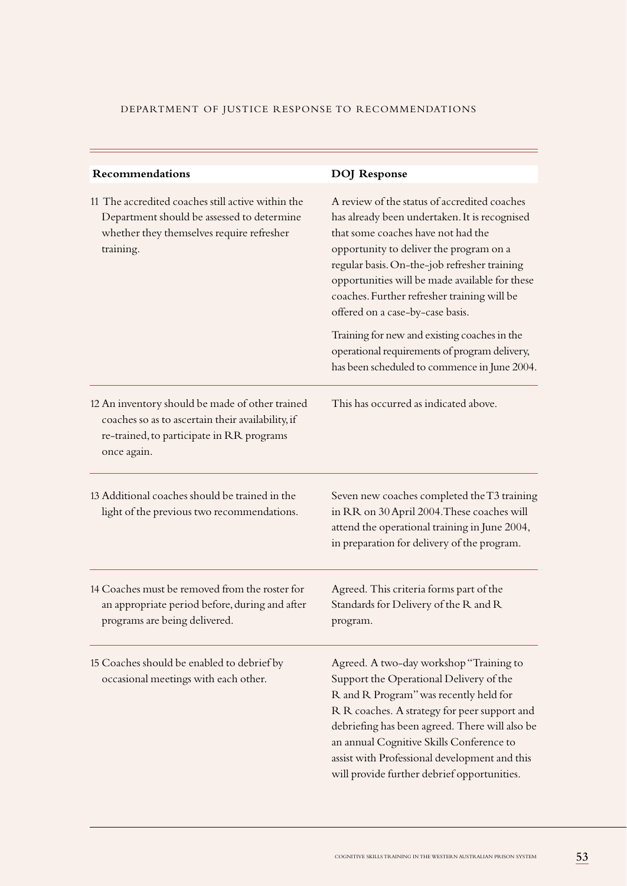DEPARTMENT OF JUSTICE RESPONSE TO RECOMMENDATIONS

| Recommendations | DOJ Response |
| --- | --- |
| 11 The accredited coaches still active within the Department should be assessed to determine whether they themselves require refresher training. | A review of the status of accredited coaches has already been undertaken. It is recognised that some coaches have not had the opportunity to deliver the program on a regular basis. On-the-job refresher training opportunities will be made available for these coaches. Further refresher training will be offered on a case-by-case basis.<br><br>Training for new and existing coaches in the operational requirements of program delivery, has been scheduled to commence in June 2004. |
| 12 An inventory should be made of other trained coaches so as to ascertain their availability, if re-trained, to participate in RR programs once again. | This has occurred as indicated above. |
| 13 Additional coaches should be trained in the light of the previous two recommendations. | Seven new coaches completed the T3 training in RR on 30 April 2004. These coaches will attend the operational training in June 2004, in preparation for delivery of the program. |
| 14 Coaches must be removed from the roster for an appropriate period before, during and after programs are being delivered. | Agreed. This criteria forms part of the Standards for Delivery of the R and R program. |
| 15 Coaches should be enabled to debrief by occasional meetings with each other. | Agreed. A two-day workshop "Training to Support the Operational Delivery of the R and R Program" was recently held for R R coaches. A strategy for peer support and debriefing has been agreed. There will also be an annual Cognitive Skills Conference to assist with Professional development and this will provide further debrief opportunities. |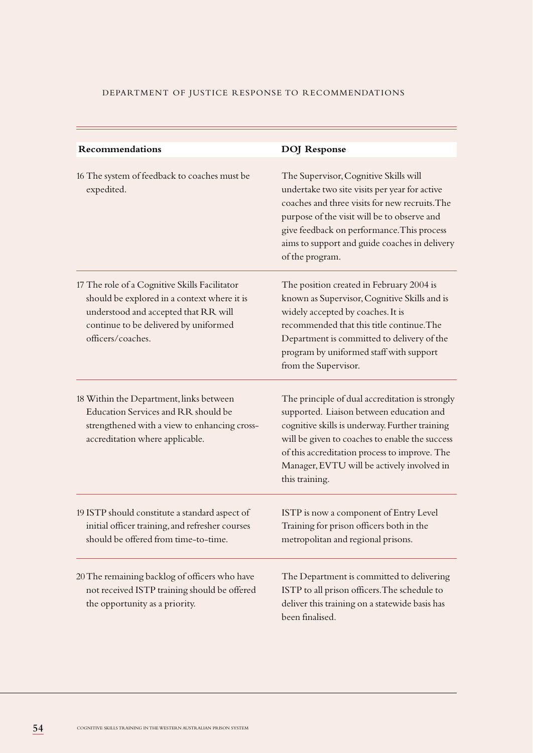| Recommendations | DOJ Response |
|---|---|
| 16 The system of feedback to coaches must be expedited. | The Supervisor, Cognitive Skills will undertake two site visits per year for active coaches and three visits for new recruits. The purpose of the visit will be to observe and give feedback on performance. This process aims to support and guide coaches in delivery of the program. |
| 17 The role of a Cognitive Skills Facilitator should be explored in a context where it is understood and accepted that RR will continue to be delivered by uniformed officers/coaches. | The position created in February 2004 is known as Supervisor, Cognitive Skills and is widely accepted by coaches. It is recommended that this title continue. The Department is committed to delivery of the program by uniformed staff with support from the Supervisor. |
| 18 Within the Department, links between Education Services and RR should be strengthened with a view to enhancing cross-accreditation where applicable. | The principle of dual accreditation is strongly supported. Liaison between education and cognitive skills is underway. Further training will be given to coaches to enable the success of this accreditation process to improve. The Manager, EVTU will be actively involved in this training. |
| 19 ISTP should constitute a standard aspect of initial officer training, and refresher courses should be offered from time-to-time. | ISTP is now a component of Entry Level Training for prison officers both in the metropolitan and regional prisons. |
| 20 The remaining backlog of officers who have not received ISTP training should be offered the opportunity as a priority. | The Department is committed to delivering ISTP to all prison officers. The schedule to deliver this training on a statewide basis has been finalised. |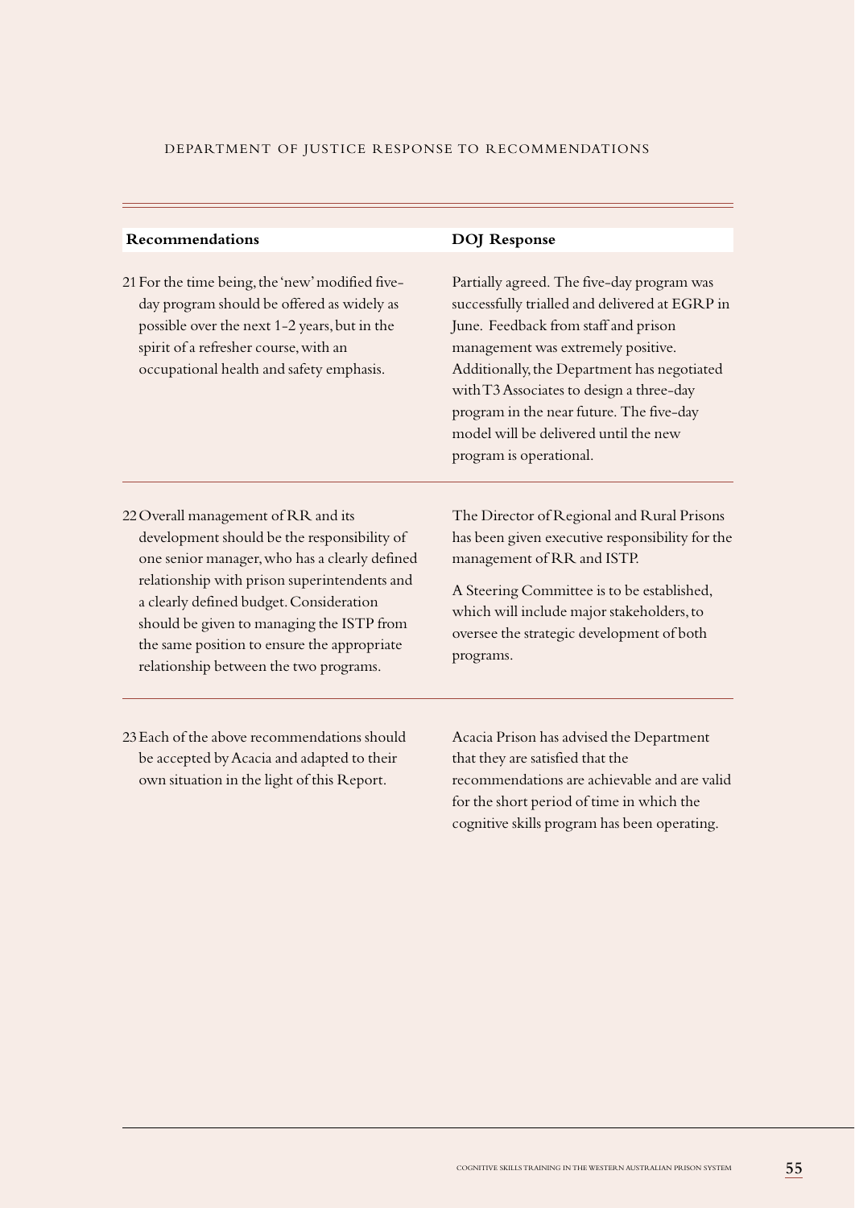| Recommendations | DOJ Response |
| --- | --- |
| 21 For the time being, the 'new' modified five-day program should be offered as widely as possible over the next 1-2 years, but in the spirit of a refresher course, with an occupational health and safety emphasis. | Partially agreed. The five-day program was successfully trialled and delivered at EGRP in June. Feedback from staff and prison management was extremely positive. Additionally, the Department has negotiated with T3 Associates to design a three-day program in the near future. The five-day model will be delivered until the new program is operational. |
| 22 Overall management of RR and its development should be the responsibility of one senior manager, who has a clearly defined relationship with prison superintendents and a clearly defined budget. Consideration should be given to managing the ISTP from the same position to ensure the appropriate relationship between the two programs. | The Director of Regional and Rural Prisons has been given executive responsibility for the management of RR and ISTP. A Steering Committee is to be established, which will include major stakeholders, to oversee the strategic development of both programs. |
| 23 Each of the above recommendations should be accepted by Acacia and adapted to their own situation in the light of this Report. | Acacia Prison has advised the Department that they are satisfied that the recommendations are achievable and are valid for the short period of time in which the cognitive skills program has been operating. |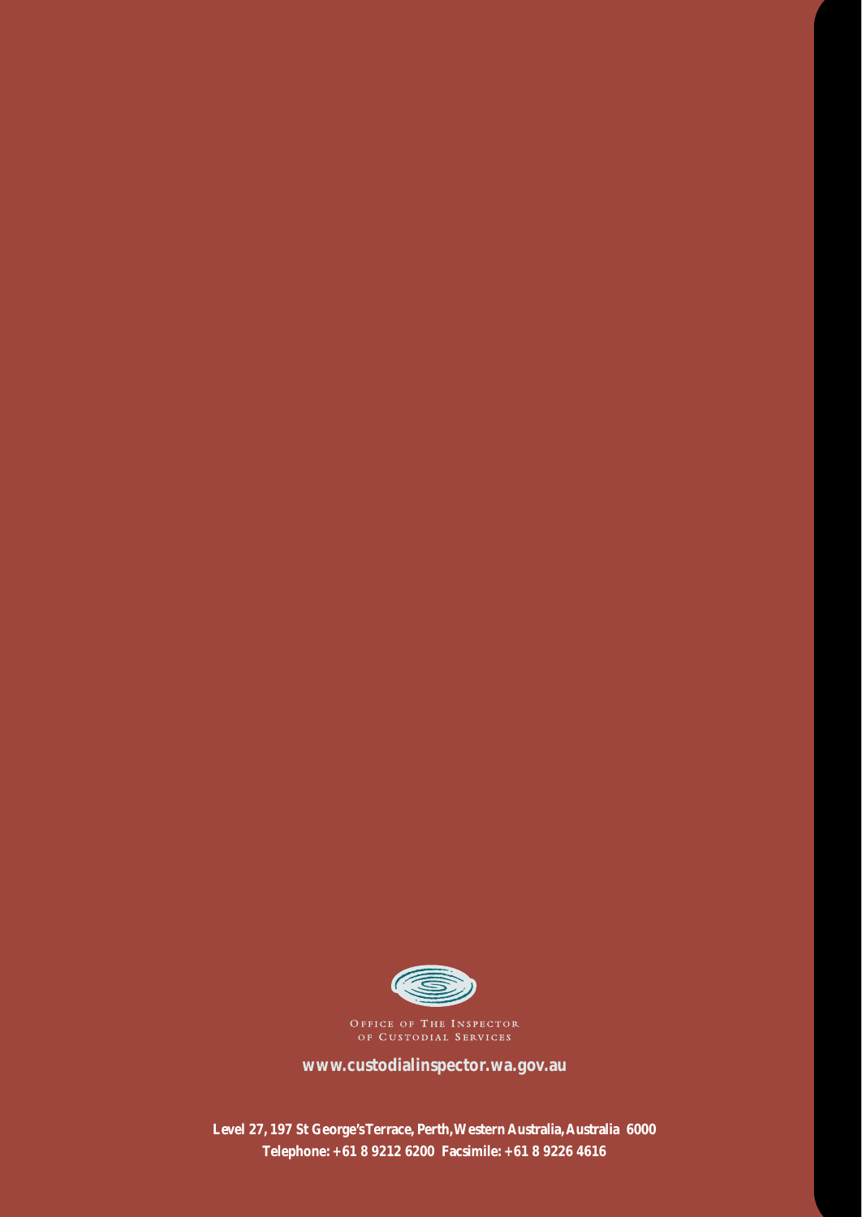Office of The Inspector of Custodial Services

**www.custodialinspector.wa.gov.au**

**Level 27, 197 St George's Terrace, Perth, Western Australia, Australia 6000**
**Telephone: +61 8 9212 6200 Facsimile: +61 8 9226 4616**